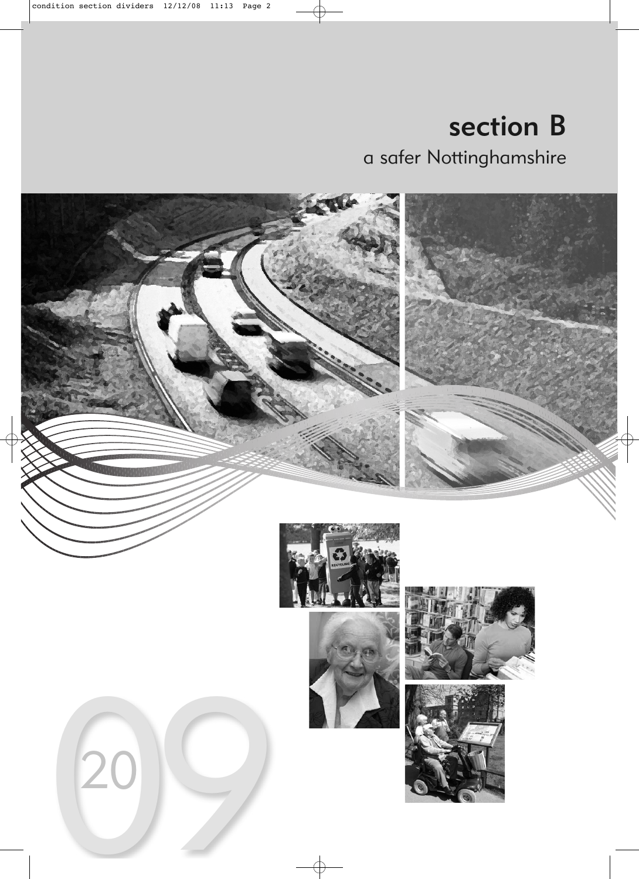# section B

## a safer Nottinghamshire

2009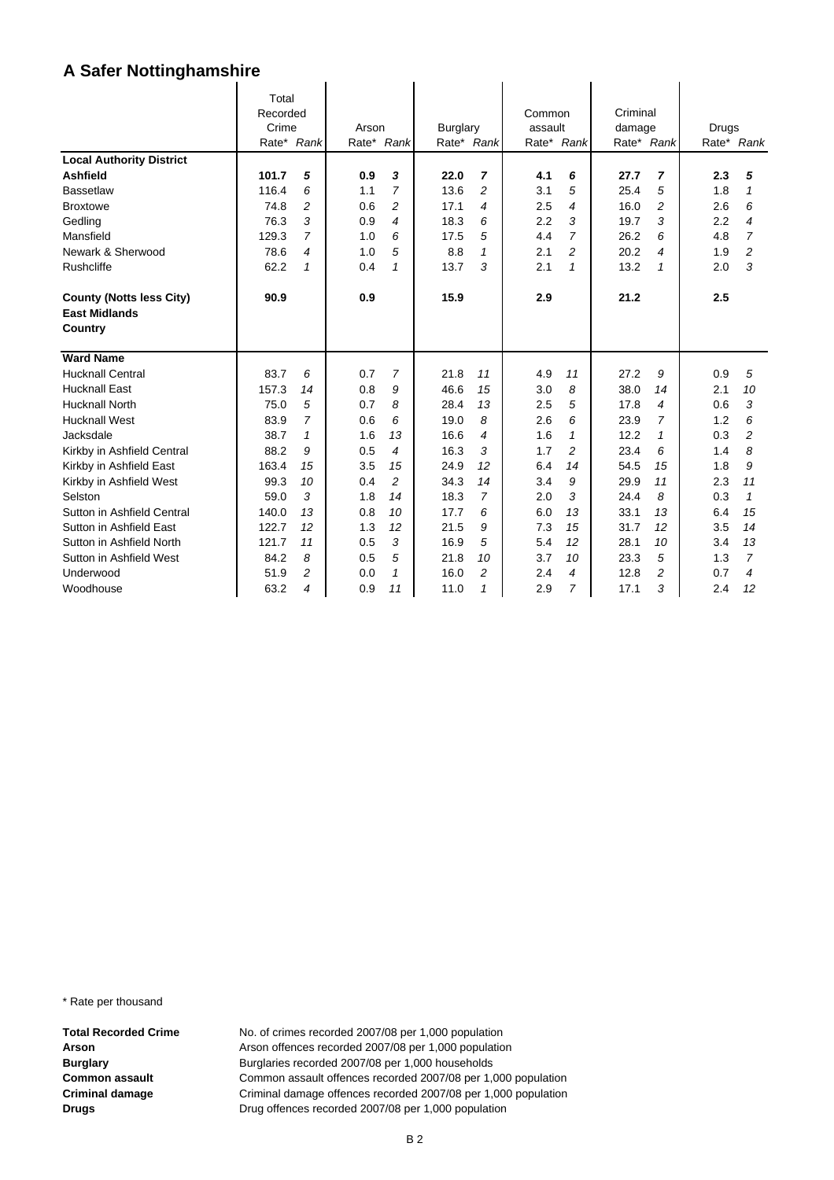# A Safer Nottinghamshire

| | Total Recorded Crime | | Arson | | Burglary | | Common assault | | Criminal damage | | Drugs | |
|---|---|---|---|---|---|---|---|---|---|---|---|---|
| | Rate* | *Rank* | Rate* | *Rank* | Rate* | *Rank* | Rate* | *Rank* | Rate* | *Rank* | Rate* | *Rank* |
| **Local Authority District** | | | | | | | | | | | | |
| **Ashfield** | **101.7** | ***5*** | **0.9** | ***3*** | **22.0** | ***7*** | **4.1** | ***6*** | **27.7** | ***7*** | **2.3** | ***5*** |
| Bassetlaw | 116.4 | *6* | 1.1 | *7* | 13.6 | *2* | 3.1 | *5* | 25.4 | *5* | 1.8 | *1* |
| Broxtowe | 74.8 | *2* | 0.6 | *2* | 17.1 | *4* | 2.5 | *4* | 16.0 | *2* | 2.6 | *6* |
| Gedling | 76.3 | *3* | 0.9 | *4* | 18.3 | *6* | 2.2 | *3* | 19.7 | *3* | 2.2 | *4* |
| Mansfield | 129.3 | *7* | 1.0 | *6* | 17.5 | *5* | 4.4 | *7* | 26.2 | *6* | 4.8 | *7* |
| Newark & Sherwood | 78.6 | *4* | 1.0 | *5* | 8.8 | *1* | 2.1 | *2* | 20.2 | *4* | 1.9 | *2* |
| Rushcliffe | 62.2 | *1* | 0.4 | *1* | 13.7 | *3* | 2.1 | *1* | 13.2 | *1* | 2.0 | *3* |
| **County (Notts less City)** | **90.9** | | **0.9** | | **15.9** | | **2.9** | | **21.2** | | **2.5** | |
| **East Midlands** | | | | | | | | | | | | |
| **Country** | | | | | | | | | | | | |
| **Ward Name** | | | | | | | | | | | | |
| Hucknall Central | 83.7 | *6* | 0.7 | *7* | 21.8 | *11* | 4.9 | *11* | 27.2 | *9* | 0.9 | *5* |
| Hucknall East | 157.3 | *14* | 0.8 | *9* | 46.6 | *15* | 3.0 | *8* | 38.0 | *14* | 2.1 | *10* |
| Hucknall North | 75.0 | *5* | 0.7 | *8* | 28.4 | *13* | 2.5 | *5* | 17.8 | *4* | 0.6 | *3* |
| Hucknall West | 83.9 | *7* | 0.6 | *6* | 19.0 | *8* | 2.6 | *6* | 23.9 | *7* | 1.2 | *6* |
| Jacksdale | 38.7 | *1* | 1.6 | *13* | 16.6 | *4* | 1.6 | *1* | 12.2 | *1* | 0.3 | *2* |
| Kirkby in Ashfield Central | 88.2 | *9* | 0.5 | *4* | 16.3 | *3* | 1.7 | *2* | 23.4 | *6* | 1.4 | *8* |
| Kirkby in Ashfield East | 163.4 | *15* | 3.5 | *15* | 24.9 | *12* | 6.4 | *14* | 54.5 | *15* | 1.8 | *9* |
| Kirkby in Ashfield West | 99.3 | *10* | 0.4 | *2* | 34.3 | *14* | 3.4 | *9* | 29.9 | *11* | 2.3 | *11* |
| Selston | 59.0 | *3* | 1.8 | *14* | 18.3 | *7* | 2.0 | *3* | 24.4 | *8* | 0.3 | *1* |
| Sutton in Ashfield Central | 140.0 | *13* | 0.8 | *10* | 17.7 | *6* | 6.0 | *13* | 33.1 | *13* | 6.4 | *15* |
| Sutton in Ashfield East | 122.7 | *12* | 1.3 | *12* | 21.5 | *9* | 7.3 | *15* | 31.7 | *12* | 3.5 | *14* |
| Sutton in Ashfield North | 121.7 | *11* | 0.5 | *3* | 16.9 | *5* | 5.4 | *12* | 28.1 | *10* | 3.4 | *13* |
| Sutton in Ashfield West | 84.2 | *8* | 0.5 | *5* | 21.8 | *10* | 3.7 | *10* | 23.3 | *5* | 1.3 | *7* |
| Underwood | 51.9 | *2* | 0.0 | *1* | 16.0 | *2* | 2.4 | *4* | 12.8 | *2* | 0.7 | *4* |
| Woodhouse | 63.2 | *4* | 0.9 | *11* | 11.0 | *1* | 2.9 | *7* | 17.1 | *3* | 2.4 | *12* |

\* Rate per thousand

**Total Recorded Crime** No. of crimes recorded 2007/08 per 1,000 population
**Arson** Arson offences recorded 2007/08 per 1,000 population
**Burglary** Burglaries recorded 2007/08 per 1,000 households
**Common assault** Common assault offences recorded 2007/08 per 1,000 population
**Criminal damage** Criminal damage offences recorded 2007/08 per 1,000 population
**Drugs** Drug offences recorded 2007/08 per 1,000 population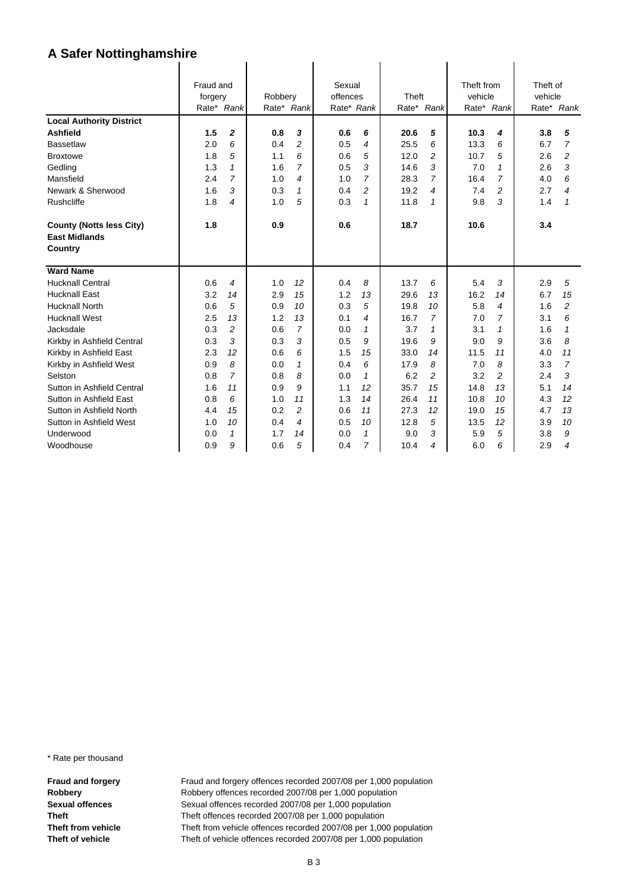# A Safer Nottinghamshire

| | Fraud and forgery | | Robbery | | Sexual offences | | Theft | | Theft from vehicle | | Theft of vehicle | |
|---|---|---|---|---|---|---|---|---|---|---|---|---|
| | Rate* | *Rank* | Rate* | *Rank* | Rate* | *Rank* | Rate* | *Rank* | Rate* | *Rank* | Rate* | *Rank* |
| **Local Authority District** | | | | | | | | | | | | |
| **Ashfield** | **1.5** | ***2*** | **0.8** | ***3*** | **0.6** | ***6*** | **20.6** | ***5*** | **10.3** | ***4*** | **3.8** | ***5*** |
| Bassetlaw | 2.0 | *6* | 0.4 | *2* | 0.5 | *4* | 25.5 | *6* | 13.3 | *6* | 6.7 | *7* |
| Broxtowe | 1.8 | *5* | 1.1 | *6* | 0.6 | *5* | 12.0 | *2* | 10.7 | *5* | 2.6 | *2* |
| Gedling | 1.3 | *1* | 1.6 | *7* | 0.5 | *3* | 14.6 | *3* | 7.0 | *1* | 2.6 | *3* |
| Mansfield | 2.4 | *7* | 1.0 | *4* | 1.0 | *7* | 28.3 | *7* | 16.4 | *7* | 4.0 | *6* |
| Newark & Sherwood | 1.6 | *3* | 0.3 | *1* | 0.4 | *2* | 19.2 | *4* | 7.4 | *2* | 2.7 | *4* |
| Rushcliffe | 1.8 | *4* | 1.0 | *5* | 0.3 | *1* | 11.8 | *1* | 9.8 | *3* | 1.4 | *1* |
| **County (Notts less City)** | **1.8** | | **0.9** | | **0.6** | | **18.7** | | **10.6** | | **3.4** | |
| **East Midlands** | | | | | | | | | | | | |
| **Country** | | | | | | | | | | | | |
| **Ward Name** | | | | | | | | | | | | |
| Hucknall Central | 0.6 | *4* | 1.0 | *12* | 0.4 | *8* | 13.7 | *6* | 5.4 | *3* | 2.9 | *5* |
| Hucknall East | 3.2 | *14* | 2.9 | *15* | 1.2 | *13* | 29.6 | *13* | 16.2 | *14* | 6.7 | *15* |
| Hucknall North | 0.6 | *5* | 0.9 | *10* | 0.3 | *5* | 19.8 | *10* | 5.8 | *4* | 1.6 | *2* |
| Hucknall West | 2.5 | *13* | 1.2 | *13* | 0.1 | *4* | 16.7 | *7* | 7.0 | *7* | 3.1 | *6* |
| Jacksdale | 0.3 | *2* | 0.6 | *7* | 0.0 | *1* | 3.7 | *1* | 3.1 | *1* | 1.6 | *1* |
| Kirkby in Ashfield Central | 0.3 | *3* | 0.3 | *3* | 0.5 | *9* | 19.6 | *9* | 9.0 | *9* | 3.6 | *8* |
| Kirkby in Ashfield East | 2.3 | *12* | 0.6 | *6* | 1.5 | *15* | 33.0 | *14* | 11.5 | *11* | 4.0 | *11* |
| Kirkby in Ashfield West | 0.9 | *8* | 0.0 | *1* | 0.4 | *6* | 17.9 | *8* | 7.0 | *8* | 3.3 | *7* |
| Selston | 0.8 | *7* | 0.8 | *8* | 0.0 | *1* | 6.2 | *2* | 3.2 | *2* | 2.4 | *3* |
| Sutton in Ashfield Central | 1.6 | *11* | 0.9 | *9* | 1.1 | *12* | 35.7 | *15* | 14.8 | *13* | 5.1 | *14* |
| Sutton in Ashfield East | 0.8 | *6* | 1.0 | *11* | 1.3 | *14* | 26.4 | *11* | 10.8 | *10* | 4.3 | *12* |
| Sutton in Ashfield North | 4.4 | *15* | 0.2 | *2* | 0.6 | *11* | 27.3 | *12* | 19.0 | *15* | 4.7 | *13* |
| Sutton in Ashfield West | 1.0 | *10* | 0.4 | *4* | 0.5 | *10* | 12.8 | *5* | 13.5 | *12* | 3.9 | *10* |
| Underwood | 0.0 | *1* | 1.7 | *14* | 0.0 | *1* | 9.0 | *3* | 5.9 | *5* | 3.8 | *9* |
| Woodhouse | 0.9 | *9* | 0.6 | *5* | 0.4 | *7* | 10.4 | *4* | 6.0 | *6* | 2.9 | *4* |

\* Rate per thousand

**Fraud and forgery** Fraud and forgery offences recorded 2007/08 per 1,000 population
**Robbery** Robbery offences recorded 2007/08 per 1,000 population
**Sexual offences** Sexual offences recorded 2007/08 per 1,000 population
**Theft** Theft offences recorded 2007/08 per 1,000 population
**Theft from vehicle** Theft from vehicle offences recorded 2007/08 per 1,000 population
**Theft of vehicle** Theft of vehicle offences recorded 2007/08 per 1,000 population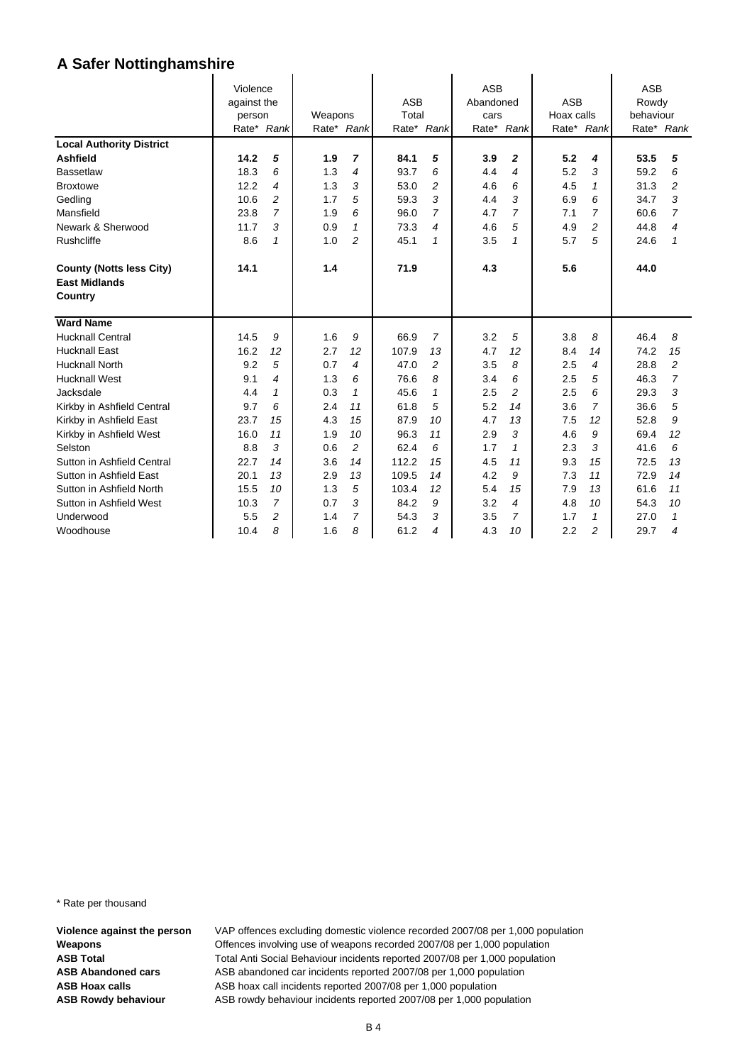# A Safer Nottinghamshire

| | Violence against the person | | Weapons | | ASB Total | | ASB Abandoned cars | | ASB Hoax calls | | ASB Rowdy behaviour | |
|---|---|---|---|---|---|---|---|---|---|---|---|---|
| | Rate* | *Rank* | Rate* | *Rank* | Rate* | *Rank* | Rate* | *Rank* | Rate* | *Rank* | Rate* | *Rank* |
| **Local Authority District** | | | | | | | | | | | | |
| **Ashfield** | **14.2** | ***5*** | **1.9** | ***7*** | **84.1** | ***5*** | **3.9** | ***2*** | **5.2** | ***4*** | **53.5** | ***5*** |
| Bassetlaw | 18.3 | *6* | 1.3 | *4* | 93.7 | *6* | 4.4 | *4* | 5.2 | *3* | 59.2 | *6* |
| Broxtowe | 12.2 | *4* | 1.3 | *3* | 53.0 | *2* | 4.6 | *6* | 4.5 | *1* | 31.3 | *2* |
| Gedling | 10.6 | *2* | 1.7 | *5* | 59.3 | *3* | 4.4 | *3* | 6.9 | *6* | 34.7 | *3* |
| Mansfield | 23.8 | *7* | 1.9 | *6* | 96.0 | *7* | 4.7 | *7* | 7.1 | *7* | 60.6 | *7* |
| Newark & Sherwood | 11.7 | *3* | 0.9 | *1* | 73.3 | *4* | 4.6 | *5* | 4.9 | *2* | 44.8 | *4* |
| Rushcliffe | 8.6 | *1* | 1.0 | *2* | 45.1 | *1* | 3.5 | *1* | 5.7 | *5* | 24.6 | *1* |
| **County (Notts less City)** | **14.1** | | **1.4** | | **71.9** | | **4.3** | | **5.6** | | **44.0** | |
| **East Midlands** | | | | | | | | | | | | |
| **Country** | | | | | | | | | | | | |
| **Ward Name** | | | | | | | | | | | | |
| Hucknall Central | 14.5 | *9* | 1.6 | *9* | 66.9 | *7* | 3.2 | *5* | 3.8 | *8* | 46.4 | *8* |
| Hucknall East | 16.2 | *12* | 2.7 | *12* | 107.9 | *13* | 4.7 | *12* | 8.4 | *14* | 74.2 | *15* |
| Hucknall North | 9.2 | *5* | 0.7 | *4* | 47.0 | *2* | 3.5 | *8* | 2.5 | *4* | 28.8 | *2* |
| Hucknall West | 9.1 | *4* | 1.3 | *6* | 76.6 | *8* | 3.4 | *6* | 2.5 | *5* | 46.3 | *7* |
| Jacksdale | 4.4 | *1* | 0.3 | *1* | 45.6 | *1* | 2.5 | *2* | 2.5 | *6* | 29.3 | *3* |
| Kirkby in Ashfield Central | 9.7 | *6* | 2.4 | *11* | 61.8 | *5* | 5.2 | *14* | 3.6 | *7* | 36.6 | *5* |
| Kirkby in Ashfield East | 23.7 | *15* | 4.3 | *15* | 87.9 | *10* | 4.7 | *13* | 7.5 | *12* | 52.8 | *9* |
| Kirkby in Ashfield West | 16.0 | *11* | 1.9 | *10* | 96.3 | *11* | 2.9 | *3* | 4.6 | *9* | 69.4 | *12* |
| Selston | 8.8 | *3* | 0.6 | *2* | 62.4 | *6* | 1.7 | *1* | 2.3 | *3* | 41.6 | *6* |
| Sutton in Ashfield Central | 22.7 | *14* | 3.6 | *14* | 112.2 | *15* | 4.5 | *11* | 9.3 | *15* | 72.5 | *13* |
| Sutton in Ashfield East | 20.1 | *13* | 2.9 | *13* | 109.5 | *14* | 4.2 | *9* | 7.3 | *11* | 72.9 | *14* |
| Sutton in Ashfield North | 15.5 | *10* | 1.3 | *5* | 103.4 | *12* | 5.4 | *15* | 7.9 | *13* | 61.6 | *11* |
| Sutton in Ashfield West | 10.3 | *7* | 0.7 | *3* | 84.2 | *9* | 3.2 | *4* | 4.8 | *10* | 54.3 | *10* |
| Underwood | 5.5 | *2* | 1.4 | *7* | 54.3 | *3* | 3.5 | *7* | 1.7 | *1* | 27.0 | *1* |
| Woodhouse | 10.4 | *8* | 1.6 | *8* | 61.2 | *4* | 4.3 | *10* | 2.2 | *2* | 29.7 | *4* |

\* Rate per thousand

**Violence against the person** VAP offences excluding domestic violence recorded 2007/08 per 1,000 population
**Weapons** Offences involving use of weapons recorded 2007/08 per 1,000 population
**ASB Total** Total Anti Social Behaviour incidents reported 2007/08 per 1,000 population
**ASB Abandoned cars** ASB abandoned car incidents reported 2007/08 per 1,000 population
**ASB Hoax calls** ASB hoax call incidents reported 2007/08 per 1,000 population
**ASB Rowdy behaviour** ASB rowdy behaviour incidents reported 2007/08 per 1,000 population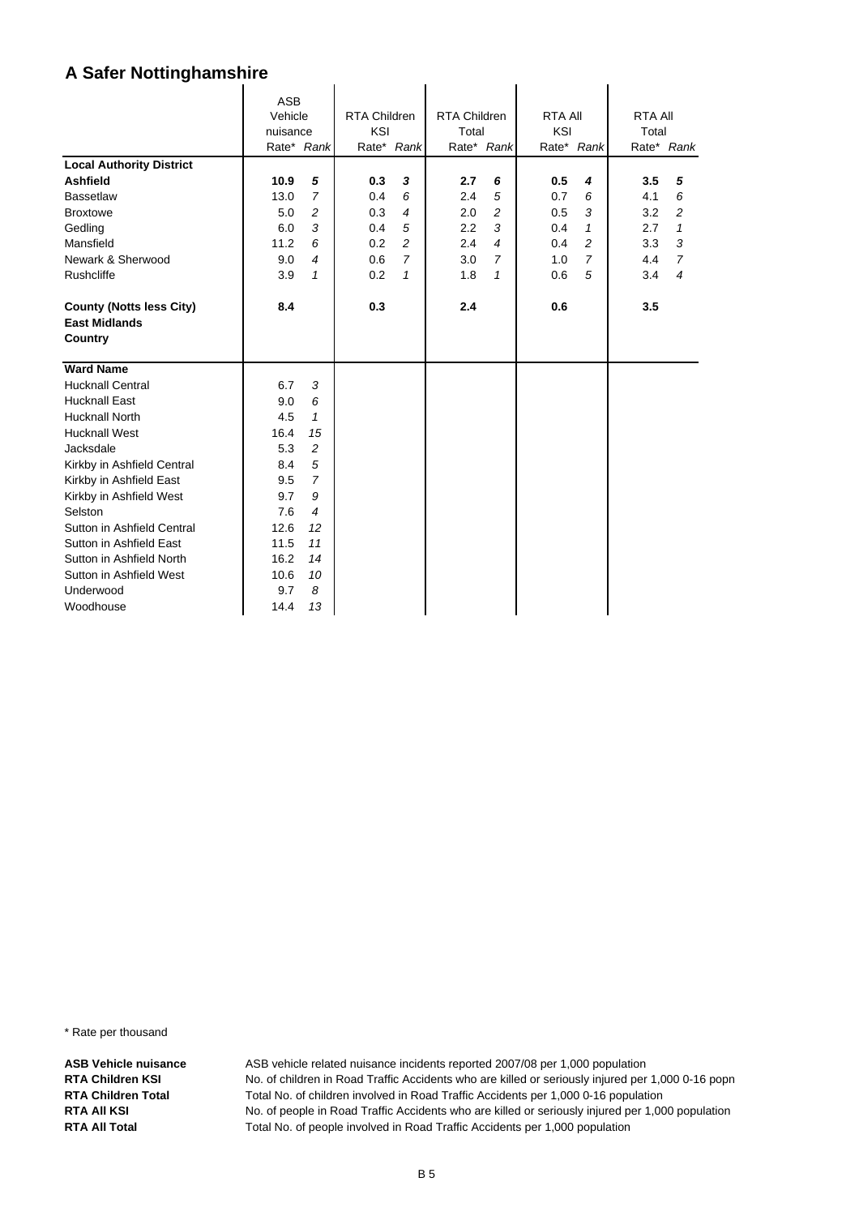# A Safer Nottinghamshire

| | ASB Vehicle nuisance | | RTA Children KSI | | RTA Children Total | | RTA All KSI | | RTA All Total | |
|---|---|---|---|---|---|---|---|---|---|---|
| | Rate* | *Rank* | Rate* | *Rank* | Rate* | *Rank* | Rate* | *Rank* | Rate* | *Rank* |
| **Local Authority District** | | | | | | | | | | |
| **Ashfield** | **10.9** | ***5*** | **0.3** | ***3*** | **2.7** | ***6*** | **0.5** | ***4*** | **3.5** | ***5*** |
| Bassetlaw | 13.0 | *7* | 0.4 | *6* | 2.4 | *5* | 0.7 | *6* | 4.1 | *6* |
| Broxtowe | 5.0 | *2* | 0.3 | *4* | 2.0 | *2* | 0.5 | *3* | 3.2 | *2* |
| Gedling | 6.0 | *3* | 0.4 | *5* | 2.2 | *3* | 0.4 | *1* | 2.7 | *1* |
| Mansfield | 11.2 | *6* | 0.2 | *2* | 2.4 | *4* | 0.4 | *2* | 3.3 | *3* |
| Newark & Sherwood | 9.0 | *4* | 0.6 | *7* | 3.0 | *7* | 1.0 | *7* | 4.4 | *7* |
| Rushcliffe | 3.9 | *1* | 0.2 | *1* | 1.8 | *1* | 0.6 | *5* | 3.4 | *4* |
| **County (Notts less City)** | **8.4** | | **0.3** | | **2.4** | | **0.6** | | **3.5** | |
| **East Midlands** | | | | | | | | | | |
| **Country** | | | | | | | | | | |
| **Ward Name** | | | | | | | | | | |
| Hucknall Central | 6.7 | *3* | | | | | | | | |
| Hucknall East | 9.0 | *6* | | | | | | | | |
| Hucknall North | 4.5 | *1* | | | | | | | | |
| Hucknall West | 16.4 | *15* | | | | | | | | |
| Jacksdale | 5.3 | *2* | | | | | | | | |
| Kirkby in Ashfield Central | 8.4 | *5* | | | | | | | | |
| Kirkby in Ashfield East | 9.5 | *7* | | | | | | | | |
| Kirkby in Ashfield West | 9.7 | *9* | | | | | | | | |
| Selston | 7.6 | *4* | | | | | | | | |
| Sutton in Ashfield Central | 12.6 | *12* | | | | | | | | |
| Sutton in Ashfield East | 11.5 | *11* | | | | | | | | |
| Sutton in Ashfield North | 16.2 | *14* | | | | | | | | |
| Sutton in Ashfield West | 10.6 | *10* | | | | | | | | |
| Underwood | 9.7 | *8* | | | | | | | | |
| Woodhouse | 14.4 | *13* | | | | | | | | |

* Rate per thousand

**ASB Vehicle nuisance** ASB vehicle related nuisance incidents reported 2007/08 per 1,000 population
**RTA Children KSI** No. of children in Road Traffic Accidents who are killed or seriously injured per 1,000 0-16 popn
**RTA Children Total** Total No. of children involved in Road Traffic Accidents per 1,000 0-16 population
**RTA All KSI** No. of people in Road Traffic Accidents who are killed or seriously injured per 1,000 population
**RTA All Total** Total No. of people involved in Road Traffic Accidents per 1,000 population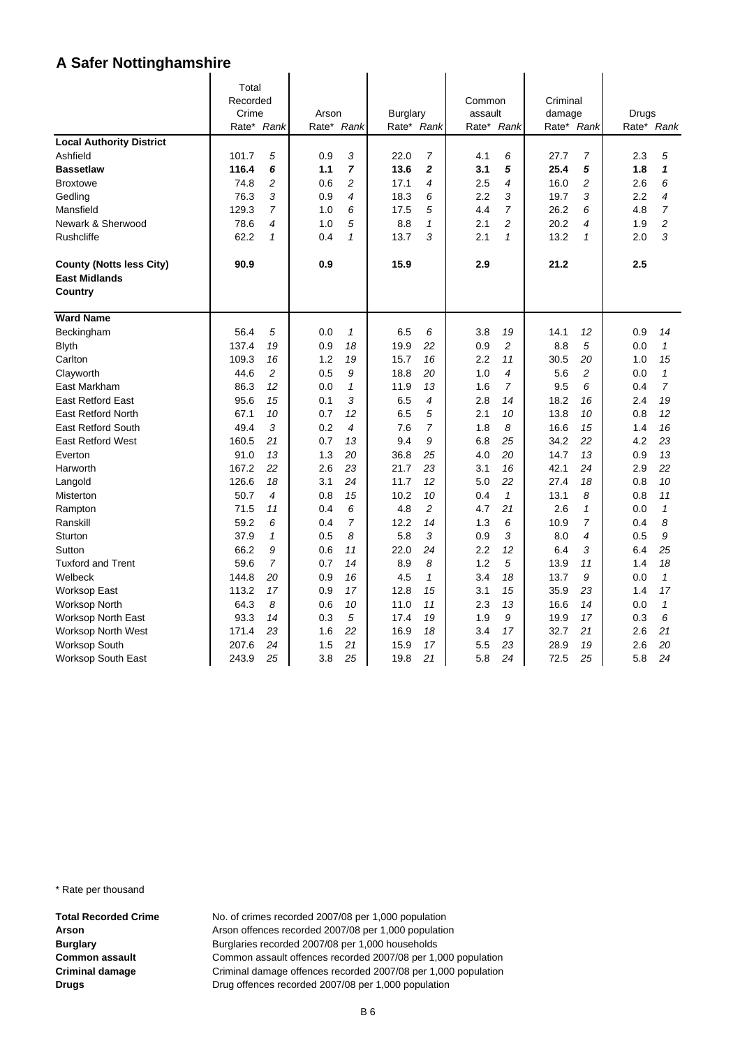# A Safer Nottinghamshire

| | Total Recorded Crime | | Arson | | Burglary | | Common assault | | Criminal damage | | Drugs | |
|---|---|---|---|---|---|---|---|---|---|---|---|---|
| | Rate* | *Rank* | Rate* | *Rank* | Rate* | *Rank* | Rate* | *Rank* | Rate* | *Rank* | Rate* | *Rank* |
| **Local Authority District** | | | | | | | | | | | | |
| Ashfield | 101.7 | *5* | 0.9 | *3* | 22.0 | *7* | 4.1 | *6* | 27.7 | *7* | 2.3 | *5* |
| **Bassetlaw** | **116.4** | ***6*** | **1.1** | ***7*** | **13.6** | ***2*** | **3.1** | ***5*** | **25.4** | ***5*** | **1.8** | ***1*** |
| Broxtowe | 74.8 | *2* | 0.6 | *2* | 17.1 | *4* | 2.5 | *4* | 16.0 | *2* | 2.6 | *6* |
| Gedling | 76.3 | *3* | 0.9 | *4* | 18.3 | *6* | 2.2 | *3* | 19.7 | *3* | 2.2 | *4* |
| Mansfield | 129.3 | *7* | 1.0 | *6* | 17.5 | *5* | 4.4 | *7* | 26.2 | *6* | 4.8 | *7* |
| Newark & Sherwood | 78.6 | *4* | 1.0 | *5* | 8.8 | *1* | 2.1 | *2* | 20.2 | *4* | 1.9 | *2* |
| Rushcliffe | 62.2 | *1* | 0.4 | *1* | 13.7 | *3* | 2.1 | *1* | 13.2 | *1* | 2.0 | *3* |
| **County (Notts less City)** | **90.9** | | **0.9** | | **15.9** | | **2.9** | | **21.2** | | **2.5** | |
| **East Midlands** | | | | | | | | | | | | |
| **Country** | | | | | | | | | | | | |
| **Ward Name** | | | | | | | | | | | | |
| Beckingham | 56.4 | *5* | 0.0 | *1* | 6.5 | *6* | 3.8 | *19* | 14.1 | *12* | 0.9 | *14* |
| Blyth | 137.4 | *19* | 0.9 | *18* | 19.9 | *22* | 0.9 | *2* | 8.8 | *5* | 0.0 | *1* |
| Carlton | 109.3 | *16* | 1.2 | *19* | 15.7 | *16* | 2.2 | *11* | 30.5 | *20* | 1.0 | *15* |
| Clayworth | 44.6 | *2* | 0.5 | *9* | 18.8 | *20* | 1.0 | *4* | 5.6 | *2* | 0.0 | *1* |
| East Markham | 86.3 | *12* | 0.0 | *1* | 11.9 | *13* | 1.6 | *7* | 9.5 | *6* | 0.4 | *7* |
| East Retford East | 95.6 | *15* | 0.1 | *3* | 6.5 | *4* | 2.8 | *14* | 18.2 | *16* | 2.4 | *19* |
| East Retford North | 67.1 | *10* | 0.7 | *12* | 6.5 | *5* | 2.1 | *10* | 13.8 | *10* | 0.8 | *12* |
| East Retford South | 49.4 | *3* | 0.2 | *4* | 7.6 | *7* | 1.8 | *8* | 16.6 | *15* | 1.4 | *16* |
| East Retford West | 160.5 | *21* | 0.7 | *13* | 9.4 | *9* | 6.8 | *25* | 34.2 | *22* | 4.2 | *23* |
| Everton | 91.0 | *13* | 1.3 | *20* | 36.8 | *25* | 4.0 | *20* | 14.7 | *13* | 0.9 | *13* |
| Harworth | 167.2 | *22* | 2.6 | *23* | 21.7 | *23* | 3.1 | *16* | 42.1 | *24* | 2.9 | *22* |
| Langold | 126.6 | *18* | 3.1 | *24* | 11.7 | *12* | 5.0 | *22* | 27.4 | *18* | 0.8 | *10* |
| Misterton | 50.7 | *4* | 0.8 | *15* | 10.2 | *10* | 0.4 | *1* | 13.1 | *8* | 0.8 | *11* |
| Rampton | 71.5 | *11* | 0.4 | *6* | 4.8 | *2* | 4.7 | *21* | 2.6 | *1* | 0.0 | *1* |
| Ranskill | 59.2 | *6* | 0.4 | *7* | 12.2 | *14* | 1.3 | *6* | 10.9 | *7* | 0.4 | *8* |
| Sturton | 37.9 | *1* | 0.5 | *8* | 5.8 | *3* | 0.9 | *3* | 8.0 | *4* | 0.5 | *9* |
| Sutton | 66.2 | *9* | 0.6 | *11* | 22.0 | *24* | 2.2 | *12* | 6.4 | *3* | 6.4 | *25* |
| Tuxford and Trent | 59.6 | *7* | 0.7 | *14* | 8.9 | *8* | 1.2 | *5* | 13.9 | *11* | 1.4 | *18* |
| Welbeck | 144.8 | *20* | 0.9 | *16* | 4.5 | *1* | 3.4 | *18* | 13.7 | *9* | 0.0 | *1* |
| Worksop East | 113.2 | *17* | 0.9 | *17* | 12.8 | *15* | 3.1 | *15* | 35.9 | *23* | 1.4 | *17* |
| Worksop North | 64.3 | *8* | 0.6 | *10* | 11.0 | *11* | 2.3 | *13* | 16.6 | *14* | 0.0 | *1* |
| Worksop North East | 93.3 | *14* | 0.3 | *5* | 17.4 | *19* | 1.9 | *9* | 19.9 | *17* | 0.3 | *6* |
| Worksop North West | 171.4 | *23* | 1.6 | *22* | 16.9 | *18* | 3.4 | *17* | 32.7 | *21* | 2.6 | *21* |
| Worksop South | 207.6 | *24* | 1.5 | *21* | 15.9 | *17* | 5.5 | *23* | 28.9 | *19* | 2.6 | *20* |
| Worksop South East | 243.9 | *25* | 3.8 | *25* | 19.8 | *21* | 5.8 | *24* | 72.5 | *25* | 5.8 | *24* |

\* Rate per thousand

**Total Recorded Crime** No. of crimes recorded 2007/08 per 1,000 population
**Arson** Arson offences recorded 2007/08 per 1,000 population
**Burglary** Burglaries recorded 2007/08 per 1,000 households
**Common assault** Common assault offences recorded 2007/08 per 1,000 population
**Criminal damage** Criminal damage offences recorded 2007/08 per 1,000 population
**Drugs** Drug offences recorded 2007/08 per 1,000 population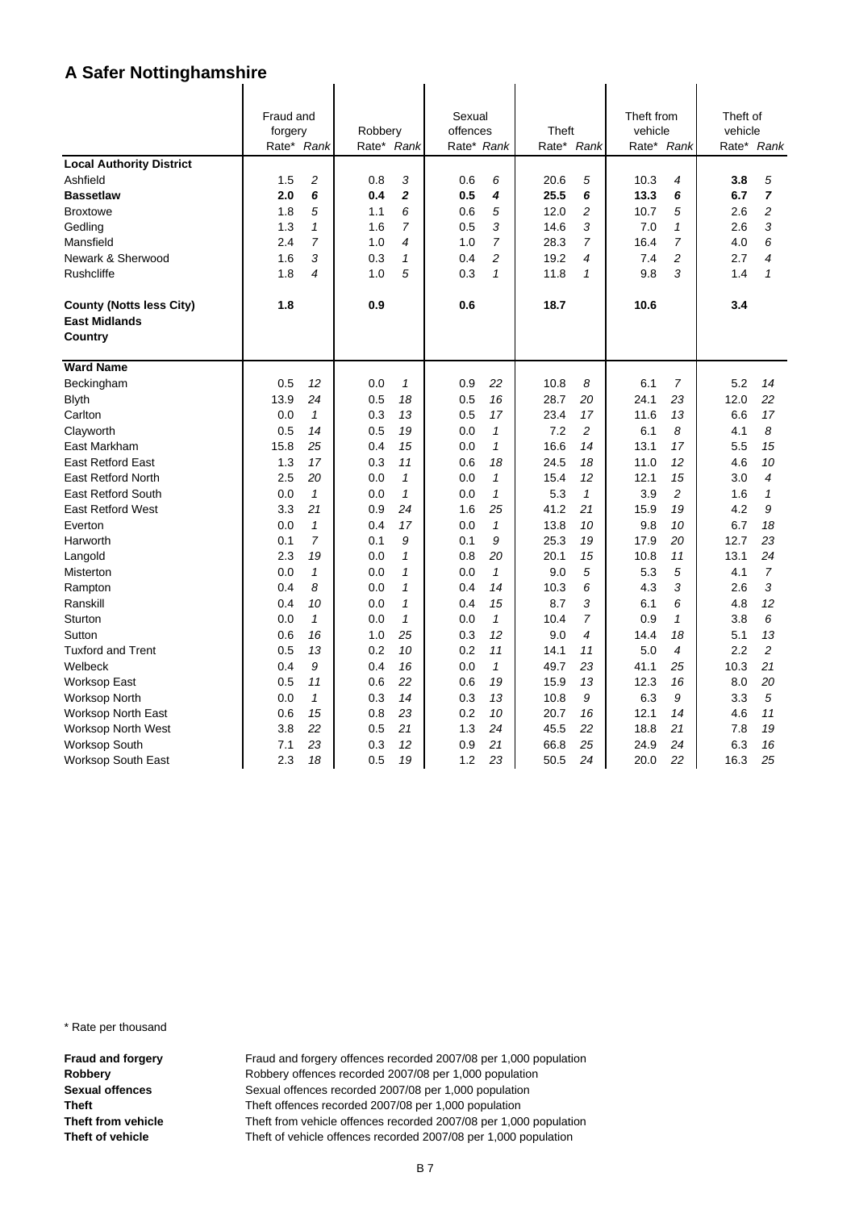# A Safer Nottinghamshire

| | Fraud and forgery Rate* | Rank | Robbery Rate* | Rank | Sexual offences Rate* | Rank | Theft Rate* | Rank | Theft from vehicle Rate* | Rank | Theft of vehicle Rate* | Rank |
|---|---|---|---|---|---|---|---|---|---|---|---|---|
| **Local Authority District** | | | | | | | | | | | | |
| Ashfield | 1.5 | 2 | 0.8 | 3 | 0.6 | 6 | 20.6 | 5 | 10.3 | 4 | **3.8** | 5 |
| **Bassetlaw** | **2.0** | **6** | **0.4** | **2** | **0.5** | **4** | **25.5** | **6** | **13.3** | **6** | **6.7** | **7** |
| Broxtowe | 1.8 | 5 | 1.1 | 6 | 0.6 | 5 | 12.0 | 2 | 10.7 | 5 | 2.6 | 2 |
| Gedling | 1.3 | 1 | 1.6 | 7 | 0.5 | 3 | 14.6 | 3 | 7.0 | 1 | 2.6 | 3 |
| Mansfield | 2.4 | 7 | 1.0 | 4 | 1.0 | 7 | 28.3 | 7 | 16.4 | 7 | 4.0 | 6 |
| Newark & Sherwood | 1.6 | 3 | 0.3 | 1 | 0.4 | 2 | 19.2 | 4 | 7.4 | 2 | 2.7 | 4 |
| Rushcliffe | 1.8 | 4 | 1.0 | 5 | 0.3 | 1 | 11.8 | 1 | 9.8 | 3 | 1.4 | 1 |
| **County (Notts less City)** | **1.8** | | **0.9** | | **0.6** | | **18.7** | | **10.6** | | **3.4** | |
| **East Midlands** | | | | | | | | | | | | |
| **Country** | | | | | | | | | | | | |
| **Ward Name** | | | | | | | | | | | | |
| Beckingham | 0.5 | 12 | 0.0 | 1 | 0.9 | 22 | 10.8 | 8 | 6.1 | 7 | 5.2 | 14 |
| Blyth | 13.9 | 24 | 0.5 | 18 | 0.5 | 16 | 28.7 | 20 | 24.1 | 23 | 12.0 | 22 |
| Carlton | 0.0 | 1 | 0.3 | 13 | 0.5 | 17 | 23.4 | 17 | 11.6 | 13 | 6.6 | 17 |
| Clayworth | 0.5 | 14 | 0.5 | 19 | 0.0 | 1 | 7.2 | 2 | 6.1 | 8 | 4.1 | 8 |
| East Markham | 15.8 | 25 | 0.4 | 15 | 0.0 | 1 | 16.6 | 14 | 13.1 | 17 | 5.5 | 15 |
| East Retford East | 1.3 | 17 | 0.3 | 11 | 0.6 | 18 | 24.5 | 18 | 11.0 | 12 | 4.6 | 10 |
| East Retford North | 2.5 | 20 | 0.0 | 1 | 0.0 | 1 | 15.4 | 12 | 12.1 | 15 | 3.0 | 4 |
| East Retford South | 0.0 | 1 | 0.0 | 1 | 0.0 | 1 | 5.3 | 1 | 3.9 | 2 | 1.6 | 1 |
| East Retford West | 3.3 | 21 | 0.9 | 24 | 1.6 | 25 | 41.2 | 21 | 15.9 | 19 | 4.2 | 9 |
| Everton | 0.0 | 1 | 0.4 | 17 | 0.0 | 1 | 13.8 | 10 | 9.8 | 10 | 6.7 | 18 |
| Harworth | 0.1 | 7 | 0.1 | 9 | 0.1 | 9 | 25.3 | 19 | 17.9 | 20 | 12.7 | 23 |
| Langold | 2.3 | 19 | 0.0 | 1 | 0.8 | 20 | 20.1 | 15 | 10.8 | 11 | 13.1 | 24 |
| Misterton | 0.0 | 1 | 0.0 | 1 | 0.0 | 1 | 9.0 | 5 | 5.3 | 5 | 4.1 | 7 |
| Rampton | 0.4 | 8 | 0.0 | 1 | 0.4 | 14 | 10.3 | 6 | 4.3 | 3 | 2.6 | 3 |
| Ranskill | 0.4 | 10 | 0.0 | 1 | 0.4 | 15 | 8.7 | 3 | 6.1 | 6 | 4.8 | 12 |
| Sturton | 0.0 | 1 | 0.0 | 1 | 0.0 | 1 | 10.4 | 7 | 0.9 | 1 | 3.8 | 6 |
| Sutton | 0.6 | 16 | 1.0 | 25 | 0.3 | 12 | 9.0 | 4 | 14.4 | 18 | 5.1 | 13 |
| Tuxford and Trent | 0.5 | 13 | 0.2 | 10 | 0.2 | 11 | 14.1 | 11 | 5.0 | 4 | 2.2 | 2 |
| Welbeck | 0.4 | 9 | 0.4 | 16 | 0.0 | 1 | 49.7 | 23 | 41.1 | 25 | 10.3 | 21 |
| Worksop East | 0.5 | 11 | 0.6 | 22 | 0.6 | 19 | 15.9 | 13 | 12.3 | 16 | 8.0 | 20 |
| Worksop North | 0.0 | 1 | 0.3 | 14 | 0.3 | 13 | 10.8 | 9 | 6.3 | 9 | 3.3 | 5 |
| Worksop North East | 0.6 | 15 | 0.8 | 23 | 0.2 | 10 | 20.7 | 16 | 12.1 | 14 | 4.6 | 11 |
| Worksop North West | 3.8 | 22 | 0.5 | 21 | 1.3 | 24 | 45.5 | 22 | 18.8 | 21 | 7.8 | 19 |
| Worksop South | 7.1 | 23 | 0.3 | 12 | 0.9 | 21 | 66.8 | 25 | 24.9 | 24 | 6.3 | 16 |
| Worksop South East | 2.3 | 18 | 0.5 | 19 | 1.2 | 23 | 50.5 | 24 | 20.0 | 22 | 16.3 | 25 |

\* Rate per thousand

**Fraud and forgery** Fraud and forgery offences recorded 2007/08 per 1,000 population
**Robbery** Robbery offences recorded 2007/08 per 1,000 population
**Sexual offences** Sexual offences recorded 2007/08 per 1,000 population
**Theft** Theft offences recorded 2007/08 per 1,000 population
**Theft from vehicle** Theft from vehicle offences recorded 2007/08 per 1,000 population
**Theft of vehicle** Theft of vehicle offences recorded 2007/08 per 1,000 population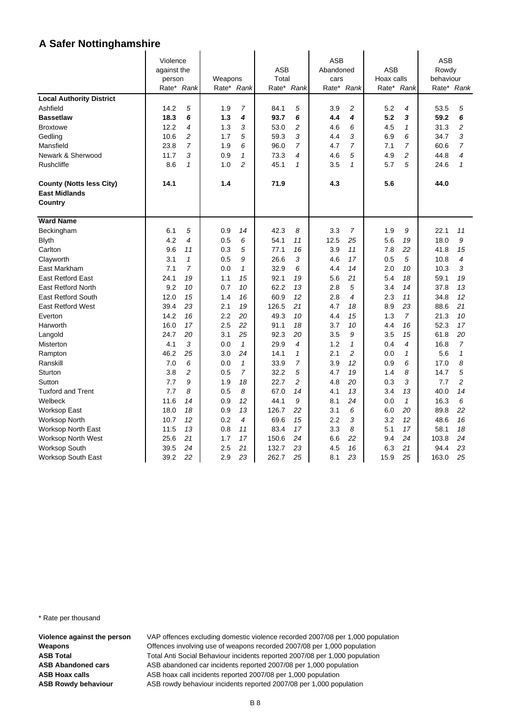# A Safer Nottinghamshire

| | Violence against the person | | Weapons | | ASB Total | | ASB Abandoned cars | | ASB Hoax calls | | ASB Rowdy behaviour | |
|---|---|---|---|---|---|---|---|---|---|---|---|---|
| | Rate* | *Rank* | Rate* | *Rank* | Rate* | *Rank* | Rate* | *Rank* | Rate* | *Rank* | Rate* | *Rank* |
| **Local Authority District** | | | | | | | | | | | | |
| Ashfield | 14.2 | *5* | 1.9 | *7* | 84.1 | *5* | 3.9 | *2* | 5.2 | *4* | 53.5 | *5* |
| **Bassetlaw** | **18.3** | ***6*** | **1.3** | ***4*** | **93.7** | ***6*** | **4.4** | ***4*** | **5.2** | ***3*** | **59.2** | ***6*** |
| Broxtowe | 12.2 | *4* | 1.3 | *3* | 53.0 | *2* | 4.6 | *6* | 4.5 | *1* | 31.3 | *2* |
| Gedling | 10.6 | *2* | 1.7 | *5* | 59.3 | *3* | 4.4 | *3* | 6.9 | *6* | 34.7 | *3* |
| Mansfield | 23.8 | *7* | 1.9 | *6* | 96.0 | *7* | 4.7 | *7* | 7.1 | *7* | 60.6 | *7* |
| Newark & Sherwood | 11.7 | *3* | 0.9 | *1* | 73.3 | *4* | 4.6 | *5* | 4.9 | *2* | 44.8 | *4* |
| Rushcliffe | 8.6 | *1* | 1.0 | *2* | 45.1 | *1* | 3.5 | *1* | 5.7 | *5* | 24.6 | *1* |
| **County (Notts less City)** | **14.1** | | **1.4** | | **71.9** | | **4.3** | | **5.6** | | **44.0** | |
| **East Midlands** | | | | | | | | | | | | |
| **Country** | | | | | | | | | | | | |
| **Ward Name** | | | | | | | | | | | | |
| Beckingham | 6.1 | *5* | 0.9 | *14* | 42.3 | *8* | 3.3 | *7* | 1.9 | *9* | 22.1 | *11* |
| Blyth | 4.2 | *4* | 0.5 | *6* | 54.1 | *11* | 12.5 | *25* | 5.6 | *19* | 18.0 | *9* |
| Carlton | 9.6 | *11* | 0.3 | *5* | 77.1 | *16* | 3.9 | *11* | 7.8 | *22* | 41.8 | *15* |
| Clayworth | 3.1 | *1* | 0.5 | *9* | 26.6 | *3* | 4.6 | *17* | 0.5 | *5* | 10.8 | *4* |
| East Markham | 7.1 | *7* | 0.0 | *1* | 32.9 | *6* | 4.4 | *14* | 2.0 | *10* | 10.3 | *3* |
| East Retford East | 24.1 | *19* | 1.1 | *15* | 92.1 | *19* | 5.6 | *21* | 5.4 | *18* | 59.1 | *19* |
| East Retford North | 9.2 | *10* | 0.7 | *10* | 62.2 | *13* | 2.8 | *5* | 3.4 | *14* | 37.8 | *13* |
| East Retford South | 12.0 | *15* | 1.4 | *16* | 60.9 | *12* | 2.8 | *4* | 2.3 | *11* | 34.8 | *12* |
| East Retford West | 39.4 | *23* | 2.1 | *19* | 126.5 | *21* | 4.7 | *18* | 8.9 | *23* | 88.6 | *21* |
| Everton | 14.2 | *16* | 2.2 | *20* | 49.3 | *10* | 4.4 | *15* | 1.3 | *7* | 21.3 | *10* |
| Harworth | 16.0 | *17* | 2.5 | *22* | 91.1 | *18* | 3.7 | *10* | 4.4 | *16* | 52.3 | *17* |
| Langold | 24.7 | *20* | 3.1 | *25* | 92.3 | *20* | 3.5 | *9* | 3.5 | *15* | 61.8 | *20* |
| Misterton | 4.1 | *3* | 0.0 | *1* | 29.9 | *4* | 1.2 | *1* | 0.4 | *4* | 16.8 | *7* |
| Rampton | 46.2 | *25* | 3.0 | *24* | 14.1 | *1* | 2.1 | *2* | 0.0 | *1* | 5.6 | *1* |
| Ranskill | 7.0 | *6* | 0.0 | *1* | 33.9 | *7* | 3.9 | *12* | 0.9 | *6* | 17.0 | *8* |
| Sturton | 3.8 | *2* | 0.5 | *7* | 32.2 | *5* | 4.7 | *19* | 1.4 | *8* | 14.7 | *5* |
| Sutton | 7.7 | *9* | 1.9 | *18* | 22.7 | *2* | 4.8 | *20* | 0.3 | *3* | 7.7 | *2* |
| Tuxford and Trent | 7.7 | *8* | 0.5 | *8* | 67.0 | *14* | 4.1 | *13* | 3.4 | *13* | 40.0 | *14* |
| Welbeck | 11.6 | *14* | 0.9 | *12* | 44.1 | *9* | 8.1 | *24* | 0.0 | *1* | 16.3 | *6* |
| Worksop East | 18.0 | *18* | 0.9 | *13* | 126.7 | *22* | 3.1 | *6* | 6.0 | *20* | 89.8 | *22* |
| Worksop North | 10.7 | *12* | 0.2 | *4* | 69.6 | *15* | 2.2 | *3* | 3.2 | *12* | 48.6 | *16* |
| Worksop North East | 11.5 | *13* | 0.8 | *11* | 83.4 | *17* | 3.3 | *8* | 5.1 | *17* | 58.1 | *18* |
| Worksop North West | 25.6 | *21* | 1.7 | *17* | 150.6 | *24* | 6.6 | *22* | 9.4 | *24* | 103.8 | *24* |
| Worksop South | 39.5 | *24* | 2.5 | *21* | 132.7 | *23* | 4.5 | *16* | 6.3 | *21* | 94.4 | *23* |
| Worksop South East | 39.2 | *22* | 2.9 | *23* | 262.7 | *25* | 8.1 | *23* | 15.9 | *25* | 163.0 | *25* |

* Rate per thousand

**Violence against the person** VAP offences excluding domestic violence recorded 2007/08 per 1,000 population
**Weapons** Offences involving use of weapons recorded 2007/08 per 1,000 population
**ASB Total** Total Anti Social Behaviour incidents reported 2007/08 per 1,000 population
**ASB Abandoned cars** ASB abandoned car incidents reported 2007/08 per 1,000 population
**ASB Hoax calls** ASB hoax call incidents reported 2007/08 per 1,000 population
**ASB Rowdy behaviour** ASB rowdy behaviour incidents reported 2007/08 per 1,000 population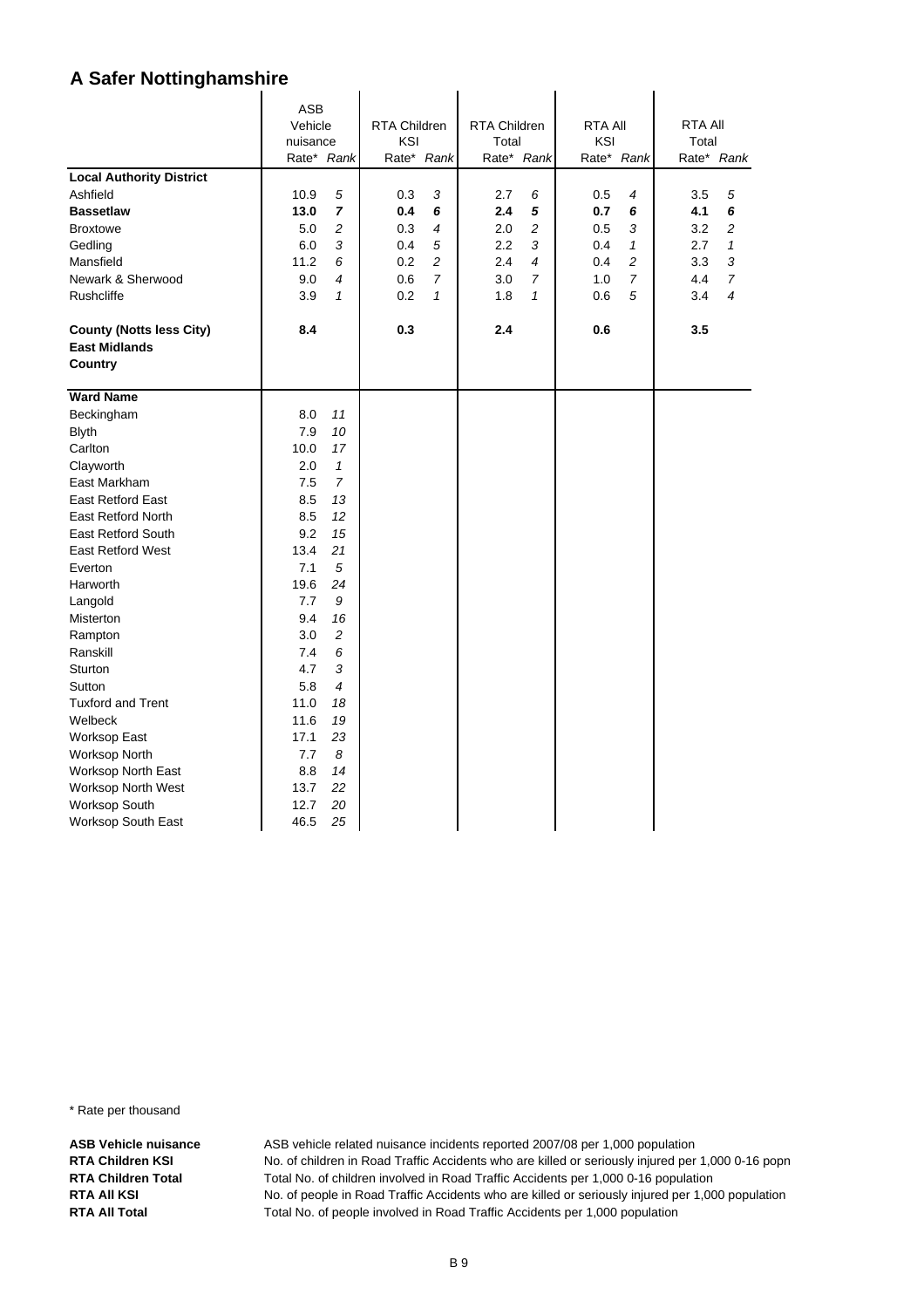# A Safer Nottinghamshire

| | ASB Vehicle nuisance | | RTA Children KSI | | RTA Children Total | | RTA All KSI | | RTA All Total | |
|---|---|---|---|---|---|---|---|---|---|---|
| | Rate* | *Rank* | Rate* | *Rank* | Rate* | *Rank* | Rate* | *Rank* | Rate* | *Rank* |
| **Local Authority District** | | | | | | | | | | |
| Ashfield | 10.9 | *5* | 0.3 | *3* | 2.7 | *6* | 0.5 | *4* | 3.5 | *5* |
| **Bassetlaw** | **13.0** | ***7*** | **0.4** | ***6*** | **2.4** | ***5*** | **0.7** | ***6*** | **4.1** | ***6*** |
| Broxtowe | 5.0 | *2* | 0.3 | *4* | 2.0 | *2* | 0.5 | *3* | 3.2 | *2* |
| Gedling | 6.0 | *3* | 0.4 | *5* | 2.2 | *3* | 0.4 | *1* | 2.7 | *1* |
| Mansfield | 11.2 | *6* | 0.2 | *2* | 2.4 | *4* | 0.4 | *2* | 3.3 | *3* |
| Newark & Sherwood | 9.0 | *4* | 0.6 | *7* | 3.0 | *7* | 1.0 | *7* | 4.4 | *7* |
| Rushcliffe | 3.9 | *1* | 0.2 | *1* | 1.8 | *1* | 0.6 | *5* | 3.4 | *4* |
| **County (Notts less City)** | **8.4** | | **0.3** | | **2.4** | | **0.6** | | **3.5** | |
| **East Midlands** | | | | | | | | | | |
| **Country** | | | | | | | | | | |
| **Ward Name** | | | | | | | | | | |
| Beckingham | 8.0 | *11* | | | | | | | | |
| Blyth | 7.9 | *10* | | | | | | | | |
| Carlton | 10.0 | *17* | | | | | | | | |
| Clayworth | 2.0 | *1* | | | | | | | | |
| East Markham | 7.5 | *7* | | | | | | | | |
| East Retford East | 8.5 | *13* | | | | | | | | |
| East Retford North | 8.5 | *12* | | | | | | | | |
| East Retford South | 9.2 | *15* | | | | | | | | |
| East Retford West | 13.4 | *21* | | | | | | | | |
| Everton | 7.1 | *5* | | | | | | | | |
| Harworth | 19.6 | *24* | | | | | | | | |
| Langold | 7.7 | *9* | | | | | | | | |
| Misterton | 9.4 | *16* | | | | | | | | |
| Rampton | 3.0 | *2* | | | | | | | | |
| Ranskill | 7.4 | *6* | | | | | | | | |
| Sturton | 4.7 | *3* | | | | | | | | |
| Sutton | 5.8 | *4* | | | | | | | | |
| Tuxford and Trent | 11.0 | *18* | | | | | | | | |
| Welbeck | 11.6 | *19* | | | | | | | | |
| Worksop East | 17.1 | *23* | | | | | | | | |
| Worksop North | 7.7 | *8* | | | | | | | | |
| Worksop North East | 8.8 | *14* | | | | | | | | |
| Worksop North West | 13.7 | *22* | | | | | | | | |
| Worksop South | 12.7 | *20* | | | | | | | | |
| Worksop South East | 46.5 | *25* | | | | | | | | |

\* Rate per thousand

**ASB Vehicle nuisance** ASB vehicle related nuisance incidents reported 2007/08 per 1,000 population
**RTA Children KSI** No. of children in Road Traffic Accidents who are killed or seriously injured per 1,000 0-16 popn
**RTA Children Total** Total No. of children involved in Road Traffic Accidents per 1,000 0-16 population
**RTA All KSI** No. of people in Road Traffic Accidents who are killed or seriously injured per 1,000 population
**RTA All Total** Total No. of people involved in Road Traffic Accidents per 1,000 population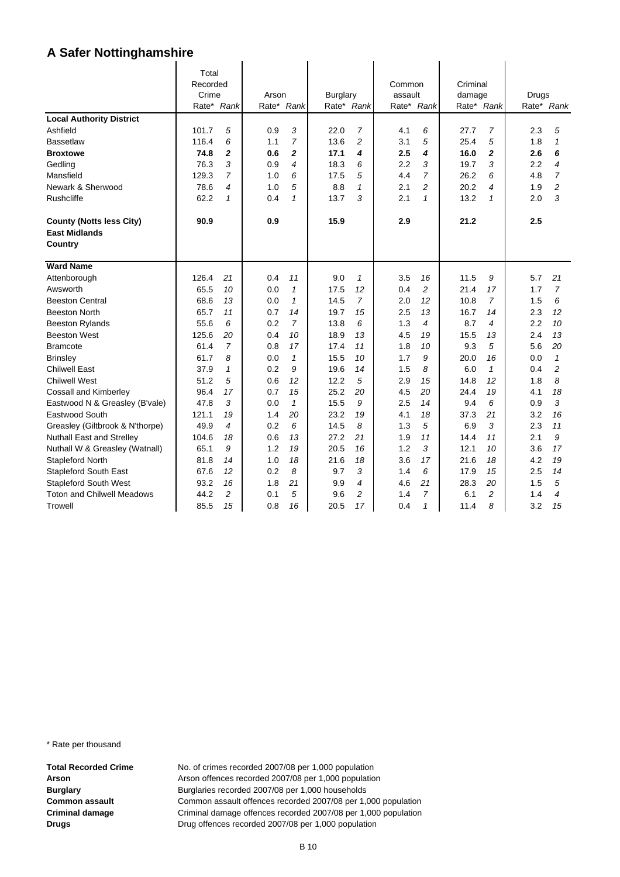# A Safer Nottinghamshire

| | Total Recorded Crime | | Arson | | Burglary | | Common assault | | Criminal damage | | Drugs | |
|---|---|---|---|---|---|---|---|---|---|---|---|---|
| | Rate* | *Rank* | Rate* | *Rank* | Rate* | *Rank* | Rate* | *Rank* | Rate* | *Rank* | Rate* | *Rank* |
| **Local Authority District** | | | | | | | | | | | | |
| Ashfield | 101.7 | *5* | 0.9 | *3* | 22.0 | *7* | 4.1 | *6* | 27.7 | *7* | 2.3 | *5* |
| Bassetlaw | 116.4 | *6* | 1.1 | *7* | 13.6 | *2* | 3.1 | *5* | 25.4 | *5* | 1.8 | *1* |
| **Broxtowe** | **74.8** | ***2*** | **0.6** | ***2*** | **17.1** | ***4*** | **2.5** | ***4*** | **16.0** | ***2*** | **2.6** | ***6*** |
| Gedling | 76.3 | *3* | 0.9 | *4* | 18.3 | *6* | 2.2 | *3* | 19.7 | *3* | 2.2 | *4* |
| Mansfield | 129.3 | *7* | 1.0 | *6* | 17.5 | *5* | 4.4 | *7* | 26.2 | *6* | 4.8 | *7* |
| Newark & Sherwood | 78.6 | *4* | 1.0 | *5* | 8.8 | *1* | 2.1 | *2* | 20.2 | *4* | 1.9 | *2* |
| Rushcliffe | 62.2 | *1* | 0.4 | *1* | 13.7 | *3* | 2.1 | *1* | 13.2 | *1* | 2.0 | *3* |
| **County (Notts less City)** | **90.9** | | **0.9** | | **15.9** | | **2.9** | | **21.2** | | **2.5** | |
| **East Midlands** | | | | | | | | | | | | |
| **Country** | | | | | | | | | | | | |
| **Ward Name** | | | | | | | | | | | | |
| Attenborough | 126.4 | *21* | 0.4 | *11* | 9.0 | *1* | 3.5 | *16* | 11.5 | *9* | 5.7 | *21* |
| Awsworth | 65.5 | *10* | 0.0 | *1* | 17.5 | *12* | 0.4 | *2* | 21.4 | *17* | 1.7 | *7* |
| Beeston Central | 68.6 | *13* | 0.0 | *1* | 14.5 | *7* | 2.0 | *12* | 10.8 | *7* | 1.5 | *6* |
| Beeston North | 65.7 | *11* | 0.7 | *14* | 19.7 | *15* | 2.5 | *13* | 16.7 | *14* | 2.3 | *12* |
| Beeston Rylands | 55.6 | *6* | 0.2 | *7* | 13.8 | *6* | 1.3 | *4* | 8.7 | *4* | 2.2 | *10* |
| Beeston West | 125.6 | *20* | 0.4 | *10* | 18.9 | *13* | 4.5 | *19* | 15.5 | *13* | 2.4 | *13* |
| Bramcote | 61.4 | *7* | 0.8 | *17* | 17.4 | *11* | 1.8 | *10* | 9.3 | *5* | 5.6 | *20* |
| Brinsley | 61.7 | *8* | 0.0 | *1* | 15.5 | *10* | 1.7 | *9* | 20.0 | *16* | 0.0 | *1* |
| Chilwell East | 37.9 | *1* | 0.2 | *9* | 19.6 | *14* | 1.5 | *8* | 6.0 | *1* | 0.4 | *2* |
| Chilwell West | 51.2 | *5* | 0.6 | *12* | 12.2 | *5* | 2.9 | *15* | 14.8 | *12* | 1.8 | *8* |
| Cossall and Kimberley | 96.4 | *17* | 0.7 | *15* | 25.2 | *20* | 4.5 | *20* | 24.4 | *19* | 4.1 | *18* |
| Eastwood N & Greasley (B'vale) | 47.8 | *3* | 0.0 | *1* | 15.5 | *9* | 2.5 | *14* | 9.4 | *6* | 0.9 | *3* |
| Eastwood South | 121.1 | *19* | 1.4 | *20* | 23.2 | *19* | 4.1 | *18* | 37.3 | *21* | 3.2 | *16* |
| Greasley (Giltbrook & N'thorpe) | 49.9 | *4* | 0.2 | *6* | 14.5 | *8* | 1.3 | *5* | 6.9 | *3* | 2.3 | *11* |
| Nuthall East and Strelley | 104.6 | *18* | 0.6 | *13* | 27.2 | *21* | 1.9 | *11* | 14.4 | *11* | 2.1 | *9* |
| Nuthall W & Greasley (Watnall) | 65.1 | *9* | 1.2 | *19* | 20.5 | *16* | 1.2 | *3* | 12.1 | *10* | 3.6 | *17* |
| Stapleford North | 81.8 | *14* | 1.0 | *18* | 21.6 | *18* | 3.6 | *17* | 21.6 | *18* | 4.2 | *19* |
| Stapleford South East | 67.6 | *12* | 0.2 | *8* | 9.7 | *3* | 1.4 | *6* | 17.9 | *15* | 2.5 | *14* |
| Stapleford South West | 93.2 | *16* | 1.8 | *21* | 9.9 | *4* | 4.6 | *21* | 28.3 | *20* | 1.5 | *5* |
| Toton and Chilwell Meadows | 44.2 | *2* | 0.1 | *5* | 9.6 | *2* | 1.4 | *7* | 6.1 | *2* | 1.4 | *4* |
| Trowell | 85.5 | *15* | 0.8 | *16* | 20.5 | *17* | 0.4 | *1* | 11.4 | *8* | 3.2 | *15* |

\* Rate per thousand

**Total Recorded Crime** No. of crimes recorded 2007/08 per 1,000 population
**Arson** Arson offences recorded 2007/08 per 1,000 population
**Burglary** Burglaries recorded 2007/08 per 1,000 households
**Common assault** Common assault offences recorded 2007/08 per 1,000 population
**Criminal damage** Criminal damage offences recorded 2007/08 per 1,000 population
**Drugs** Drug offences recorded 2007/08 per 1,000 population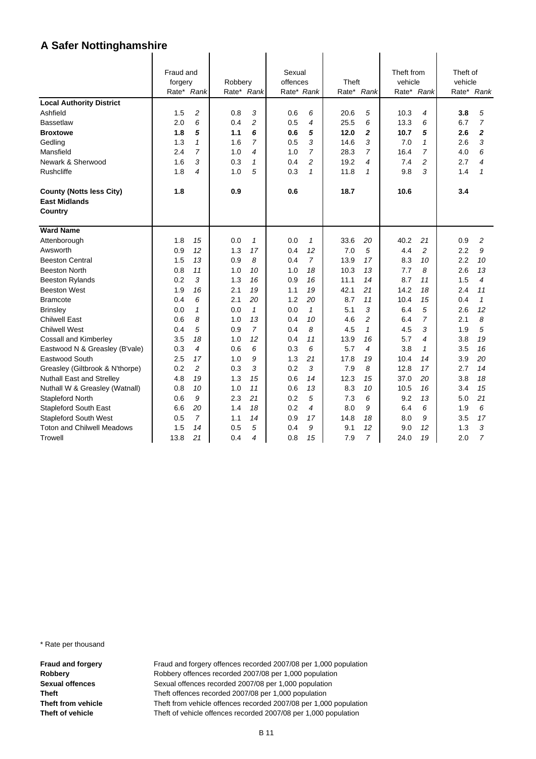# A Safer Nottinghamshire

| | Fraud and forgery | | Robbery | | Sexual offences | | Theft | | Theft from vehicle | | Theft of vehicle | |
|---|---|---|---|---|---|---|---|---|---|---|---|---|
| | Rate* | *Rank* | Rate* | *Rank* | Rate* | *Rank* | Rate* | *Rank* | Rate* | *Rank* | Rate* | *Rank* |
| **Local Authority District** | | | | | | | | | | | | |
| Ashfield | 1.5 | *2* | 0.8 | *3* | 0.6 | *6* | 20.6 | *5* | 10.3 | *4* | **3.8** | *5* |
| Bassetlaw | 2.0 | *6* | 0.4 | *2* | 0.5 | *4* | 25.5 | *6* | 13.3 | *6* | 6.7 | *7* |
| **Broxtowe** | **1.8** | ***5*** | **1.1** | ***6*** | **0.6** | ***5*** | **12.0** | ***2*** | **10.7** | ***5*** | **2.6** | ***2*** |
| Gedling | 1.3 | *1* | 1.6 | *7* | 0.5 | *3* | 14.6 | *3* | 7.0 | *1* | 2.6 | *3* |
| Mansfield | 2.4 | *7* | 1.0 | *4* | 1.0 | *7* | 28.3 | *7* | 16.4 | *7* | 4.0 | *6* |
| Newark & Sherwood | 1.6 | *3* | 0.3 | *1* | 0.4 | *2* | 19.2 | *4* | 7.4 | *2* | 2.7 | *4* |
| Rushcliffe | 1.8 | *4* | 1.0 | *5* | 0.3 | *1* | 11.8 | *1* | 9.8 | *3* | 1.4 | *1* |
| **County (Notts less City)** | **1.8** | | **0.9** | | **0.6** | | **18.7** | | **10.6** | | **3.4** | |
| **East Midlands** | | | | | | | | | | | | |
| **Country** | | | | | | | | | | | | |
| **Ward Name** | | | | | | | | | | | | |
| Attenborough | 1.8 | *15* | 0.0 | *1* | 0.0 | *1* | 33.6 | *20* | 40.2 | *21* | 0.9 | *2* |
| Awsworth | 0.9 | *12* | 1.3 | *17* | 0.4 | *12* | 7.0 | *5* | 4.4 | *2* | 2.2 | *9* |
| Beeston Central | 1.5 | *13* | 0.9 | *8* | 0.4 | *7* | 13.9 | *17* | 8.3 | *10* | 2.2 | *10* |
| Beeston North | 0.8 | *11* | 1.0 | *10* | 1.0 | *18* | 10.3 | *13* | 7.7 | *8* | 2.6 | *13* |
| Beeston Rylands | 0.2 | *3* | 1.3 | *16* | 0.9 | *16* | 11.1 | *14* | 8.7 | *11* | 1.5 | *4* |
| Beeston West | 1.9 | *16* | 2.1 | *19* | 1.1 | *19* | 42.1 | *21* | 14.2 | *18* | 2.4 | *11* |
| Bramcote | 0.4 | *6* | 2.1 | *20* | 1.2 | *20* | 8.7 | *11* | 10.4 | *15* | 0.4 | *1* |
| Brinsley | 0.0 | *1* | 0.0 | *1* | 0.0 | *1* | 5.1 | *3* | 6.4 | *5* | 2.6 | *12* |
| Chilwell East | 0.6 | *8* | 1.0 | *13* | 0.4 | *10* | 4.6 | *2* | 6.4 | *7* | 2.1 | *8* |
| Chilwell West | 0.4 | *5* | 0.9 | *7* | 0.4 | *8* | 4.5 | *1* | 4.5 | *3* | 1.9 | *5* |
| Cossall and Kimberley | 3.5 | *18* | 1.0 | *12* | 0.4 | *11* | 13.9 | *16* | 5.7 | *4* | 3.8 | *19* |
| Eastwood N & Greasley (B'vale) | 0.3 | *4* | 0.6 | *6* | 0.3 | *6* | 5.7 | *4* | 3.8 | *1* | 3.5 | *16* |
| Eastwood South | 2.5 | *17* | 1.0 | *9* | 1.3 | *21* | 17.8 | *19* | 10.4 | *14* | 3.9 | *20* |
| Greasley (Giltbrook & N'thorpe) | 0.2 | *2* | 0.3 | *3* | 0.2 | *3* | 7.9 | *8* | 12.8 | *17* | 2.7 | *14* |
| Nuthall East and Strelley | 4.8 | *19* | 1.3 | *15* | 0.6 | *14* | 12.3 | *15* | 37.0 | *20* | 3.8 | *18* |
| Nuthall W & Greasley (Watnall) | 0.8 | *10* | 1.0 | *11* | 0.6 | *13* | 8.3 | *10* | 10.5 | *16* | 3.4 | *15* |
| Stapleford North | 0.6 | *9* | 2.3 | *21* | 0.2 | *5* | 7.3 | *6* | 9.2 | *13* | 5.0 | *21* |
| Stapleford South East | 6.6 | *20* | 1.4 | *18* | 0.2 | *4* | 8.0 | *9* | 6.4 | *6* | 1.9 | *6* |
| Stapleford South West | 0.5 | *7* | 1.1 | *14* | 0.9 | *17* | 14.8 | *18* | 8.0 | *9* | 3.5 | *17* |
| Toton and Chilwell Meadows | 1.5 | *14* | 0.5 | *5* | 0.4 | *9* | 9.1 | *12* | 9.0 | *12* | 1.3 | *3* |
| Trowell | 13.8 | *21* | 0.4 | *4* | 0.8 | *15* | 7.9 | *7* | 24.0 | *19* | 2.0 | *7* |

\* Rate per thousand

**Fraud and forgery** Fraud and forgery offences recorded 2007/08 per 1,000 population
**Robbery** Robbery offences recorded 2007/08 per 1,000 population
**Sexual offences** Sexual offences recorded 2007/08 per 1,000 population
**Theft** Theft offences recorded 2007/08 per 1,000 population
**Theft from vehicle** Theft from vehicle offences recorded 2007/08 per 1,000 population
**Theft of vehicle** Theft of vehicle offences recorded 2007/08 per 1,000 population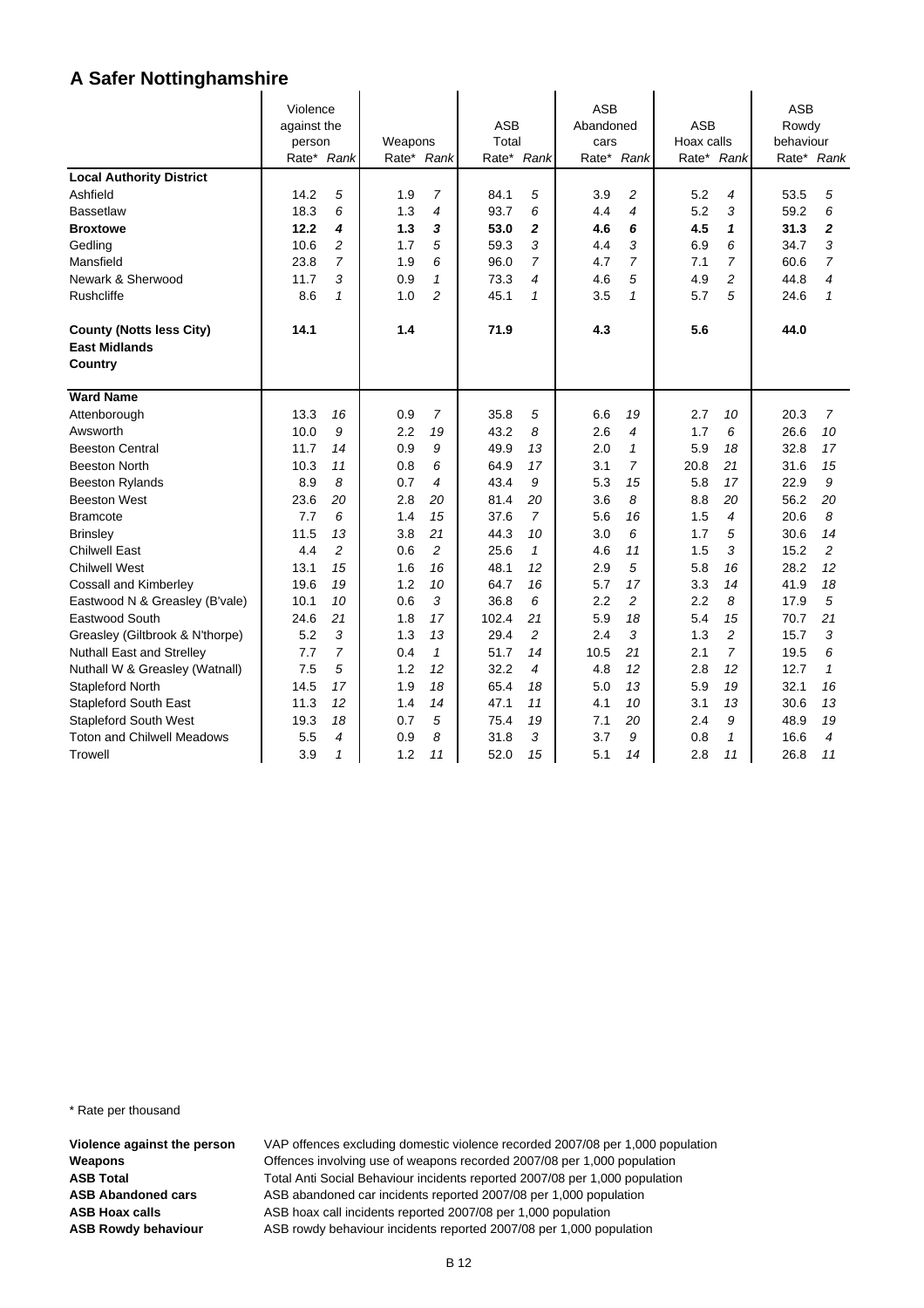# A Safer Nottinghamshire

| | Violence against the person | | Weapons | | ASB Total | | ASB Abandoned cars | | ASB Hoax calls | | ASB Rowdy behaviour | |
|---|---|---|---|---|---|---|---|---|---|---|---|---|
| | Rate* | *Rank* | Rate* | *Rank* | Rate* | *Rank* | Rate* | *Rank* | Rate* | *Rank* | Rate* | *Rank* |
| **Local Authority District** | | | | | | | | | | | | |
| Ashfield | 14.2 | *5* | 1.9 | *7* | 84.1 | *5* | 3.9 | *2* | 5.2 | *4* | 53.5 | *5* |
| Bassetlaw | 18.3 | *6* | 1.3 | *4* | 93.7 | *6* | 4.4 | *4* | 5.2 | *3* | 59.2 | *6* |
| **Broxtowe** | **12.2** | ***4*** | **1.3** | ***3*** | **53.0** | ***2*** | **4.6** | ***6*** | **4.5** | ***1*** | **31.3** | ***2*** |
| Gedling | 10.6 | *2* | 1.7 | *5* | 59.3 | *3* | 4.4 | *3* | 6.9 | *6* | 34.7 | *3* |
| Mansfield | 23.8 | *7* | 1.9 | *6* | 96.0 | *7* | 4.7 | *7* | 7.1 | *7* | 60.6 | *7* |
| Newark & Sherwood | 11.7 | *3* | 0.9 | *1* | 73.3 | *4* | 4.6 | *5* | 4.9 | *2* | 44.8 | *4* |
| Rushcliffe | 8.6 | *1* | 1.0 | *2* | 45.1 | *1* | 3.5 | *1* | 5.7 | *5* | 24.6 | *1* |
| **County (Notts less City)** | **14.1** | | **1.4** | | **71.9** | | **4.3** | | **5.6** | | **44.0** | |
| **East Midlands** | | | | | | | | | | | | |
| **Country** | | | | | | | | | | | | |
| **Ward Name** | | | | | | | | | | | | |
| Attenborough | 13.3 | *16* | 0.9 | *7* | 35.8 | *5* | 6.6 | *19* | 2.7 | *10* | 20.3 | *7* |
| Awsworth | 10.0 | *9* | 2.2 | *19* | 43.2 | *8* | 2.6 | *4* | 1.7 | *6* | 26.6 | *10* |
| Beeston Central | 11.7 | *14* | 0.9 | *9* | 49.9 | *13* | 2.0 | *1* | 5.9 | *18* | 32.8 | *17* |
| Beeston North | 10.3 | *11* | 0.8 | *6* | 64.9 | *17* | 3.1 | *7* | 20.8 | *21* | 31.6 | *15* |
| Beeston Rylands | 8.9 | *8* | 0.7 | *4* | 43.4 | *9* | 5.3 | *15* | 5.8 | *17* | 22.9 | *9* |
| Beeston West | 23.6 | *20* | 2.8 | *20* | 81.4 | *20* | 3.6 | *8* | 8.8 | *20* | 56.2 | *20* |
| Bramcote | 7.7 | *6* | 1.4 | *15* | 37.6 | *7* | 5.6 | *16* | 1.5 | *4* | 20.6 | *8* |
| Brinsley | 11.5 | *13* | 3.8 | *21* | 44.3 | *10* | 3.0 | *6* | 1.7 | *5* | 30.6 | *14* |
| Chilwell East | 4.4 | *2* | 0.6 | *2* | 25.6 | *1* | 4.6 | *11* | 1.5 | *3* | 15.2 | *2* |
| Chilwell West | 13.1 | *15* | 1.6 | *16* | 48.1 | *12* | 2.9 | *5* | 5.8 | *16* | 28.2 | *12* |
| Cossall and Kimberley | 19.6 | *19* | 1.2 | *10* | 64.7 | *16* | 5.7 | *17* | 3.3 | *14* | 41.9 | *18* |
| Eastwood N & Greasley (B'vale) | 10.1 | *10* | 0.6 | *3* | 36.8 | *6* | 2.2 | *2* | 2.2 | *8* | 17.9 | *5* |
| Eastwood South | 24.6 | *21* | 1.8 | *17* | 102.4 | *21* | 5.9 | *18* | 5.4 | *15* | 70.7 | *21* |
| Greasley (Giltbrook & N'thorpe) | 5.2 | *3* | 1.3 | *13* | 29.4 | *2* | 2.4 | *3* | 1.3 | *2* | 15.7 | *3* |
| Nuthall East and Strelley | 7.7 | *7* | 0.4 | *1* | 51.7 | *14* | 10.5 | *21* | 2.1 | *7* | 19.5 | *6* |
| Nuthall W & Greasley (Watnall) | 7.5 | *5* | 1.2 | *12* | 32.2 | *4* | 4.8 | *12* | 2.8 | *12* | 12.7 | *1* |
| Stapleford North | 14.5 | *17* | 1.9 | *18* | 65.4 | *18* | 5.0 | *13* | 5.9 | *19* | 32.1 | *16* |
| Stapleford South East | 11.3 | *12* | 1.4 | *14* | 47.1 | *11* | 4.1 | *10* | 3.1 | *13* | 30.6 | *13* |
| Stapleford South West | 19.3 | *18* | 0.7 | *5* | 75.4 | *19* | 7.1 | *20* | 2.4 | *9* | 48.9 | *19* |
| Toton and Chilwell Meadows | 5.5 | *4* | 0.9 | *8* | 31.8 | *3* | 3.7 | *9* | 0.8 | *1* | 16.6 | *4* |
| Trowell | 3.9 | *1* | 1.2 | *11* | 52.0 | *15* | 5.1 | *14* | 2.8 | *11* | 26.8 | *11* |

\* Rate per thousand

**Violence against the person** VAP offences excluding domestic violence recorded 2007/08 per 1,000 population
**Weapons** Offences involving use of weapons recorded 2007/08 per 1,000 population
**ASB Total** Total Anti Social Behaviour incidents reported 2007/08 per 1,000 population
**ASB Abandoned cars** ASB abandoned car incidents reported 2007/08 per 1,000 population
**ASB Hoax calls** ASB hoax call incidents reported 2007/08 per 1,000 population
**ASB Rowdy behaviour** ASB rowdy behaviour incidents reported 2007/08 per 1,000 population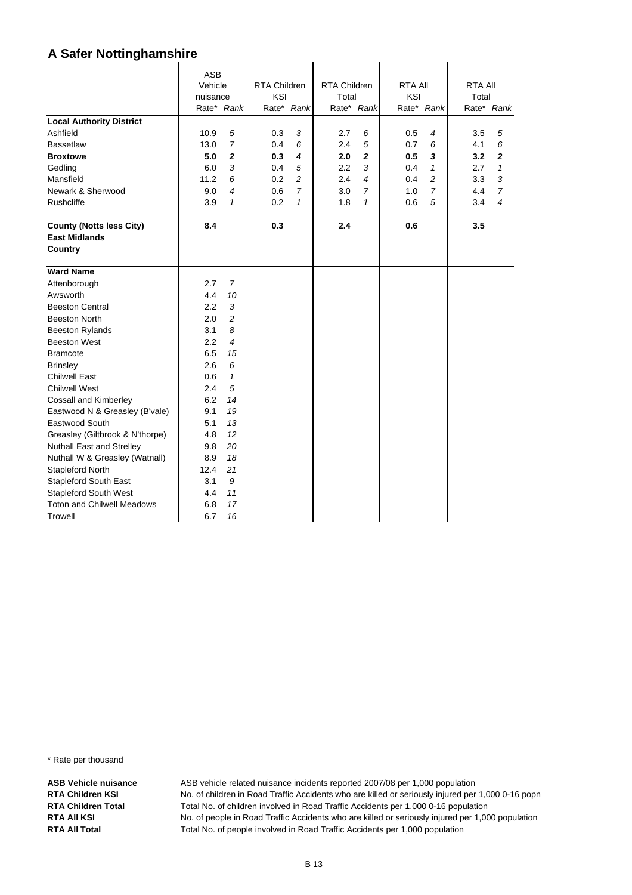# A Safer Nottinghamshire

| | ASB Vehicle nuisance | | RTA Children KSI | | RTA Children Total | | RTA All KSI | | RTA All Total | |
|---|---|---|---|---|---|---|---|---|---|---|
| | Rate* | *Rank* | Rate* | *Rank* | Rate* | *Rank* | Rate* | *Rank* | Rate* | *Rank* |
| **Local Authority District** | | | | | | | | | | |
| Ashfield | 10.9 | *5* | 0.3 | *3* | 2.7 | *6* | 0.5 | *4* | 3.5 | *5* |
| Bassetlaw | 13.0 | *7* | 0.4 | *6* | 2.4 | *5* | 0.7 | *6* | 4.1 | *6* |
| **Broxtowe** | **5.0** | ***2*** | **0.3** | ***4*** | **2.0** | ***2*** | **0.5** | ***3*** | **3.2** | ***2*** |
| Gedling | 6.0 | *3* | 0.4 | *5* | 2.2 | *3* | 0.4 | *1* | 2.7 | *1* |
| Mansfield | 11.2 | *6* | 0.2 | *2* | 2.4 | *4* | 0.4 | *2* | 3.3 | *3* |
| Newark & Sherwood | 9.0 | *4* | 0.6 | *7* | 3.0 | *7* | 1.0 | *7* | 4.4 | *7* |
| Rushcliffe | 3.9 | *1* | 0.2 | *1* | 1.8 | *1* | 0.6 | *5* | 3.4 | *4* |
| **County (Notts less City)** | **8.4** | | **0.3** | | **2.4** | | **0.6** | | **3.5** | |
| **East Midlands** | | | | | | | | | | |
| **Country** | | | | | | | | | | |
| **Ward Name** | | | | | | | | | | |
| Attenborough | 2.7 | *7* | | | | | | | | |
| Awsworth | 4.4 | *10* | | | | | | | | |
| Beeston Central | 2.2 | *3* | | | | | | | | |
| Beeston North | 2.0 | *2* | | | | | | | | |
| Beeston Rylands | 3.1 | *8* | | | | | | | | |
| Beeston West | 2.2 | *4* | | | | | | | | |
| Bramcote | 6.5 | *15* | | | | | | | | |
| Brinsley | 2.6 | *6* | | | | | | | | |
| Chilwell East | 0.6 | *1* | | | | | | | | |
| Chilwell West | 2.4 | *5* | | | | | | | | |
| Cossall and Kimberley | 6.2 | *14* | | | | | | | | |
| Eastwood N & Greasley (B'vale) | 9.1 | *19* | | | | | | | | |
| Eastwood South | 5.1 | *13* | | | | | | | | |
| Greasley (Giltbrook & N'thorpe) | 4.8 | *12* | | | | | | | | |
| Nuthall East and Strelley | 9.8 | *20* | | | | | | | | |
| Nuthall W & Greasley (Watnall) | 8.9 | *18* | | | | | | | | |
| Stapleford North | 12.4 | *21* | | | | | | | | |
| Stapleford South East | 3.1 | *9* | | | | | | | | |
| Stapleford South West | 4.4 | *11* | | | | | | | | |
| Toton and Chilwell Meadows | 6.8 | *17* | | | | | | | | |
| Trowell | 6.7 | *16* | | | | | | | | |

\* Rate per thousand

**ASB Vehicle nuisance** ASB vehicle related nuisance incidents reported 2007/08 per 1,000 population

**RTA Children KSI** No. of children in Road Traffic Accidents who are killed or seriously injured per 1,000 0-16 popn

**RTA Children Total** Total No. of children involved in Road Traffic Accidents per 1,000 0-16 population

**RTA All KSI** No. of people in Road Traffic Accidents who are killed or seriously injured per 1,000 population

**RTA All Total** Total No. of people involved in Road Traffic Accidents per 1,000 population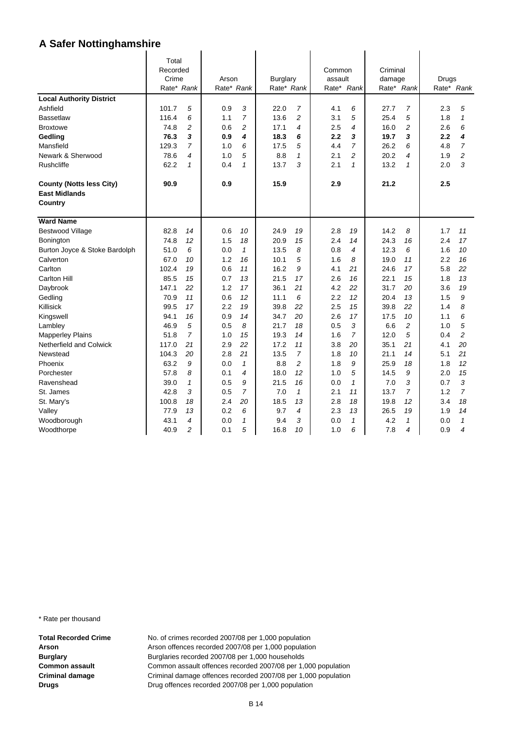# A Safer Nottinghamshire

| | Total Recorded Crime | | Arson | | Burglary | | Common assault | | Criminal damage | | Drugs | |
|---|---|---|---|---|---|---|---|---|---|---|---|---|
| | Rate* | *Rank* | Rate* | *Rank* | Rate* | *Rank* | Rate* | *Rank* | Rate* | *Rank* | Rate* | *Rank* |
| **Local Authority District** | | | | | | | | | | | | |
| Ashfield | 101.7 | *5* | 0.9 | *3* | 22.0 | *7* | 4.1 | *6* | 27.7 | *7* | 2.3 | *5* |
| Bassetlaw | 116.4 | *6* | 1.1 | *7* | 13.6 | *2* | 3.1 | *5* | 25.4 | *5* | 1.8 | *1* |
| Broxtowe | 74.8 | *2* | 0.6 | *2* | 17.1 | *4* | 2.5 | *4* | 16.0 | *2* | 2.6 | *6* |
| **Gedling** | **76.3** | ***3*** | **0.9** | ***4*** | **18.3** | ***6*** | **2.2** | ***3*** | **19.7** | ***3*** | **2.2** | ***4*** |
| Mansfield | 129.3 | *7* | 1.0 | *6* | 17.5 | *5* | 4.4 | *7* | 26.2 | *6* | 4.8 | *7* |
| Newark & Sherwood | 78.6 | *4* | 1.0 | *5* | 8.8 | *1* | 2.1 | *2* | 20.2 | *4* | 1.9 | *2* |
| Rushcliffe | 62.2 | *1* | 0.4 | *1* | 13.7 | *3* | 2.1 | *1* | 13.2 | *1* | 2.0 | *3* |
| **County (Notts less City)** | **90.9** | | **0.9** | | **15.9** | | **2.9** | | **21.2** | | **2.5** | |
| **East Midlands** | | | | | | | | | | | | |
| **Country** | | | | | | | | | | | | |
| **Ward Name** | | | | | | | | | | | | |
| Bestwood Village | 82.8 | *14* | 0.6 | *10* | 24.9 | *19* | 2.8 | *19* | 14.2 | *8* | 1.7 | *11* |
| Bonington | 74.8 | *12* | 1.5 | *18* | 20.9 | *15* | 2.4 | *14* | 24.3 | *16* | 2.4 | *17* |
| Burton Joyce & Stoke Bardolph | 51.0 | *6* | 0.0 | *1* | 13.5 | *8* | 0.8 | *4* | 12.3 | *6* | 1.6 | *10* |
| Calverton | 67.0 | *10* | 1.2 | *16* | 10.1 | *5* | 1.6 | *8* | 19.0 | *11* | 2.2 | *16* |
| Carlton | 102.4 | *19* | 0.6 | *11* | 16.2 | *9* | 4.1 | *21* | 24.6 | *17* | 5.8 | *22* |
| Carlton Hill | 85.5 | *15* | 0.7 | *13* | 21.5 | *17* | 2.6 | *16* | 22.1 | *15* | 1.8 | *13* |
| Daybrook | 147.1 | *22* | 1.2 | *17* | 36.1 | *21* | 4.2 | *22* | 31.7 | *20* | 3.6 | *19* |
| Gedling | 70.9 | *11* | 0.6 | *12* | 11.1 | *6* | 2.2 | *12* | 20.4 | *13* | 1.5 | *9* |
| Killisick | 99.5 | *17* | 2.2 | *19* | 39.8 | *22* | 2.5 | *15* | 39.8 | *22* | 1.4 | *8* |
| Kingswell | 94.1 | *16* | 0.9 | *14* | 34.7 | *20* | 2.6 | *17* | 17.5 | *10* | 1.1 | *6* |
| Lambley | 46.9 | *5* | 0.5 | *8* | 21.7 | *18* | 0.5 | *3* | 6.6 | *2* | 1.0 | *5* |
| Mapperley Plains | 51.8 | *7* | 1.0 | *15* | 19.3 | *14* | 1.6 | *7* | 12.0 | *5* | 0.4 | *2* |
| Netherfield and Colwick | 117.0 | *21* | 2.9 | *22* | 17.2 | *11* | 3.8 | *20* | 35.1 | *21* | 4.1 | *20* |
| Newstead | 104.3 | *20* | 2.8 | *21* | 13.5 | *7* | 1.8 | *10* | 21.1 | *14* | 5.1 | *21* |
| Phoenix | 63.2 | *9* | 0.0 | *1* | 8.8 | *2* | 1.8 | *9* | 25.9 | *18* | 1.8 | *12* |
| Porchester | 57.8 | *8* | 0.1 | *4* | 18.0 | *12* | 1.0 | *5* | 14.5 | *9* | 2.0 | *15* |
| Ravenshead | 39.0 | *1* | 0.5 | *9* | 21.5 | *16* | 0.0 | *1* | 7.0 | *3* | 0.7 | *3* |
| St. James | 42.8 | *3* | 0.5 | *7* | 7.0 | *1* | 2.1 | *11* | 13.7 | *7* | 1.2 | *7* |
| St. Mary's | 100.8 | *18* | 2.4 | *20* | 18.5 | *13* | 2.8 | *18* | 19.8 | *12* | 3.4 | *18* |
| Valley | 77.9 | *13* | 0.2 | *6* | 9.7 | *4* | 2.3 | *13* | 26.5 | *19* | 1.9 | *14* |
| Woodborough | 43.1 | *4* | 0.0 | *1* | 9.4 | *3* | 0.0 | *1* | 4.2 | *1* | 0.0 | *1* |
| Woodthorpe | 40.9 | *2* | 0.1 | *5* | 16.8 | *10* | 1.0 | *6* | 7.8 | *4* | 0.9 | *4* |

\* Rate per thousand

**Total Recorded Crime** No. of crimes recorded 2007/08 per 1,000 population
**Arson** Arson offences recorded 2007/08 per 1,000 population
**Burglary** Burglaries recorded 2007/08 per 1,000 households
**Common assault** Common assault offences recorded 2007/08 per 1,000 population
**Criminal damage** Criminal damage offences recorded 2007/08 per 1,000 population
**Drugs** Drug offences recorded 2007/08 per 1,000 population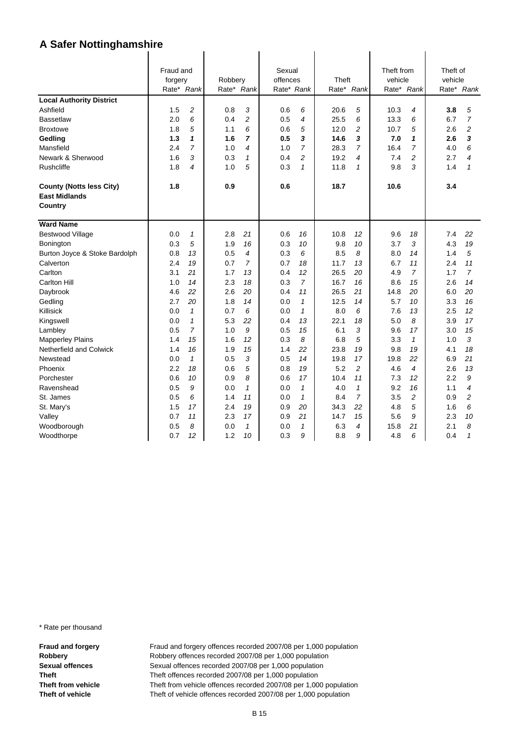# A Safer Nottinghamshire

| | Fraud and forgery | | Robbery | | Sexual offences | | Theft | | Theft from vehicle | | Theft of vehicle | |
|---|---|---|---|---|---|---|---|---|---|---|---|---|
| | Rate* | *Rank* | Rate* | *Rank* | Rate* | *Rank* | Rate* | *Rank* | Rate* | *Rank* | Rate* | *Rank* |
| **Local Authority District** | | | | | | | | | | | | |
| Ashfield | 1.5 | *2* | 0.8 | *3* | 0.6 | *6* | 20.6 | *5* | 10.3 | *4* | **3.8** | *5* |
| Bassetlaw | 2.0 | *6* | 0.4 | *2* | 0.5 | *4* | 25.5 | *6* | 13.3 | *6* | 6.7 | *7* |
| Broxtowe | 1.8 | *5* | 1.1 | *6* | 0.6 | *5* | 12.0 | *2* | 10.7 | *5* | 2.6 | *2* |
| **Gedling** | **1.3** | ***1*** | **1.6** | ***7*** | **0.5** | ***3*** | **14.6** | ***3*** | **7.0** | ***1*** | **2.6** | ***3*** |
| Mansfield | 2.4 | *7* | 1.0 | *4* | 1.0 | *7* | 28.3 | *7* | 16.4 | *7* | 4.0 | *6* |
| Newark & Sherwood | 1.6 | *3* | 0.3 | *1* | 0.4 | *2* | 19.2 | *4* | 7.4 | *2* | 2.7 | *4* |
| Rushcliffe | 1.8 | *4* | 1.0 | *5* | 0.3 | *1* | 11.8 | *1* | 9.8 | *3* | 1.4 | *1* |
| **County (Notts less City)** | **1.8** | | **0.9** | | **0.6** | | **18.7** | | **10.6** | | **3.4** | |
| **East Midlands** | | | | | | | | | | | | |
| **Country** | | | | | | | | | | | | |
| **Ward Name** | | | | | | | | | | | | |
| Bestwood Village | 0.0 | *1* | 2.8 | *21* | 0.6 | *16* | 10.8 | *12* | 9.6 | *18* | 7.4 | *22* |
| Bonington | 0.3 | *5* | 1.9 | *16* | 0.3 | *10* | 9.8 | *10* | 3.7 | *3* | 4.3 | *19* |
| Burton Joyce & Stoke Bardolph | 0.8 | *13* | 0.5 | *4* | 0.3 | *6* | 8.5 | *8* | 8.0 | *14* | 1.4 | *5* |
| Calverton | 2.4 | *19* | 0.7 | *7* | 0.7 | *18* | 11.7 | *13* | 6.7 | *11* | 2.4 | *11* |
| Carlton | 3.1 | *21* | 1.7 | *13* | 0.4 | *12* | 26.5 | *20* | 4.9 | *7* | 1.7 | *7* |
| Carlton Hill | 1.0 | *14* | 2.3 | *18* | 0.3 | *7* | 16.7 | *16* | 8.6 | *15* | 2.6 | *14* |
| Daybrook | 4.6 | *22* | 2.6 | *20* | 0.4 | *11* | 26.5 | *21* | 14.8 | *20* | 6.0 | *20* |
| Gedling | 2.7 | *20* | 1.8 | *14* | 0.0 | *1* | 12.5 | *14* | 5.7 | *10* | 3.3 | *16* |
| Killisick | 0.0 | *1* | 0.7 | *6* | 0.0 | *1* | 8.0 | *6* | 7.6 | *13* | 2.5 | *12* |
| Kingswell | 0.0 | *1* | 5.3 | *22* | 0.4 | *13* | 22.1 | *18* | 5.0 | *8* | 3.9 | *17* |
| Lambley | 0.5 | *7* | 1.0 | *9* | 0.5 | *15* | 6.1 | *3* | 9.6 | *17* | 3.0 | *15* |
| Mapperley Plains | 1.4 | *15* | 1.6 | *12* | 0.3 | *8* | 6.8 | *5* | 3.3 | *1* | 1.0 | *3* |
| Netherfield and Colwick | 1.4 | *16* | 1.9 | *15* | 1.4 | *22* | 23.8 | *19* | 9.8 | *19* | 4.1 | *18* |
| Newstead | 0.0 | *1* | 0.5 | *3* | 0.5 | *14* | 19.8 | *17* | 19.8 | *22* | 6.9 | *21* |
| Phoenix | 2.2 | *18* | 0.6 | *5* | 0.8 | *19* | 5.2 | *2* | 4.6 | *4* | 2.6 | *13* |
| Porchester | 0.6 | *10* | 0.9 | *8* | 0.6 | *17* | 10.4 | *11* | 7.3 | *12* | 2.2 | *9* |
| Ravenshead | 0.5 | *9* | 0.0 | *1* | 0.0 | *1* | 4.0 | *1* | 9.2 | *16* | 1.1 | *4* |
| St. James | 0.5 | *6* | 1.4 | *11* | 0.0 | *1* | 8.4 | *7* | 3.5 | *2* | 0.9 | *2* |
| St. Mary's | 1.5 | *17* | 2.4 | *19* | 0.9 | *20* | 34.3 | *22* | 4.8 | *5* | 1.6 | *6* |
| Valley | 0.7 | *11* | 2.3 | *17* | 0.9 | *21* | 14.7 | *15* | 5.6 | *9* | 2.3 | *10* |
| Woodborough | 0.5 | *8* | 0.0 | *1* | 0.0 | *1* | 6.3 | *4* | 15.8 | *21* | 2.1 | *8* |
| Woodthorpe | 0.7 | *12* | 1.2 | *10* | 0.3 | *9* | 8.8 | *9* | 4.8 | *6* | 0.4 | *1* |

* Rate per thousand

**Fraud and forgery** Fraud and forgery offences recorded 2007/08 per 1,000 population
**Robbery** Robbery offences recorded 2007/08 per 1,000 population
**Sexual offences** Sexual offences recorded 2007/08 per 1,000 population
**Theft** Theft offences recorded 2007/08 per 1,000 population
**Theft from vehicle** Theft from vehicle offences recorded 2007/08 per 1,000 population
**Theft of vehicle** Theft of vehicle offences recorded 2007/08 per 1,000 population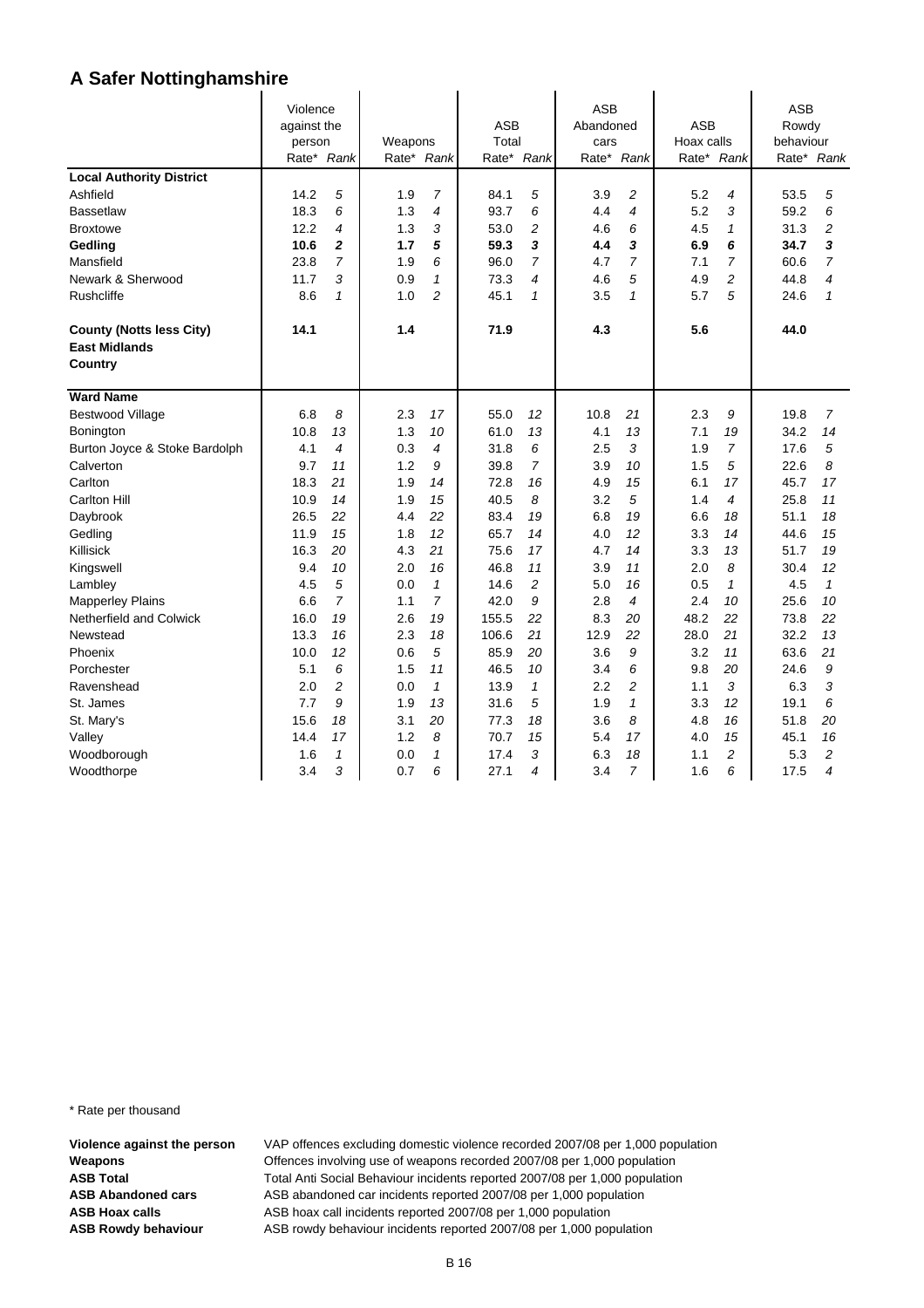# A Safer Nottinghamshire

| | Violence against the person | | Weapons | | ASB Total | | ASB Abandoned cars | | ASB Hoax calls | | ASB Rowdy behaviour | |
|---|---|---|---|---|---|---|---|---|---|---|---|---|
| | Rate* | Rank | Rate* | Rank | Rate* | Rank | Rate* | Rank | Rate* | Rank | Rate* | Rank |
| **Local Authority District** | | | | | | | | | | | | |
| Ashfield | 14.2 | 5 | 1.9 | 7 | 84.1 | 5 | 3.9 | 2 | 5.2 | 4 | 53.5 | 5 |
| Bassetlaw | 18.3 | 6 | 1.3 | 4 | 93.7 | 6 | 4.4 | 4 | 5.2 | 3 | 59.2 | 6 |
| Broxtowe | 12.2 | 4 | 1.3 | 3 | 53.0 | 2 | 4.6 | 6 | 4.5 | 1 | 31.3 | 2 |
| **Gedling** | **10.6** | **2** | **1.7** | **5** | **59.3** | **3** | **4.4** | **3** | **6.9** | **6** | **34.7** | **3** |
| Mansfield | 23.8 | 7 | 1.9 | 6 | 96.0 | 7 | 4.7 | 7 | 7.1 | 7 | 60.6 | 7 |
| Newark & Sherwood | 11.7 | 3 | 0.9 | 1 | 73.3 | 4 | 4.6 | 5 | 4.9 | 2 | 44.8 | 4 |
| Rushcliffe | 8.6 | 1 | 1.0 | 2 | 45.1 | 1 | 3.5 | 1 | 5.7 | 5 | 24.6 | 1 |
| **County (Notts less City)** | **14.1** | | **1.4** | | **71.9** | | **4.3** | | **5.6** | | **44.0** | |
| **East Midlands** | | | | | | | | | | | | |
| **Country** | | | | | | | | | | | | |
| **Ward Name** | | | | | | | | | | | | |
| Bestwood Village | 6.8 | 8 | 2.3 | 17 | 55.0 | 12 | 10.8 | 21 | 2.3 | 9 | 19.8 | 7 |
| Bonington | 10.8 | 13 | 1.3 | 10 | 61.0 | 13 | 4.1 | 13 | 7.1 | 19 | 34.2 | 14 |
| Burton Joyce & Stoke Bardolph | 4.1 | 4 | 0.3 | 4 | 31.8 | 6 | 2.5 | 3 | 1.9 | 7 | 17.6 | 5 |
| Calverton | 9.7 | 11 | 1.2 | 9 | 39.8 | 7 | 3.9 | 10 | 1.5 | 5 | 22.6 | 8 |
| Carlton | 18.3 | 21 | 1.9 | 14 | 72.8 | 16 | 4.9 | 15 | 6.1 | 17 | 45.7 | 17 |
| Carlton Hill | 10.9 | 14 | 1.9 | 15 | 40.5 | 8 | 3.2 | 5 | 1.4 | 4 | 25.8 | 11 |
| Daybrook | 26.5 | 22 | 4.4 | 22 | 83.4 | 19 | 6.8 | 19 | 6.6 | 18 | 51.1 | 18 |
| Gedling | 11.9 | 15 | 1.8 | 12 | 65.7 | 14 | 4.0 | 12 | 3.3 | 14 | 44.6 | 15 |
| Killisick | 16.3 | 20 | 4.3 | 21 | 75.6 | 17 | 4.7 | 14 | 3.3 | 13 | 51.7 | 19 |
| Kingswell | 9.4 | 10 | 2.0 | 16 | 46.8 | 11 | 3.9 | 11 | 2.0 | 8 | 30.4 | 12 |
| Lambley | 4.5 | 5 | 0.0 | 1 | 14.6 | 2 | 5.0 | 16 | 0.5 | 1 | 4.5 | 1 |
| Mapperley Plains | 6.6 | 7 | 1.1 | 7 | 42.0 | 9 | 2.8 | 4 | 2.4 | 10 | 25.6 | 10 |
| Netherfield and Colwick | 16.0 | 19 | 2.6 | 19 | 155.5 | 22 | 8.3 | 20 | 48.2 | 22 | 73.8 | 22 |
| Newstead | 13.3 | 16 | 2.3 | 18 | 106.6 | 21 | 12.9 | 22 | 28.0 | 21 | 32.2 | 13 |
| Phoenix | 10.0 | 12 | 0.6 | 5 | 85.9 | 20 | 3.6 | 9 | 3.2 | 11 | 63.6 | 21 |
| Porchester | 5.1 | 6 | 1.5 | 11 | 46.5 | 10 | 3.4 | 6 | 9.8 | 20 | 24.6 | 9 |
| Ravenshead | 2.0 | 2 | 0.0 | 1 | 13.9 | 1 | 2.2 | 2 | 1.1 | 3 | 6.3 | 3 |
| St. James | 7.7 | 9 | 1.9 | 13 | 31.6 | 5 | 1.9 | 1 | 3.3 | 12 | 19.1 | 6 |
| St. Mary's | 15.6 | 18 | 3.1 | 20 | 77.3 | 18 | 3.6 | 8 | 4.8 | 16 | 51.8 | 20 |
| Valley | 14.4 | 17 | 1.2 | 8 | 70.7 | 15 | 5.4 | 17 | 4.0 | 15 | 45.1 | 16 |
| Woodborough | 1.6 | 1 | 0.0 | 1 | 17.4 | 3 | 6.3 | 18 | 1.1 | 2 | 5.3 | 2 |
| Woodthorpe | 3.4 | 3 | 0.7 | 6 | 27.1 | 4 | 3.4 | 7 | 1.6 | 6 | 17.5 | 4 |

* Rate per thousand

**Violence against the person** VAP offences excluding domestic violence recorded 2007/08 per 1,000 population
**Weapons** Offences involving use of weapons recorded 2007/08 per 1,000 population
**ASB Total** Total Anti Social Behaviour incidents reported 2007/08 per 1,000 population
**ASB Abandoned cars** ASB abandoned car incidents reported 2007/08 per 1,000 population
**ASB Hoax calls** ASB hoax call incidents reported 2007/08 per 1,000 population
**ASB Rowdy behaviour** ASB rowdy behaviour incidents reported 2007/08 per 1,000 population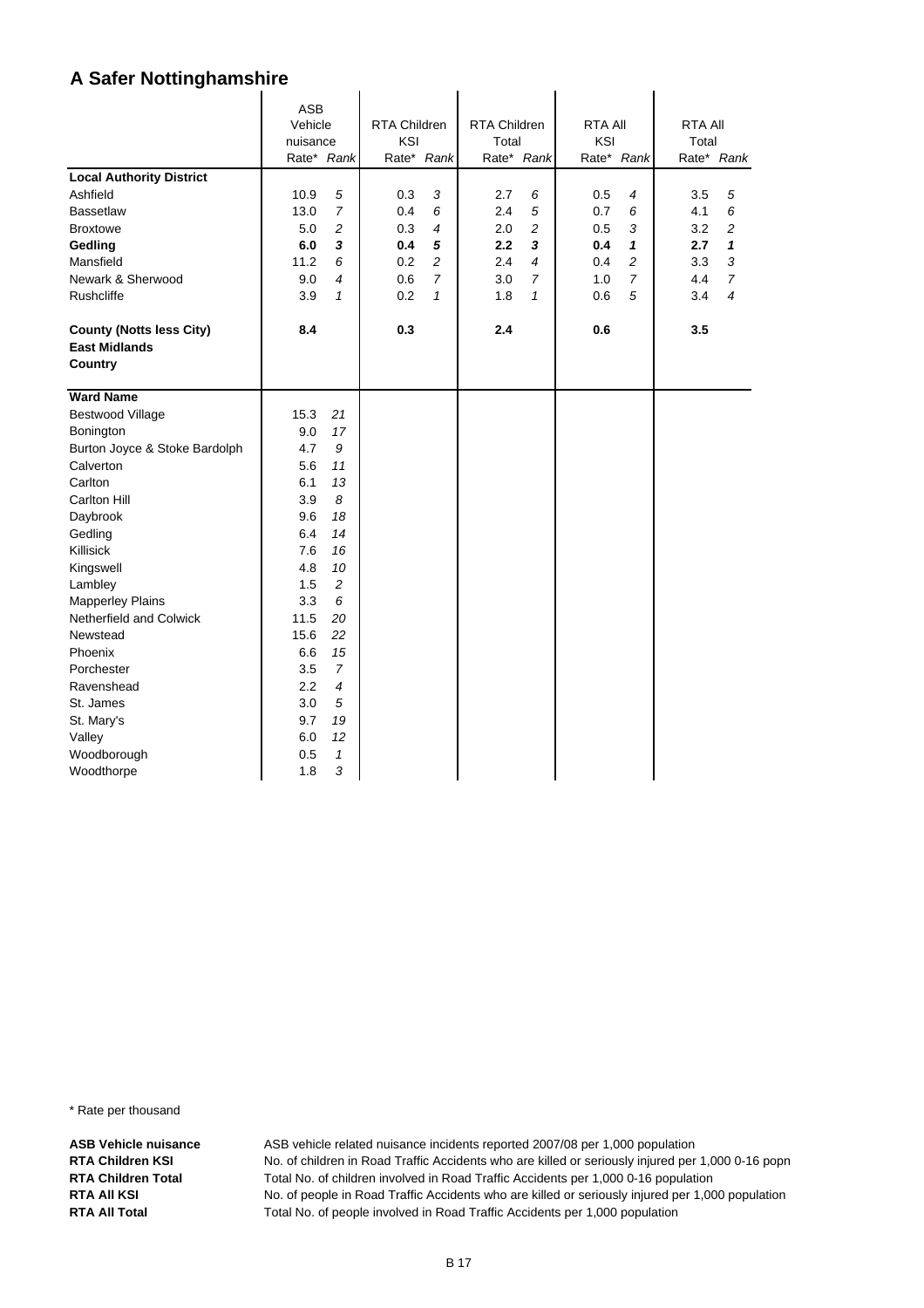# A Safer Nottinghamshire

| | ASB Vehicle nuisance | | RTA Children KSI | | RTA Children Total | | RTA All KSI | | RTA All Total | |
|---|---|---|---|---|---|---|---|---|---|---|
| | Rate* | *Rank* | Rate* | *Rank* | Rate* | *Rank* | Rate* | *Rank* | Rate* | *Rank* |
| **Local Authority District** | | | | | | | | | | |
| Ashfield | 10.9 | *5* | 0.3 | *3* | 2.7 | *6* | 0.5 | *4* | 3.5 | *5* |
| Bassetlaw | 13.0 | *7* | 0.4 | *6* | 2.4 | *5* | 0.7 | *6* | 4.1 | *6* |
| Broxtowe | 5.0 | *2* | 0.3 | *4* | 2.0 | *2* | 0.5 | *3* | 3.2 | *2* |
| **Gedling** | **6.0** | ***3*** | **0.4** | ***5*** | **2.2** | ***3*** | **0.4** | ***1*** | **2.7** | ***1*** |
| Mansfield | 11.2 | *6* | 0.2 | *2* | 2.4 | *4* | 0.4 | *2* | 3.3 | *3* |
| Newark & Sherwood | 9.0 | *4* | 0.6 | *7* | 3.0 | *7* | 1.0 | *7* | 4.4 | *7* |
| Rushcliffe | 3.9 | *1* | 0.2 | *1* | 1.8 | *1* | 0.6 | *5* | 3.4 | *4* |
| **County (Notts less City)** | **8.4** | | **0.3** | | **2.4** | | **0.6** | | **3.5** | |
| **East Midlands** | | | | | | | | | | |
| **Country** | | | | | | | | | | |
| **Ward Name** | | | | | | | | | | |
| Bestwood Village | 15.3 | *21* | | | | | | | | |
| Bonington | 9.0 | *17* | | | | | | | | |
| Burton Joyce & Stoke Bardolph | 4.7 | *9* | | | | | | | | |
| Calverton | 5.6 | *11* | | | | | | | | |
| Carlton | 6.1 | *13* | | | | | | | | |
| Carlton Hill | 3.9 | *8* | | | | | | | | |
| Daybrook | 9.6 | *18* | | | | | | | | |
| Gedling | 6.4 | *14* | | | | | | | | |
| Killisick | 7.6 | *16* | | | | | | | | |
| Kingswell | 4.8 | *10* | | | | | | | | |
| Lambley | 1.5 | *2* | | | | | | | | |
| Mapperley Plains | 3.3 | *6* | | | | | | | | |
| Netherfield and Colwick | 11.5 | *20* | | | | | | | | |
| Newstead | 15.6 | *22* | | | | | | | | |
| Phoenix | 6.6 | *15* | | | | | | | | |
| Porchester | 3.5 | *7* | | | | | | | | |
| Ravenshead | 2.2 | *4* | | | | | | | | |
| St. James | 3.0 | *5* | | | | | | | | |
| St. Mary's | 9.7 | *19* | | | | | | | | |
| Valley | 6.0 | *12* | | | | | | | | |
| Woodborough | 0.5 | *1* | | | | | | | | |
| Woodthorpe | 1.8 | *3* | | | | | | | | |

\* Rate per thousand

**ASB Vehicle nuisance** ASB vehicle related nuisance incidents reported 2007/08 per 1,000 population
**RTA Children KSI** No. of children in Road Traffic Accidents who are killed or seriously injured per 1,000 0-16 popn
**RTA Children Total** Total No. of children involved in Road Traffic Accidents per 1,000 0-16 population
**RTA All KSI** No. of people in Road Traffic Accidents who are killed or seriously injured per 1,000 population
**RTA All Total** Total No. of people involved in Road Traffic Accidents per 1,000 population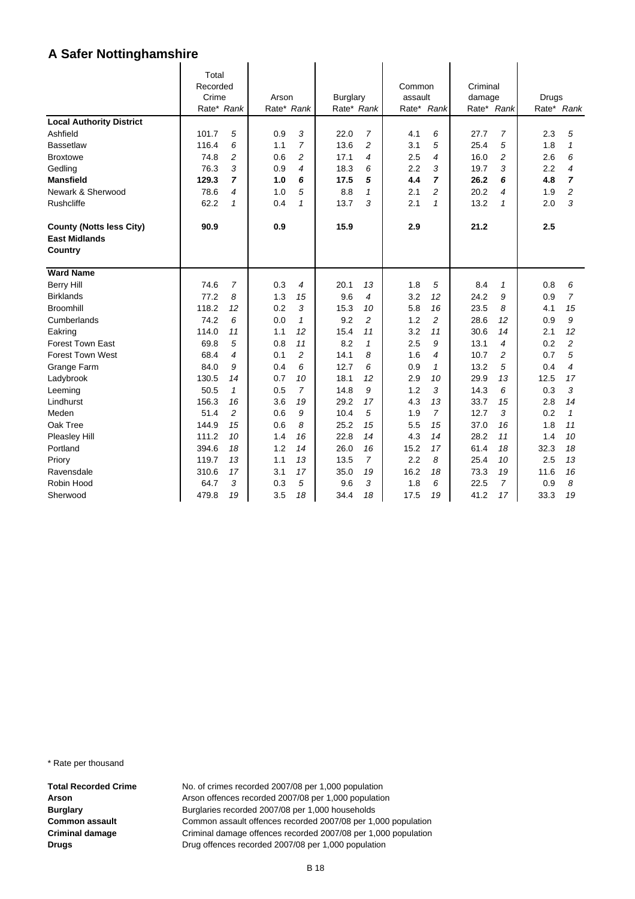# A Safer Nottinghamshire

| | Total Recorded Crime | | Arson | | Burglary | | Common assault | | Criminal damage | | Drugs | |
|---|---|---|---|---|---|---|---|---|---|---|---|---|
| | Rate* | *Rank* | Rate* | *Rank* | Rate* | *Rank* | Rate* | *Rank* | Rate* | *Rank* | Rate* | *Rank* |
| **Local Authority District** | | | | | | | | | | | | |
| Ashfield | 101.7 | *5* | 0.9 | *3* | 22.0 | *7* | 4.1 | *6* | 27.7 | *7* | 2.3 | *5* |
| Bassetlaw | 116.4 | *6* | 1.1 | *7* | 13.6 | *2* | 3.1 | *5* | 25.4 | *5* | 1.8 | *1* |
| Broxtowe | 74.8 | *2* | 0.6 | *2* | 17.1 | *4* | 2.5 | *4* | 16.0 | *2* | 2.6 | *6* |
| Gedling | 76.3 | *3* | 0.9 | *4* | 18.3 | *6* | 2.2 | *3* | 19.7 | *3* | 2.2 | *4* |
| **Mansfield** | **129.3** | ***7*** | **1.0** | ***6*** | **17.5** | ***5*** | **4.4** | ***7*** | **26.2** | ***6*** | **4.8** | ***7*** |
| Newark & Sherwood | 78.6 | *4* | 1.0 | *5* | 8.8 | *1* | 2.1 | *2* | 20.2 | *4* | 1.9 | *2* |
| Rushcliffe | 62.2 | *1* | 0.4 | *1* | 13.7 | *3* | 2.1 | *1* | 13.2 | *1* | 2.0 | *3* |
| **County (Notts less City)** | **90.9** | | **0.9** | | **15.9** | | **2.9** | | **21.2** | | **2.5** | |
| **East Midlands** | | | | | | | | | | | | |
| **Country** | | | | | | | | | | | | |
| **Ward Name** | | | | | | | | | | | | |
| Berry Hill | 74.6 | *7* | 0.3 | *4* | 20.1 | *13* | 1.8 | *5* | 8.4 | *1* | 0.8 | *6* |
| Birklands | 77.2 | *8* | 1.3 | *15* | 9.6 | *4* | 3.2 | *12* | 24.2 | *9* | 0.9 | *7* |
| Broomhill | 118.2 | *12* | 0.2 | *3* | 15.3 | *10* | 5.8 | *16* | 23.5 | *8* | 4.1 | *15* |
| Cumberlands | 74.2 | *6* | 0.0 | *1* | 9.2 | *2* | 1.2 | *2* | 28.6 | *12* | 0.9 | *9* |
| Eakring | 114.0 | *11* | 1.1 | *12* | 15.4 | *11* | 3.2 | *11* | 30.6 | *14* | 2.1 | *12* |
| Forest Town East | 69.8 | *5* | 0.8 | *11* | 8.2 | *1* | 2.5 | *9* | 13.1 | *4* | 0.2 | *2* |
| Forest Town West | 68.4 | *4* | 0.1 | *2* | 14.1 | *8* | 1.6 | *4* | 10.7 | *2* | 0.7 | *5* |
| Grange Farm | 84.0 | *9* | 0.4 | *6* | 12.7 | *6* | 0.9 | *1* | 13.2 | *5* | 0.4 | *4* |
| Ladybrook | 130.5 | *14* | 0.7 | *10* | 18.1 | *12* | 2.9 | *10* | 29.9 | *13* | 12.5 | *17* |
| Leeming | 50.5 | *1* | 0.5 | *7* | 14.8 | *9* | 1.2 | *3* | 14.3 | *6* | 0.3 | *3* |
| Lindhurst | 156.3 | *16* | 3.6 | *19* | 29.2 | *17* | 4.3 | *13* | 33.7 | *15* | 2.8 | *14* |
| Meden | 51.4 | *2* | 0.6 | *9* | 10.4 | *5* | 1.9 | *7* | 12.7 | *3* | 0.2 | *1* |
| Oak Tree | 144.9 | *15* | 0.6 | *8* | 25.2 | *15* | 5.5 | *15* | 37.0 | *16* | 1.8 | *11* |
| Pleasley Hill | 111.2 | *10* | 1.4 | *16* | 22.8 | *14* | 4.3 | *14* | 28.2 | *11* | 1.4 | *10* |
| Portland | 394.6 | *18* | 1.2 | *14* | 26.0 | *16* | 15.2 | *17* | 61.4 | *18* | 32.3 | *18* |
| Priory | 119.7 | *13* | 1.1 | *13* | 13.5 | *7* | 2.2 | *8* | 25.4 | *10* | 2.5 | *13* |
| Ravensdale | 310.6 | *17* | 3.1 | *17* | 35.0 | *19* | 16.2 | *18* | 73.3 | *19* | 11.6 | *16* |
| Robin Hood | 64.7 | *3* | 0.3 | *5* | 9.6 | *3* | 1.8 | *6* | 22.5 | *7* | 0.9 | *8* |
| Sherwood | 479.8 | *19* | 3.5 | *18* | 34.4 | *18* | 17.5 | *19* | 41.2 | *17* | 33.3 | *19* |

\* Rate per thousand

**Total Recorded Crime** No. of crimes recorded 2007/08 per 1,000 population
**Arson** Arson offences recorded 2007/08 per 1,000 population
**Burglary** Burglaries recorded 2007/08 per 1,000 households
**Common assault** Common assault offences recorded 2007/08 per 1,000 population
**Criminal damage** Criminal damage offences recorded 2007/08 per 1,000 population
**Drugs** Drug offences recorded 2007/08 per 1,000 population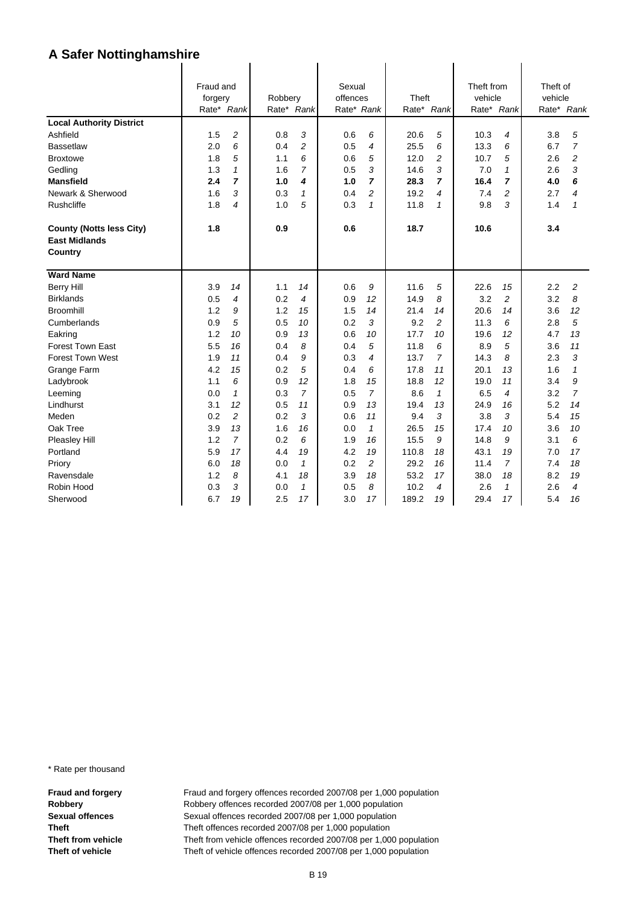# A Safer Nottinghamshire

| | Fraud and forgery | | Robbery | | Sexual offences | | Theft | | Theft from vehicle | | Theft of vehicle | |
|---|---|---|---|---|---|---|---|---|---|---|---|---|
| | Rate* | *Rank* | Rate* | *Rank* | Rate* | *Rank* | Rate* | *Rank* | Rate* | *Rank* | Rate* | *Rank* |
| **Local Authority District** | | | | | | | | | | | | |
| Ashfield | 1.5 | *2* | 0.8 | *3* | 0.6 | *6* | 20.6 | *5* | 10.3 | *4* | 3.8 | *5* |
| Bassetlaw | 2.0 | *6* | 0.4 | *2* | 0.5 | *4* | 25.5 | *6* | 13.3 | *6* | 6.7 | *7* |
| Broxtowe | 1.8 | *5* | 1.1 | *6* | 0.6 | *5* | 12.0 | *2* | 10.7 | *5* | 2.6 | *2* |
| Gedling | 1.3 | *1* | 1.6 | *7* | 0.5 | *3* | 14.6 | *3* | 7.0 | *1* | 2.6 | *3* |
| **Mansfield** | **2.4** | ***7*** | **1.0** | ***4*** | **1.0** | ***7*** | **28.3** | ***7*** | **16.4** | ***7*** | **4.0** | ***6*** |
| Newark & Sherwood | 1.6 | *3* | 0.3 | *1* | 0.4 | *2* | 19.2 | *4* | 7.4 | *2* | 2.7 | *4* |
| Rushcliffe | 1.8 | *4* | 1.0 | *5* | 0.3 | *1* | 11.8 | *1* | 9.8 | *3* | 1.4 | *1* |
| **County (Notts less City)** | **1.8** | | **0.9** | | **0.6** | | **18.7** | | **10.6** | | **3.4** | |
| **East Midlands** | | | | | | | | | | | | |
| **Country** | | | | | | | | | | | | |
| **Ward Name** | | | | | | | | | | | | |
| Berry Hill | 3.9 | *14* | 1.1 | *14* | 0.6 | *9* | 11.6 | *5* | 22.6 | *15* | 2.2 | *2* |
| Birklands | 0.5 | *4* | 0.2 | *4* | 0.9 | *12* | 14.9 | *8* | 3.2 | *2* | 3.2 | *8* |
| Broomhill | 1.2 | *9* | 1.2 | *15* | 1.5 | *14* | 21.4 | *14* | 20.6 | *14* | 3.6 | *12* |
| Cumberlands | 0.9 | *5* | 0.5 | *10* | 0.2 | *3* | 9.2 | *2* | 11.3 | *6* | 2.8 | *5* |
| Eakring | 1.2 | *10* | 0.9 | *13* | 0.6 | *10* | 17.7 | *10* | 19.6 | *12* | 4.7 | *13* |
| Forest Town East | 5.5 | *16* | 0.4 | *8* | 0.4 | *5* | 11.8 | *6* | 8.9 | *5* | 3.6 | *11* |
| Forest Town West | 1.9 | *11* | 0.4 | *9* | 0.3 | *4* | 13.7 | *7* | 14.3 | *8* | 2.3 | *3* |
| Grange Farm | 4.2 | *15* | 0.2 | *5* | 0.4 | *6* | 17.8 | *11* | 20.1 | *13* | 1.6 | *1* |
| Ladybrook | 1.1 | *6* | 0.9 | *12* | 1.8 | *15* | 18.8 | *12* | 19.0 | *11* | 3.4 | *9* |
| Leeming | 0.0 | *1* | 0.3 | *7* | 0.5 | *7* | 8.6 | *1* | 6.5 | *4* | 3.2 | *7* |
| Lindhurst | 3.1 | *12* | 0.5 | *11* | 0.9 | *13* | 19.4 | *13* | 24.9 | *16* | 5.2 | *14* |
| Meden | 0.2 | *2* | 0.2 | *3* | 0.6 | *11* | 9.4 | *3* | 3.8 | *3* | 5.4 | *15* |
| Oak Tree | 3.9 | *13* | 1.6 | *16* | 0.0 | *1* | 26.5 | *15* | 17.4 | *10* | 3.6 | *10* |
| Pleasley Hill | 1.2 | *7* | 0.2 | *6* | 1.9 | *16* | 15.5 | *9* | 14.8 | *9* | 3.1 | *6* |
| Portland | 5.9 | *17* | 4.4 | *19* | 4.2 | *19* | 110.8 | *18* | 43.1 | *19* | 7.0 | *17* |
| Priory | 6.0 | *18* | 0.0 | *1* | 0.2 | *2* | 29.2 | *16* | 11.4 | *7* | 7.4 | *18* |
| Ravensdale | 1.2 | *8* | 4.1 | *18* | 3.9 | *18* | 53.2 | *17* | 38.0 | *18* | 8.2 | *19* |
| Robin Hood | 0.3 | *3* | 0.0 | *1* | 0.5 | *8* | 10.2 | *4* | 2.6 | *1* | 2.6 | *4* |
| Sherwood | 6.7 | *19* | 2.5 | *17* | 3.0 | *17* | 189.2 | *19* | 29.4 | *17* | 5.4 | *16* |

* Rate per thousand

**Fraud and forgery** Fraud and forgery offences recorded 2007/08 per 1,000 population
**Robbery** Robbery offences recorded 2007/08 per 1,000 population
**Sexual offences** Sexual offences recorded 2007/08 per 1,000 population
**Theft** Theft offences recorded 2007/08 per 1,000 population
**Theft from vehicle** Theft from vehicle offences recorded 2007/08 per 1,000 population
**Theft of vehicle** Theft of vehicle offences recorded 2007/08 per 1,000 population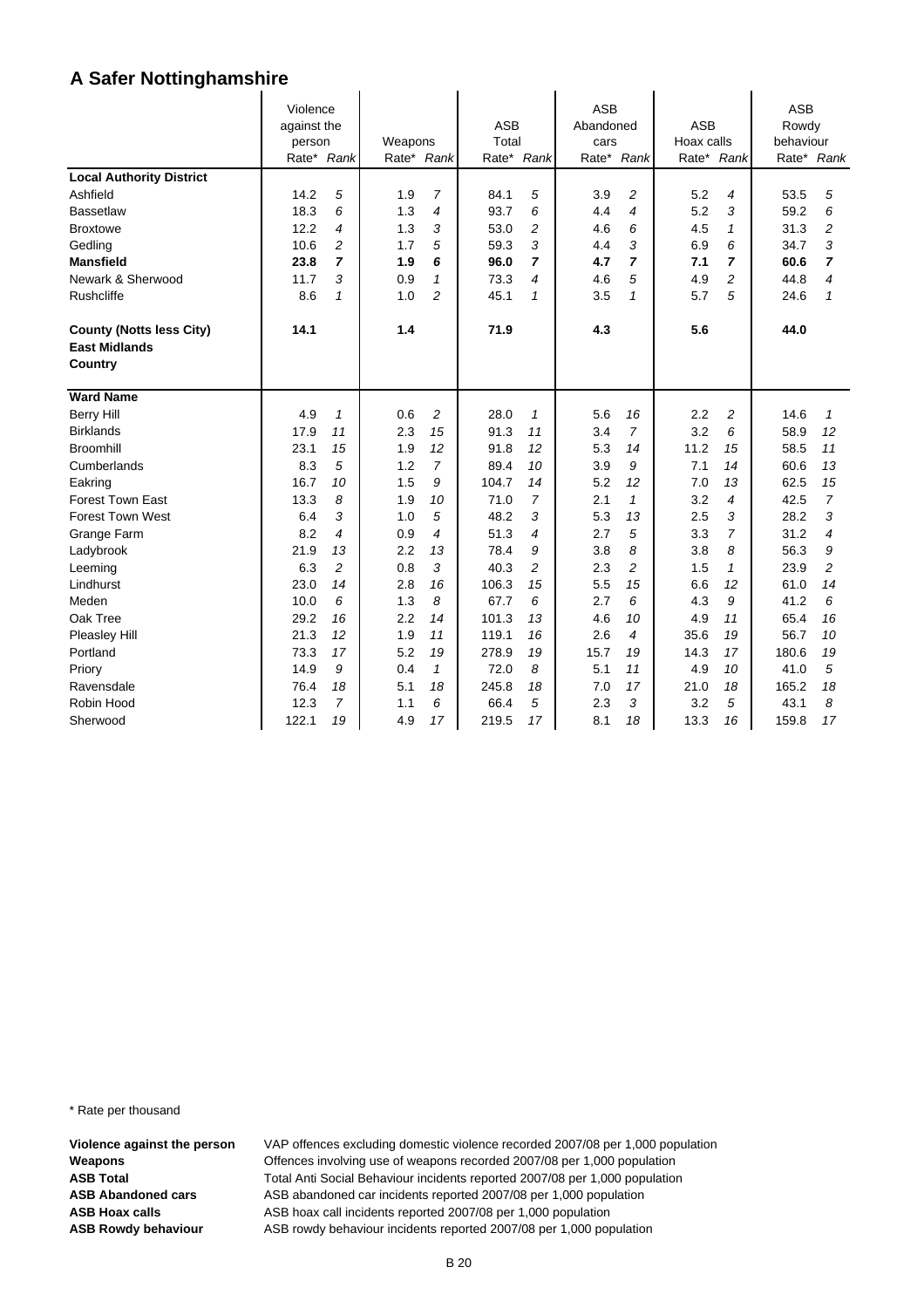# A Safer Nottinghamshire

| | Violence against the person | | Weapons | | ASB Total | | ASB Abandoned cars | | ASB Hoax calls | | ASB Rowdy behaviour | |
|---|---|---|---|---|---|---|---|---|---|---|---|---|
| | Rate* | *Rank* | Rate* | *Rank* | Rate* | *Rank* | Rate* | *Rank* | Rate* | *Rank* | Rate* | *Rank* |
| **Local Authority District** | | | | | | | | | | | | |
| Ashfield | 14.2 | *5* | 1.9 | *7* | 84.1 | *5* | 3.9 | *2* | 5.2 | *4* | 53.5 | *5* |
| Bassetlaw | 18.3 | *6* | 1.3 | *4* | 93.7 | *6* | 4.4 | *4* | 5.2 | *3* | 59.2 | *6* |
| Broxtowe | 12.2 | *4* | 1.3 | *3* | 53.0 | *2* | 4.6 | *6* | 4.5 | *1* | 31.3 | *2* |
| Gedling | 10.6 | *2* | 1.7 | *5* | 59.3 | *3* | 4.4 | *3* | 6.9 | *6* | 34.7 | *3* |
| **Mansfield** | **23.8** | ***7*** | **1.9** | ***6*** | **96.0** | ***7*** | **4.7** | ***7*** | **7.1** | ***7*** | **60.6** | ***7*** |
| Newark & Sherwood | 11.7 | *3* | 0.9 | *1* | 73.3 | *4* | 4.6 | *5* | 4.9 | *2* | 44.8 | *4* |
| Rushcliffe | 8.6 | *1* | 1.0 | *2* | 45.1 | *1* | 3.5 | *1* | 5.7 | *5* | 24.6 | *1* |
| **County (Notts less City)** | **14.1** | | **1.4** | | **71.9** | | **4.3** | | **5.6** | | **44.0** | |
| **East Midlands** | | | | | | | | | | | | |
| **Country** | | | | | | | | | | | | |
| **Ward Name** | | | | | | | | | | | | |
| Berry Hill | 4.9 | *1* | 0.6 | *2* | 28.0 | *1* | 5.6 | *16* | 2.2 | *2* | 14.6 | *1* |
| Birklands | 17.9 | *11* | 2.3 | *15* | 91.3 | *11* | 3.4 | *7* | 3.2 | *6* | 58.9 | *12* |
| Broomhill | 23.1 | *15* | 1.9 | *12* | 91.8 | *12* | 5.3 | *14* | 11.2 | *15* | 58.5 | *11* |
| Cumberlands | 8.3 | *5* | 1.2 | *7* | 89.4 | *10* | 3.9 | *9* | 7.1 | *14* | 60.6 | *13* |
| Eakring | 16.7 | *10* | 1.5 | *9* | 104.7 | *14* | 5.2 | *12* | 7.0 | *13* | 62.5 | *15* |
| Forest Town East | 13.3 | *8* | 1.9 | *10* | 71.0 | *7* | 2.1 | *1* | 3.2 | *4* | 42.5 | *7* |
| Forest Town West | 6.4 | *3* | 1.0 | *5* | 48.2 | *3* | 5.3 | *13* | 2.5 | *3* | 28.2 | *3* |
| Grange Farm | 8.2 | *4* | 0.9 | *4* | 51.3 | *4* | 2.7 | *5* | 3.3 | *7* | 31.2 | *4* |
| Ladybrook | 21.9 | *13* | 2.2 | *13* | 78.4 | *9* | 3.8 | *8* | 3.8 | *8* | 56.3 | *9* |
| Leeming | 6.3 | *2* | 0.8 | *3* | 40.3 | *2* | 2.3 | *2* | 1.5 | *1* | 23.9 | *2* |
| Lindhurst | 23.0 | *14* | 2.8 | *16* | 106.3 | *15* | 5.5 | *15* | 6.6 | *12* | 61.0 | *14* |
| Meden | 10.0 | *6* | 1.3 | *8* | 67.7 | *6* | 2.7 | *6* | 4.3 | *9* | 41.2 | *6* |
| Oak Tree | 29.2 | *16* | 2.2 | *14* | 101.3 | *13* | 4.6 | *10* | 4.9 | *11* | 65.4 | *16* |
| Pleasley Hill | 21.3 | *12* | 1.9 | *11* | 119.1 | *16* | 2.6 | *4* | 35.6 | *19* | 56.7 | *10* |
| Portland | 73.3 | *17* | 5.2 | *19* | 278.9 | *19* | 15.7 | *19* | 14.3 | *17* | 180.6 | *19* |
| Priory | 14.9 | *9* | 0.4 | *1* | 72.0 | *8* | 5.1 | *11* | 4.9 | *10* | 41.0 | *5* |
| Ravensdale | 76.4 | *18* | 5.1 | *18* | 245.8 | *18* | 7.0 | *17* | 21.0 | *18* | 165.2 | *18* |
| Robin Hood | 12.3 | *7* | 1.1 | *6* | 66.4 | *5* | 2.3 | *3* | 3.2 | *5* | 43.1 | *8* |
| Sherwood | 122.1 | *19* | 4.9 | *17* | 219.5 | *17* | 8.1 | *18* | 13.3 | *16* | 159.8 | *17* |

\* Rate per thousand

**Violence against the person** VAP offences excluding domestic violence recorded 2007/08 per 1,000 population
**Weapons** Offences involving use of weapons recorded 2007/08 per 1,000 population
**ASB Total** Total Anti Social Behaviour incidents reported 2007/08 per 1,000 population
**ASB Abandoned cars** ASB abandoned car incidents reported 2007/08 per 1,000 population
**ASB Hoax calls** ASB hoax call incidents reported 2007/08 per 1,000 population
**ASB Rowdy behaviour** ASB rowdy behaviour incidents reported 2007/08 per 1,000 population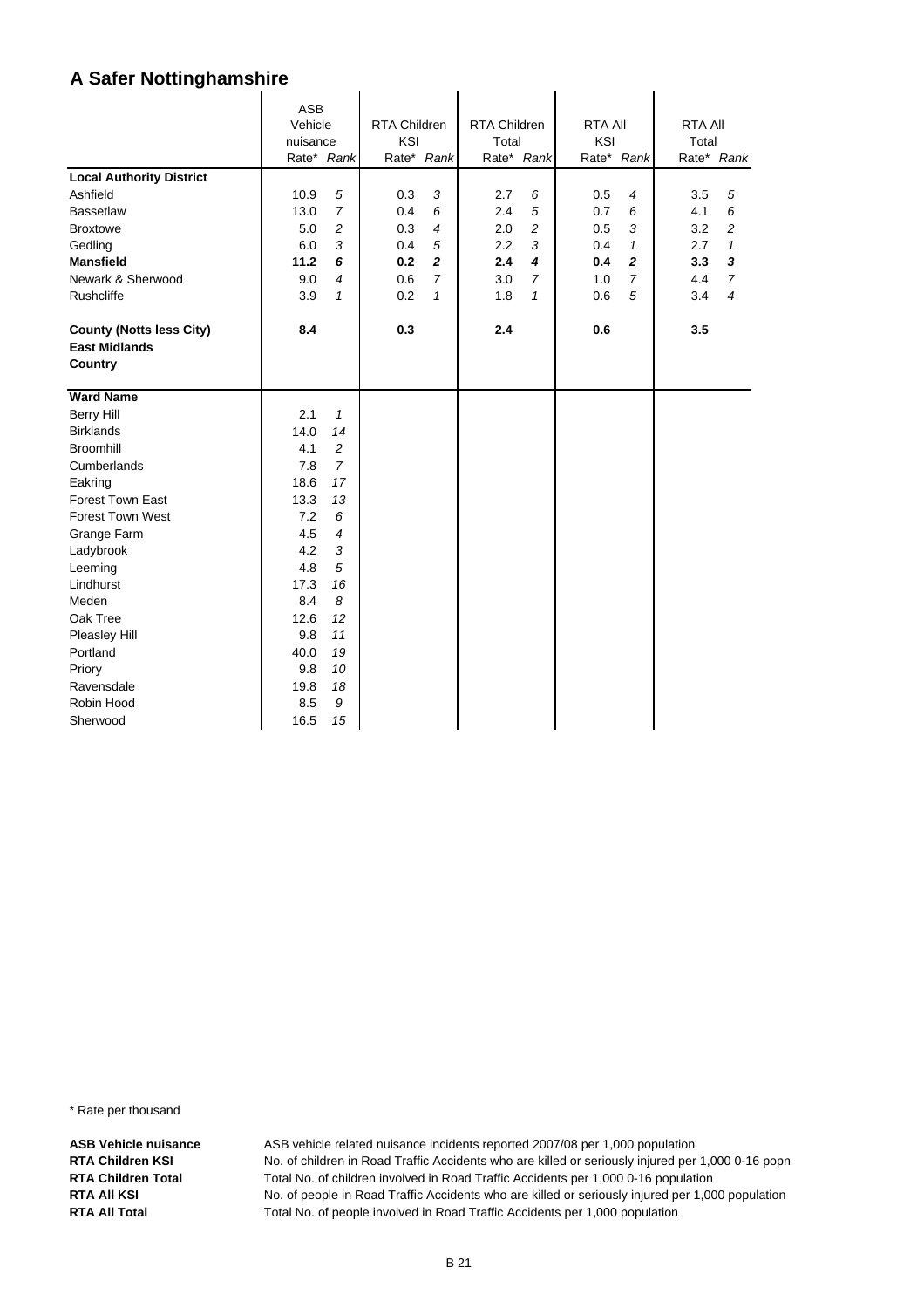# A Safer Nottinghamshire

| | ASB Vehicle nuisance | | RTA Children KSI | | RTA Children Total | | RTA All KSI | | RTA All Total | |
|---|---|---|---|---|---|---|---|---|---|---|
| | Rate* | *Rank* | Rate* | *Rank* | Rate* | *Rank* | Rate* | *Rank* | Rate* | *Rank* |
| **Local Authority District** | | | | | | | | | | |
| Ashfield | 10.9 | *5* | 0.3 | *3* | 2.7 | *6* | 0.5 | *4* | 3.5 | *5* |
| Bassetlaw | 13.0 | *7* | 0.4 | *6* | 2.4 | *5* | 0.7 | *6* | 4.1 | *6* |
| Broxtowe | 5.0 | *2* | 0.3 | *4* | 2.0 | *2* | 0.5 | *3* | 3.2 | *2* |
| Gedling | 6.0 | *3* | 0.4 | *5* | 2.2 | *3* | 0.4 | *1* | 2.7 | *1* |
| **Mansfield** | **11.2** | ***6*** | **0.2** | ***2*** | **2.4** | ***4*** | **0.4** | ***2*** | **3.3** | ***3*** |
| Newark & Sherwood | 9.0 | *4* | 0.6 | *7* | 3.0 | *7* | 1.0 | *7* | 4.4 | *7* |
| Rushcliffe | 3.9 | *1* | 0.2 | *1* | 1.8 | *1* | 0.6 | *5* | 3.4 | *4* |
| **County (Notts less City)** | **8.4** | | **0.3** | | **2.4** | | **0.6** | | **3.5** | |
| **East Midlands** | | | | | | | | | | |
| **Country** | | | | | | | | | | |
| **Ward Name** | | | | | | | | | | |
| Berry Hill | 2.1 | *1* | | | | | | | | |
| Birklands | 14.0 | *14* | | | | | | | | |
| Broomhill | 4.1 | *2* | | | | | | | | |
| Cumberlands | 7.8 | *7* | | | | | | | | |
| Eakring | 18.6 | *17* | | | | | | | | |
| Forest Town East | 13.3 | *13* | | | | | | | | |
| Forest Town West | 7.2 | *6* | | | | | | | | |
| Grange Farm | 4.5 | *4* | | | | | | | | |
| Ladybrook | 4.2 | *3* | | | | | | | | |
| Leeming | 4.8 | *5* | | | | | | | | |
| Lindhurst | 17.3 | *16* | | | | | | | | |
| Meden | 8.4 | *8* | | | | | | | | |
| Oak Tree | 12.6 | *12* | | | | | | | | |
| Pleasley Hill | 9.8 | *11* | | | | | | | | |
| Portland | 40.0 | *19* | | | | | | | | |
| Priory | 9.8 | *10* | | | | | | | | |
| Ravensdale | 19.8 | *18* | | | | | | | | |
| Robin Hood | 8.5 | *9* | | | | | | | | |
| Sherwood | 16.5 | *15* | | | | | | | | |

* Rate per thousand

**ASB Vehicle nuisance** ASB vehicle related nuisance incidents reported 2007/08 per 1,000 population
**RTA Children KSI** No. of children in Road Traffic Accidents who are killed or seriously injured per 1,000 0-16 popn
**RTA Children Total** Total No. of children involved in Road Traffic Accidents per 1,000 0-16 population
**RTA All KSI** No. of people in Road Traffic Accidents who are killed or seriously injured per 1,000 population
**RTA All Total** Total No. of people involved in Road Traffic Accidents per 1,000 population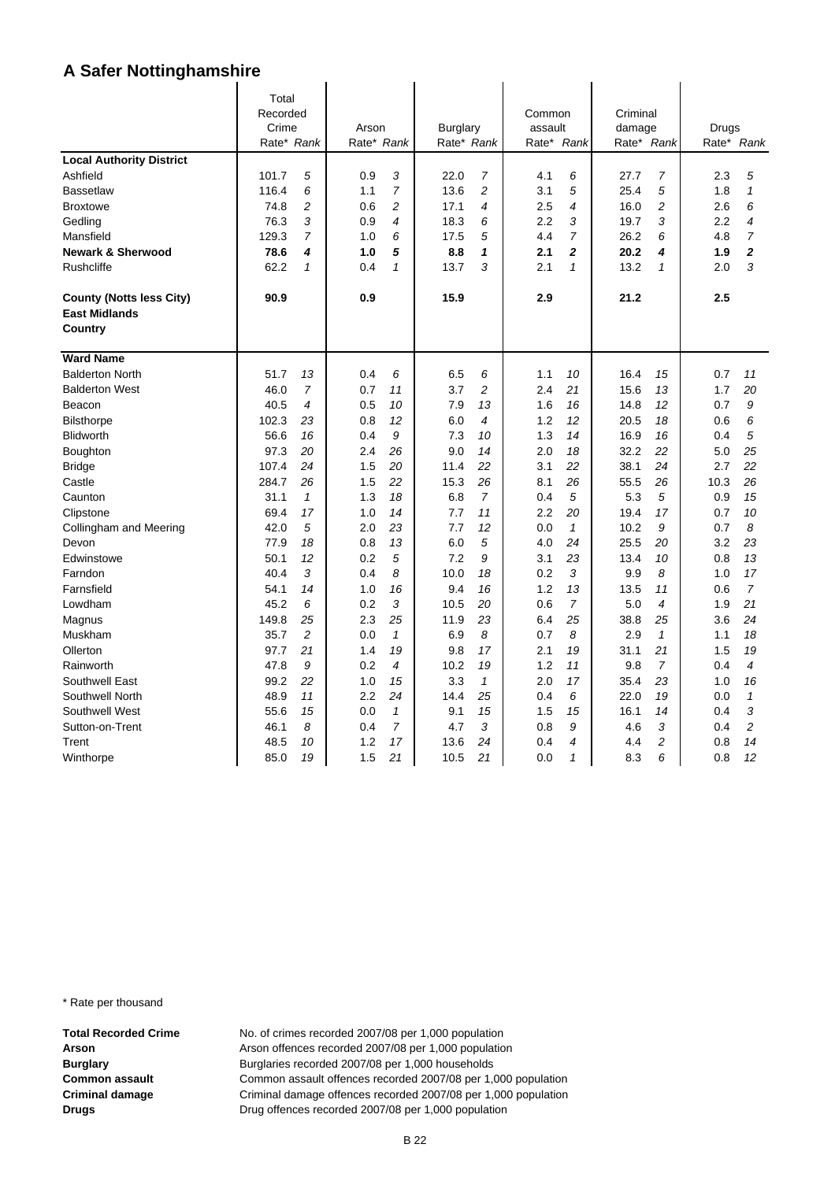# A Safer Nottinghamshire

| | Total Recorded Crime | | Arson | | Burglary | | Common assault | | Criminal damage | | Drugs | |
|---|---|---|---|---|---|---|---|---|---|---|---|---|
| | Rate* | *Rank* | Rate* | *Rank* | Rate* | *Rank* | Rate* | *Rank* | Rate* | *Rank* | Rate* | *Rank* |
| **Local Authority District** | | | | | | | | | | | | |
| Ashfield | 101.7 | *5* | 0.9 | *3* | 22.0 | *7* | 4.1 | *6* | 27.7 | *7* | 2.3 | *5* |
| Bassetlaw | 116.4 | *6* | 1.1 | *7* | 13.6 | *2* | 3.1 | *5* | 25.4 | *5* | 1.8 | *1* |
| Broxtowe | 74.8 | *2* | 0.6 | *2* | 17.1 | *4* | 2.5 | *4* | 16.0 | *2* | 2.6 | *6* |
| Gedling | 76.3 | *3* | 0.9 | *4* | 18.3 | *6* | 2.2 | *3* | 19.7 | *3* | 2.2 | *4* |
| Mansfield | 129.3 | *7* | 1.0 | *6* | 17.5 | *5* | 4.4 | *7* | 26.2 | *6* | 4.8 | *7* |
| **Newark & Sherwood** | **78.6** | ***4*** | **1.0** | ***5*** | **8.8** | ***1*** | **2.1** | ***2*** | **20.2** | ***4*** | **1.9** | ***2*** |
| Rushcliffe | 62.2 | *1* | 0.4 | *1* | 13.7 | *3* | 2.1 | *1* | 13.2 | *1* | 2.0 | *3* |
| **County (Notts less City)** | **90.9** | | **0.9** | | **15.9** | | **2.9** | | **21.2** | | **2.5** | |
| **East Midlands** | | | | | | | | | | | | |
| **Country** | | | | | | | | | | | | |
| **Ward Name** | | | | | | | | | | | | |
| Balderton North | 51.7 | *13* | 0.4 | *6* | 6.5 | *6* | 1.1 | *10* | 16.4 | *15* | 0.7 | *11* |
| Balderton West | 46.0 | *7* | 0.7 | *11* | 3.7 | *2* | 2.4 | *21* | 15.6 | *13* | 1.7 | *20* |
| Beacon | 40.5 | *4* | 0.5 | *10* | 7.9 | *13* | 1.6 | *16* | 14.8 | *12* | 0.7 | *9* |
| Bilsthorpe | 102.3 | *23* | 0.8 | *12* | 6.0 | *4* | 1.2 | *12* | 20.5 | *18* | 0.6 | *6* |
| Blidworth | 56.6 | *16* | 0.4 | *9* | 7.3 | *10* | 1.3 | *14* | 16.9 | *16* | 0.4 | *5* |
| Boughton | 97.3 | *20* | 2.4 | *26* | 9.0 | *14* | 2.0 | *18* | 32.2 | *22* | 5.0 | *25* |
| Bridge | 107.4 | *24* | 1.5 | *20* | 11.4 | *22* | 3.1 | *22* | 38.1 | *24* | 2.7 | *22* |
| Castle | 284.7 | *26* | 1.5 | *22* | 15.3 | *26* | 8.1 | *26* | 55.5 | *26* | 10.3 | *26* |
| Caunton | 31.1 | *1* | 1.3 | *18* | 6.8 | *7* | 0.4 | *5* | 5.3 | *5* | 0.9 | *15* |
| Clipstone | 69.4 | *17* | 1.0 | *14* | 7.7 | *11* | 2.2 | *20* | 19.4 | *17* | 0.7 | *10* |
| Collingham and Meering | 42.0 | *5* | 2.0 | *23* | 7.7 | *12* | 0.0 | *1* | 10.2 | *9* | 0.7 | *8* |
| Devon | 77.9 | *18* | 0.8 | *13* | 6.0 | *5* | 4.0 | *24* | 25.5 | *20* | 3.2 | *23* |
| Edwinstowe | 50.1 | *12* | 0.2 | *5* | 7.2 | *9* | 3.1 | *23* | 13.4 | *10* | 0.8 | *13* |
| Farndon | 40.4 | *3* | 0.4 | *8* | 10.0 | *18* | 0.2 | *3* | 9.9 | *8* | 1.0 | *17* |
| Farnsfield | 54.1 | *14* | 1.0 | *16* | 9.4 | *16* | 1.2 | *13* | 13.5 | *11* | 0.6 | *7* |
| Lowdham | 45.2 | *6* | 0.2 | *3* | 10.5 | *20* | 0.6 | *7* | 5.0 | *4* | 1.9 | *21* |
| Magnus | 149.8 | *25* | 2.3 | *25* | 11.9 | *23* | 6.4 | *25* | 38.8 | *25* | 3.6 | *24* |
| Muskham | 35.7 | *2* | 0.0 | *1* | 6.9 | *8* | 0.7 | *8* | 2.9 | *1* | 1.1 | *18* |
| Ollerton | 97.7 | *21* | 1.4 | *19* | 9.8 | *17* | 2.1 | *19* | 31.1 | *21* | 1.5 | *19* |
| Rainworth | 47.8 | *9* | 0.2 | *4* | 10.2 | *19* | 1.2 | *11* | 9.8 | *7* | 0.4 | *4* |
| Southwell East | 99.2 | *22* | 1.0 | *15* | 3.3 | *1* | 2.0 | *17* | 35.4 | *23* | 1.0 | *16* |
| Southwell North | 48.9 | *11* | 2.2 | *24* | 14.4 | *25* | 0.4 | *6* | 22.0 | *19* | 0.0 | *1* |
| Southwell West | 55.6 | *15* | 0.0 | *1* | 9.1 | *15* | 1.5 | *15* | 16.1 | *14* | 0.4 | *3* |
| Sutton-on-Trent | 46.1 | *8* | 0.4 | *7* | 4.7 | *3* | 0.8 | *9* | 4.6 | *3* | 0.4 | *2* |
| Trent | 48.5 | *10* | 1.2 | *17* | 13.6 | *24* | 0.4 | *4* | 4.4 | *2* | 0.8 | *14* |
| Winthorpe | 85.0 | *19* | 1.5 | *21* | 10.5 | *21* | 0.0 | *1* | 8.3 | *6* | 0.8 | *12* |

\* Rate per thousand

**Total Recorded Crime** No. of crimes recorded 2007/08 per 1,000 population
**Arson** Arson offences recorded 2007/08 per 1,000 population
**Burglary** Burglaries recorded 2007/08 per 1,000 households
**Common assault** Common assault offences recorded 2007/08 per 1,000 population
**Criminal damage** Criminal damage offences recorded 2007/08 per 1,000 population
**Drugs** Drug offences recorded 2007/08 per 1,000 population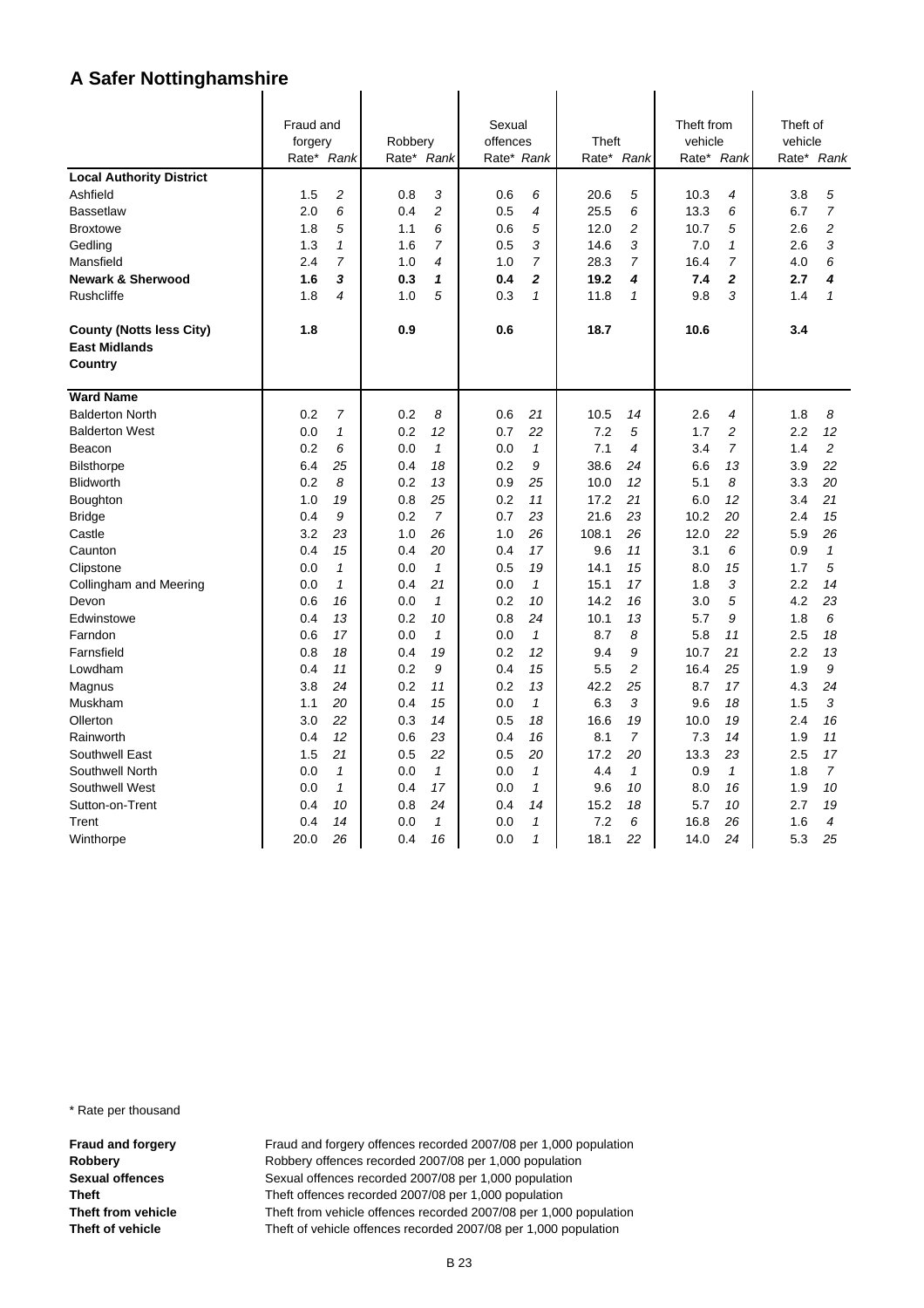# A Safer Nottinghamshire

| | Fraud and forgery | | Robbery | | Sexual offences | | Theft | | Theft from vehicle | | Theft of vehicle | |
|---|---|---|---|---|---|---|---|---|---|---|---|---|
| | Rate* | *Rank* | Rate* | *Rank* | Rate* | *Rank* | Rate* | *Rank* | Rate* | *Rank* | Rate* | *Rank* |
| **Local Authority District** | | | | | | | | | | | | |
| Ashfield | 1.5 | *2* | 0.8 | *3* | 0.6 | *6* | 20.6 | *5* | 10.3 | *4* | 3.8 | *5* |
| Bassetlaw | 2.0 | *6* | 0.4 | *2* | 0.5 | *4* | 25.5 | *6* | 13.3 | *6* | 6.7 | *7* |
| Broxtowe | 1.8 | *5* | 1.1 | *6* | 0.6 | *5* | 12.0 | *2* | 10.7 | *5* | 2.6 | *2* |
| Gedling | 1.3 | *1* | 1.6 | *7* | 0.5 | *3* | 14.6 | *3* | 7.0 | *1* | 2.6 | *3* |
| Mansfield | 2.4 | *7* | 1.0 | *4* | 1.0 | *7* | 28.3 | *7* | 16.4 | *7* | 4.0 | *6* |
| **Newark & Sherwood** | **1.6** | ***3*** | **0.3** | ***1*** | **0.4** | ***2*** | **19.2** | ***4*** | **7.4** | ***2*** | **2.7** | ***4*** |
| Rushcliffe | 1.8 | *4* | 1.0 | *5* | 0.3 | *1* | 11.8 | *1* | 9.8 | *3* | 1.4 | *1* |
| **County (Notts less City)** | **1.8** | | **0.9** | | **0.6** | | **18.7** | | **10.6** | | **3.4** | |
| **East Midlands** | | | | | | | | | | | | |
| **Country** | | | | | | | | | | | | |
| **Ward Name** | | | | | | | | | | | | |
| Balderton North | 0.2 | *7* | 0.2 | *8* | 0.6 | *21* | 10.5 | *14* | 2.6 | *4* | 1.8 | *8* |
| Balderton West | 0.0 | *1* | 0.2 | *12* | 0.7 | *22* | 7.2 | *5* | 1.7 | *2* | 2.2 | *12* |
| Beacon | 0.2 | *6* | 0.0 | *1* | 0.0 | *1* | 7.1 | *4* | 3.4 | *7* | 1.4 | *2* |
| Bilsthorpe | 6.4 | *25* | 0.4 | *18* | 0.2 | *9* | 38.6 | *24* | 6.6 | *13* | 3.9 | *22* |
| Blidworth | 0.2 | *8* | 0.2 | *13* | 0.9 | *25* | 10.0 | *12* | 5.1 | *8* | 3.3 | *20* |
| Boughton | 1.0 | *19* | 0.8 | *25* | 0.2 | *11* | 17.2 | *21* | 6.0 | *12* | 3.4 | *21* |
| Bridge | 0.4 | *9* | 0.2 | *7* | 0.7 | *23* | 21.6 | *23* | 10.2 | *20* | 2.4 | *15* |
| Castle | 3.2 | *23* | 1.0 | *26* | 1.0 | *26* | 108.1 | *26* | 12.0 | *22* | 5.9 | *26* |
| Caunton | 0.4 | *15* | 0.4 | *20* | 0.4 | *17* | 9.6 | *11* | 3.1 | *6* | 0.9 | *1* |
| Clipstone | 0.0 | *1* | 0.0 | *1* | 0.5 | *19* | 14.1 | *15* | 8.0 | *15* | 1.7 | *5* |
| Collingham and Meering | 0.0 | *1* | 0.4 | *21* | 0.0 | *1* | 15.1 | *17* | 1.8 | *3* | 2.2 | *14* |
| Devon | 0.6 | *16* | 0.0 | *1* | 0.2 | *10* | 14.2 | *16* | 3.0 | *5* | 4.2 | *23* |
| Edwinstowe | 0.4 | *13* | 0.2 | *10* | 0.8 | *24* | 10.1 | *13* | 5.7 | *9* | 1.8 | *6* |
| Farndon | 0.6 | *17* | 0.0 | *1* | 0.0 | *1* | 8.7 | *8* | 5.8 | *11* | 2.5 | *18* |
| Farnsfield | 0.8 | *18* | 0.4 | *19* | 0.2 | *12* | 9.4 | *9* | 10.7 | *21* | 2.2 | *13* |
| Lowdham | 0.4 | *11* | 0.2 | *9* | 0.4 | *15* | 5.5 | *2* | 16.4 | *25* | 1.9 | *9* |
| Magnus | 3.8 | *24* | 0.2 | *11* | 0.2 | *13* | 42.2 | *25* | 8.7 | *17* | 4.3 | *24* |
| Muskham | 1.1 | *20* | 0.4 | *15* | 0.0 | *1* | 6.3 | *3* | 9.6 | *18* | 1.5 | *3* |
| Ollerton | 3.0 | *22* | 0.3 | *14* | 0.5 | *18* | 16.6 | *19* | 10.0 | *19* | 2.4 | *16* |
| Rainworth | 0.4 | *12* | 0.6 | *23* | 0.4 | *16* | 8.1 | *7* | 7.3 | *14* | 1.9 | *11* |
| Southwell East | 1.5 | *21* | 0.5 | *22* | 0.5 | *20* | 17.2 | *20* | 13.3 | *23* | 2.5 | *17* |
| Southwell North | 0.0 | *1* | 0.0 | *1* | 0.0 | *1* | 4.4 | *1* | 0.9 | *1* | 1.8 | *7* |
| Southwell West | 0.0 | *1* | 0.4 | *17* | 0.0 | *1* | 9.6 | *10* | 8.0 | *16* | 1.9 | *10* |
| Sutton-on-Trent | 0.4 | *10* | 0.8 | *24* | 0.4 | *14* | 15.2 | *18* | 5.7 | *10* | 2.7 | *19* |
| Trent | 0.4 | *14* | 0.0 | *1* | 0.0 | *1* | 7.2 | *6* | 16.8 | *26* | 1.6 | *4* |
| Winthorpe | 20.0 | *26* | 0.4 | *16* | 0.0 | *1* | 18.1 | *22* | 14.0 | *24* | 5.3 | *25* |

* Rate per thousand

**Fraud and forgery** Fraud and forgery offences recorded 2007/08 per 1,000 population
**Robbery** Robbery offences recorded 2007/08 per 1,000 population
**Sexual offences** Sexual offences recorded 2007/08 per 1,000 population
**Theft** Theft offences recorded 2007/08 per 1,000 population
**Theft from vehicle** Theft from vehicle offences recorded 2007/08 per 1,000 population
**Theft of vehicle** Theft of vehicle offences recorded 2007/08 per 1,000 population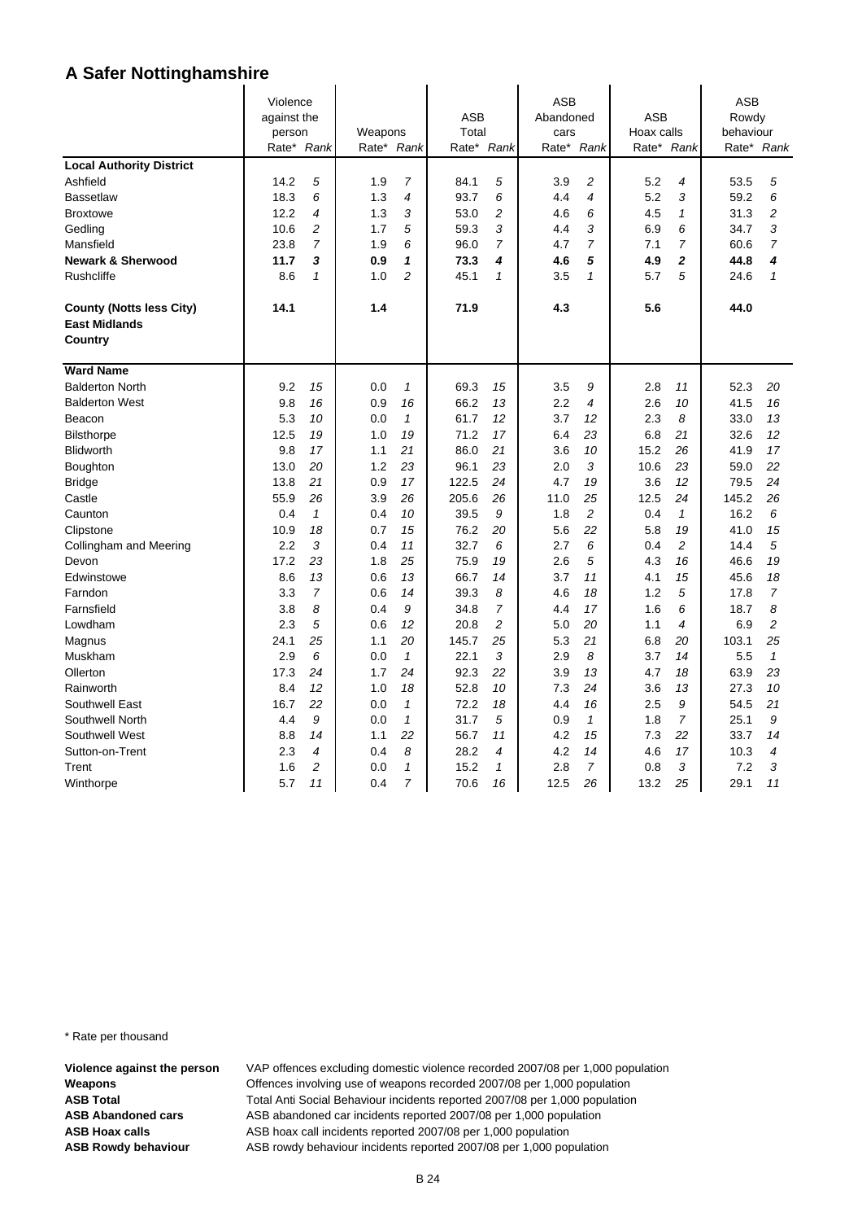# A Safer Nottinghamshire

| | Violence against the person | | Weapons | | ASB Total | | ASB Abandoned cars | | ASB Hoax calls | | ASB Rowdy behaviour | |
|---|---|---|---|---|---|---|---|---|---|---|---|---|
| | Rate* | *Rank* | Rate* | *Rank* | Rate* | *Rank* | Rate* | *Rank* | Rate* | *Rank* | Rate* | *Rank* |
| **Local Authority District** | | | | | | | | | | | | |
| Ashfield | 14.2 | *5* | 1.9 | *7* | 84.1 | *5* | 3.9 | *2* | 5.2 | *4* | 53.5 | *5* |
| Bassetlaw | 18.3 | *6* | 1.3 | *4* | 93.7 | *6* | 4.4 | *4* | 5.2 | *3* | 59.2 | *6* |
| Broxtowe | 12.2 | *4* | 1.3 | *3* | 53.0 | *2* | 4.6 | *6* | 4.5 | *1* | 31.3 | *2* |
| Gedling | 10.6 | *2* | 1.7 | *5* | 59.3 | *3* | 4.4 | *3* | 6.9 | *6* | 34.7 | *3* |
| Mansfield | 23.8 | *7* | 1.9 | *6* | 96.0 | *7* | 4.7 | *7* | 7.1 | *7* | 60.6 | *7* |
| **Newark & Sherwood** | **11.7** | ***3*** | **0.9** | ***1*** | **73.3** | ***4*** | **4.6** | ***5*** | **4.9** | ***2*** | **44.8** | ***4*** |
| Rushcliffe | 8.6 | *1* | 1.0 | *2* | 45.1 | *1* | 3.5 | *1* | 5.7 | *5* | 24.6 | *1* |
| **County (Notts less City)** | **14.1** | | **1.4** | | **71.9** | | **4.3** | | **5.6** | | **44.0** | |
| **East Midlands** | | | | | | | | | | | | |
| **Country** | | | | | | | | | | | | |
| **Ward Name** | | | | | | | | | | | | |
| Balderton North | 9.2 | *15* | 0.0 | *1* | 69.3 | *15* | 3.5 | *9* | 2.8 | *11* | 52.3 | *20* |
| Balderton West | 9.8 | *16* | 0.9 | *16* | 66.2 | *13* | 2.2 | *4* | 2.6 | *10* | 41.5 | *16* |
| Beacon | 5.3 | *10* | 0.0 | *1* | 61.7 | *12* | 3.7 | *12* | 2.3 | *8* | 33.0 | *13* |
| Bilsthorpe | 12.5 | *19* | 1.0 | *19* | 71.2 | *17* | 6.4 | *23* | 6.8 | *21* | 32.6 | *12* |
| Blidworth | 9.8 | *17* | 1.1 | *21* | 86.0 | *21* | 3.6 | *10* | 15.2 | *26* | 41.9 | *17* |
| Boughton | 13.0 | *20* | 1.2 | *23* | 96.1 | *23* | 2.0 | *3* | 10.6 | *23* | 59.0 | *22* |
| Bridge | 13.8 | *21* | 0.9 | *17* | 122.5 | *24* | 4.7 | *19* | 3.6 | *12* | 79.5 | *24* |
| Castle | 55.9 | *26* | 3.9 | *26* | 205.6 | *26* | 11.0 | *25* | 12.5 | *24* | 145.2 | *26* |
| Caunton | 0.4 | *1* | 0.4 | *10* | 39.5 | *9* | 1.8 | *2* | 0.4 | *1* | 16.2 | *6* |
| Clipstone | 10.9 | *18* | 0.7 | *15* | 76.2 | *20* | 5.6 | *22* | 5.8 | *19* | 41.0 | *15* |
| Collingham and Meering | 2.2 | *3* | 0.4 | *11* | 32.7 | *6* | 2.7 | *6* | 0.4 | *2* | 14.4 | *5* |
| Devon | 17.2 | *23* | 1.8 | *25* | 75.9 | *19* | 2.6 | *5* | 4.3 | *16* | 46.6 | *19* |
| Edwinstowe | 8.6 | *13* | 0.6 | *13* | 66.7 | *14* | 3.7 | *11* | 4.1 | *15* | 45.6 | *18* |
| Farndon | 3.3 | *7* | 0.6 | *14* | 39.3 | *8* | 4.6 | *18* | 1.2 | *5* | 17.8 | *7* |
| Farnsfield | 3.8 | *8* | 0.4 | *9* | 34.8 | *7* | 4.4 | *17* | 1.6 | *6* | 18.7 | *8* |
| Lowdham | 2.3 | *5* | 0.6 | *12* | 20.8 | *2* | 5.0 | *20* | 1.1 | *4* | 6.9 | *2* |
| Magnus | 24.1 | *25* | 1.1 | *20* | 145.7 | *25* | 5.3 | *21* | 6.8 | *20* | 103.1 | *25* |
| Muskham | 2.9 | *6* | 0.0 | *1* | 22.1 | *3* | 2.9 | *8* | 3.7 | *14* | 5.5 | *1* |
| Ollerton | 17.3 | *24* | 1.7 | *24* | 92.3 | *22* | 3.9 | *13* | 4.7 | *18* | 63.9 | *23* |
| Rainworth | 8.4 | *12* | 1.0 | *18* | 52.8 | *10* | 7.3 | *24* | 3.6 | *13* | 27.3 | *10* |
| Southwell East | 16.7 | *22* | 0.0 | *1* | 72.2 | *18* | 4.4 | *16* | 2.5 | *9* | 54.5 | *21* |
| Southwell North | 4.4 | *9* | 0.0 | *1* | 31.7 | *5* | 0.9 | *1* | 1.8 | *7* | 25.1 | *9* |
| Southwell West | 8.8 | *14* | 1.1 | *22* | 56.7 | *11* | 4.2 | *15* | 7.3 | *22* | 33.7 | *14* |
| Sutton-on-Trent | 2.3 | *4* | 0.4 | *8* | 28.2 | *4* | 4.2 | *14* | 4.6 | *17* | 10.3 | *4* |
| Trent | 1.6 | *2* | 0.0 | *1* | 15.2 | *1* | 2.8 | *7* | 0.8 | *3* | 7.2 | *3* |
| Winthorpe | 5.7 | *11* | 0.4 | *7* | 70.6 | *16* | 12.5 | *26* | 13.2 | *25* | 29.1 | *11* |

\* Rate per thousand

**Violence against the person** VAP offences excluding domestic violence recorded 2007/08 per 1,000 population
**Weapons** Offences involving use of weapons recorded 2007/08 per 1,000 population
**ASB Total** Total Anti Social Behaviour incidents reported 2007/08 per 1,000 population
**ASB Abandoned cars** ASB abandoned car incidents reported 2007/08 per 1,000 population
**ASB Hoax calls** ASB hoax call incidents reported 2007/08 per 1,000 population
**ASB Rowdy behaviour** ASB rowdy behaviour incidents reported 2007/08 per 1,000 population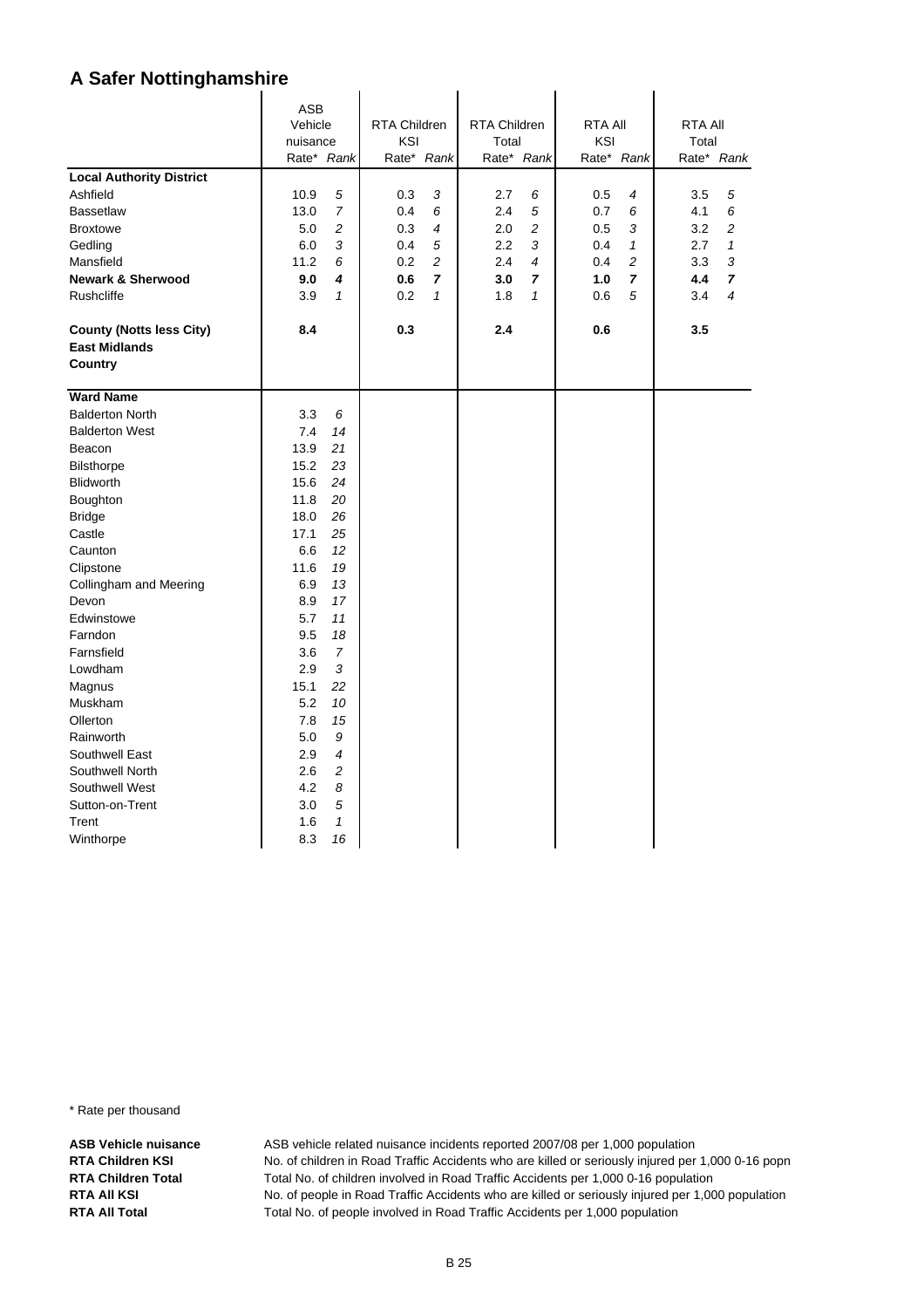# A Safer Nottinghamshire

| | ASB Vehicle nuisance | | RTA Children KSI | | RTA Children Total | | RTA All KSI | | RTA All Total | |
|---|---|---|---|---|---|---|---|---|---|---|
| | Rate* | *Rank* | Rate* | *Rank* | Rate* | *Rank* | Rate* | *Rank* | Rate* | *Rank* |
| **Local Authority District** | | | | | | | | | | |
| Ashfield | 10.9 | *5* | 0.3 | *3* | 2.7 | *6* | 0.5 | *4* | 3.5 | *5* |
| Bassetlaw | 13.0 | *7* | 0.4 | *6* | 2.4 | *5* | 0.7 | *6* | 4.1 | *6* |
| Broxtowe | 5.0 | *2* | 0.3 | *4* | 2.0 | *2* | 0.5 | *3* | 3.2 | *2* |
| Gedling | 6.0 | *3* | 0.4 | *5* | 2.2 | *3* | 0.4 | *1* | 2.7 | *1* |
| Mansfield | 11.2 | *6* | 0.2 | *2* | 2.4 | *4* | 0.4 | *2* | 3.3 | *3* |
| **Newark & Sherwood** | **9.0** | ***4*** | **0.6** | ***7*** | **3.0** | ***7*** | **1.0** | ***7*** | **4.4** | ***7*** |
| Rushcliffe | 3.9 | *1* | 0.2 | *1* | 1.8 | *1* | 0.6 | *5* | 3.4 | *4* |
| **County (Notts less City)** | **8.4** | | **0.3** | | **2.4** | | **0.6** | | **3.5** | |
| **East Midlands** | | | | | | | | | | |
| **Country** | | | | | | | | | | |
| **Ward Name** | | | | | | | | | | |
| Balderton North | 3.3 | *6* | | | | | | | | |
| Balderton West | 7.4 | *14* | | | | | | | | |
| Beacon | 13.9 | *21* | | | | | | | | |
| Bilsthorpe | 15.2 | *23* | | | | | | | | |
| Blidworth | 15.6 | *24* | | | | | | | | |
| Boughton | 11.8 | *20* | | | | | | | | |
| Bridge | 18.0 | *26* | | | | | | | | |
| Castle | 17.1 | *25* | | | | | | | | |
| Caunton | 6.6 | *12* | | | | | | | | |
| Clipstone | 11.6 | *19* | | | | | | | | |
| Collingham and Meering | 6.9 | *13* | | | | | | | | |
| Devon | 8.9 | *17* | | | | | | | | |
| Edwinstowe | 5.7 | *11* | | | | | | | | |
| Farndon | 9.5 | *18* | | | | | | | | |
| Farnsfield | 3.6 | *7* | | | | | | | | |
| Lowdham | 2.9 | *3* | | | | | | | | |
| Magnus | 15.1 | *22* | | | | | | | | |
| Muskham | 5.2 | *10* | | | | | | | | |
| Ollerton | 7.8 | *15* | | | | | | | | |
| Rainworth | 5.0 | *9* | | | | | | | | |
| Southwell East | 2.9 | *4* | | | | | | | | |
| Southwell North | 2.6 | *2* | | | | | | | | |
| Southwell West | 4.2 | *8* | | | | | | | | |
| Sutton-on-Trent | 3.0 | *5* | | | | | | | | |
| Trent | 1.6 | *1* | | | | | | | | |
| Winthorpe | 8.3 | *16* | | | | | | | | |

\* Rate per thousand

**ASB Vehicle nuisance** ASB vehicle related nuisance incidents reported 2007/08 per 1,000 population
**RTA Children KSI** No. of children in Road Traffic Accidents who are killed or seriously injured per 1,000 0-16 popn
**RTA Children Total** Total No. of children involved in Road Traffic Accidents per 1,000 0-16 population
**RTA All KSI** No. of people in Road Traffic Accidents who are killed or seriously injured per 1,000 population
**RTA All Total** Total No. of people involved in Road Traffic Accidents per 1,000 population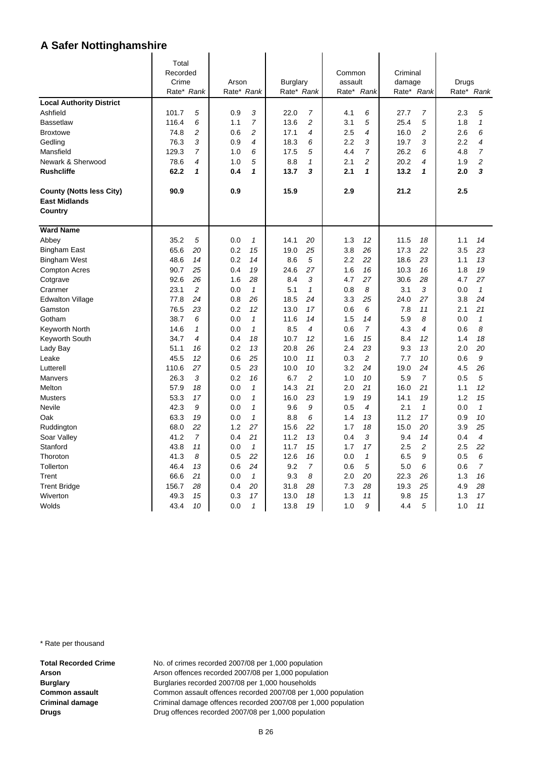# A Safer Nottinghamshire

| | Total Recorded Crime Rate* | Rank | Arson Rate* | Rank | Burglary Rate* | Rank | Common assault Rate* | Rank | Criminal damage Rate* | Rank | Drugs Rate* | Rank |
|---|---|---|---|---|---|---|---|---|---|---|---|---|
| **Local Authority District** | | | | | | | | | | | | |
| Ashfield | 101.7 | *5* | 0.9 | *3* | 22.0 | *7* | 4.1 | *6* | 27.7 | *7* | 2.3 | *5* |
| Bassetlaw | 116.4 | *6* | 1.1 | *7* | 13.6 | *2* | 3.1 | *5* | 25.4 | *5* | 1.8 | *1* |
| Broxtowe | 74.8 | *2* | 0.6 | *2* | 17.1 | *4* | 2.5 | *4* | 16.0 | *2* | 2.6 | *6* |
| Gedling | 76.3 | *3* | 0.9 | *4* | 18.3 | *6* | 2.2 | *3* | 19.7 | *3* | 2.2 | *4* |
| Mansfield | 129.3 | *7* | 1.0 | *6* | 17.5 | *5* | 4.4 | *7* | 26.2 | *6* | 4.8 | *7* |
| Newark & Sherwood | 78.6 | *4* | 1.0 | *5* | 8.8 | *1* | 2.1 | *2* | 20.2 | *4* | 1.9 | *2* |
| **Rushcliffe** | **62.2** | ***1*** | **0.4** | ***1*** | **13.7** | ***3*** | **2.1** | ***1*** | **13.2** | ***1*** | **2.0** | ***3*** |
| **County (Notts less City)** | **90.9** | | **0.9** | | **15.9** | | **2.9** | | **21.2** | | **2.5** | |
| **East Midlands** | | | | | | | | | | | | |
| **Country** | | | | | | | | | | | | |
| **Ward Name** | | | | | | | | | | | | |
| Abbey | 35.2 | *5* | 0.0 | *1* | 14.1 | *20* | 1.3 | *12* | 11.5 | *18* | 1.1 | *14* |
| Bingham East | 65.6 | *20* | 0.2 | *15* | 19.0 | *25* | 3.8 | *26* | 17.3 | *22* | 3.5 | *23* |
| Bingham West | 48.6 | *14* | 0.2 | *14* | 8.6 | *5* | 2.2 | *22* | 18.6 | *23* | 1.1 | *13* |
| Compton Acres | 90.7 | *25* | 0.4 | *19* | 24.6 | *27* | 1.6 | *16* | 10.3 | *16* | 1.8 | *19* |
| Cotgrave | 92.6 | *26* | 1.6 | *28* | 8.4 | *3* | 4.7 | *27* | 30.6 | *28* | 4.7 | *27* |
| Cranmer | 23.1 | *2* | 0.0 | *1* | 5.1 | *1* | 0.8 | *8* | 3.1 | *3* | 0.0 | *1* |
| Edwalton Village | 77.8 | *24* | 0.8 | *26* | 18.5 | *24* | 3.3 | *25* | 24.0 | *27* | 3.8 | *24* |
| Gamston | 76.5 | *23* | 0.2 | *12* | 13.0 | *17* | 0.6 | *6* | 7.8 | *11* | 2.1 | *21* |
| Gotham | 38.7 | *6* | 0.0 | *1* | 11.6 | *14* | 1.5 | *14* | 5.9 | *8* | 0.0 | *1* |
| Keyworth North | 14.6 | *1* | 0.0 | *1* | 8.5 | *4* | 0.6 | *7* | 4.3 | *4* | 0.6 | *8* |
| Keyworth South | 34.7 | *4* | 0.4 | *18* | 10.7 | *12* | 1.6 | *15* | 8.4 | *12* | 1.4 | *18* |
| Lady Bay | 51.1 | *16* | 0.2 | *13* | 20.8 | *26* | 2.4 | *23* | 9.3 | *13* | 2.0 | *20* |
| Leake | 45.5 | *12* | 0.6 | *25* | 10.0 | *11* | 0.3 | *2* | 7.7 | *10* | 0.6 | *9* |
| Lutterell | 110.6 | *27* | 0.5 | *23* | 10.0 | *10* | 3.2 | *24* | 19.0 | *24* | 4.5 | *26* |
| Manvers | 26.3 | *3* | 0.2 | *16* | 6.7 | *2* | 1.0 | *10* | 5.9 | *7* | 0.5 | *5* |
| Melton | 57.9 | *18* | 0.0 | *1* | 14.3 | *21* | 2.0 | *21* | 16.0 | *21* | 1.1 | *12* |
| Musters | 53.3 | *17* | 0.0 | *1* | 16.0 | *23* | 1.9 | *19* | 14.1 | *19* | 1.2 | *15* |
| Nevile | 42.3 | *9* | 0.0 | *1* | 9.6 | *9* | 0.5 | *4* | 2.1 | *1* | 0.0 | *1* |
| Oak | 63.3 | *19* | 0.0 | *1* | 8.8 | *6* | 1.4 | *13* | 11.2 | *17* | 0.9 | *10* |
| Ruddington | 68.0 | *22* | 1.2 | *27* | 15.6 | *22* | 1.7 | *18* | 15.0 | *20* | 3.9 | *25* |
| Soar Valley | 41.2 | *7* | 0.4 | *21* | 11.2 | *13* | 0.4 | *3* | 9.4 | *14* | 0.4 | *4* |
| Stanford | 43.8 | *11* | 0.0 | *1* | 11.7 | *15* | 1.7 | *17* | 2.5 | *2* | 2.5 | *22* |
| Thoroton | 41.3 | *8* | 0.5 | *22* | 12.6 | *16* | 0.0 | *1* | 6.5 | *9* | 0.5 | *6* |
| Tollerton | 46.4 | *13* | 0.6 | *24* | 9.2 | *7* | 0.6 | *5* | 5.0 | *6* | 0.6 | *7* |
| Trent | 66.6 | *21* | 0.0 | *1* | 9.3 | *8* | 2.0 | *20* | 22.3 | *26* | 1.3 | *16* |
| Trent Bridge | 156.7 | *28* | 0.4 | *20* | 31.8 | *28* | 7.3 | *28* | 19.3 | *25* | 4.9 | *28* |
| Wiverton | 49.3 | *15* | 0.3 | *17* | 13.0 | *18* | 1.3 | *11* | 9.8 | *15* | 1.3 | *17* |
| Wolds | 43.4 | *10* | 0.0 | *1* | 13.8 | *19* | 1.0 | *9* | 4.4 | *5* | 1.0 | *11* |

\* Rate per thousand

**Total Recorded Crime** No. of crimes recorded 2007/08 per 1,000 population
**Arson** Arson offences recorded 2007/08 per 1,000 population
**Burglary** Burglaries recorded 2007/08 per 1,000 households
**Common assault** Common assault offences recorded 2007/08 per 1,000 population
**Criminal damage** Criminal damage offences recorded 2007/08 per 1,000 population
**Drugs** Drug offences recorded 2007/08 per 1,000 population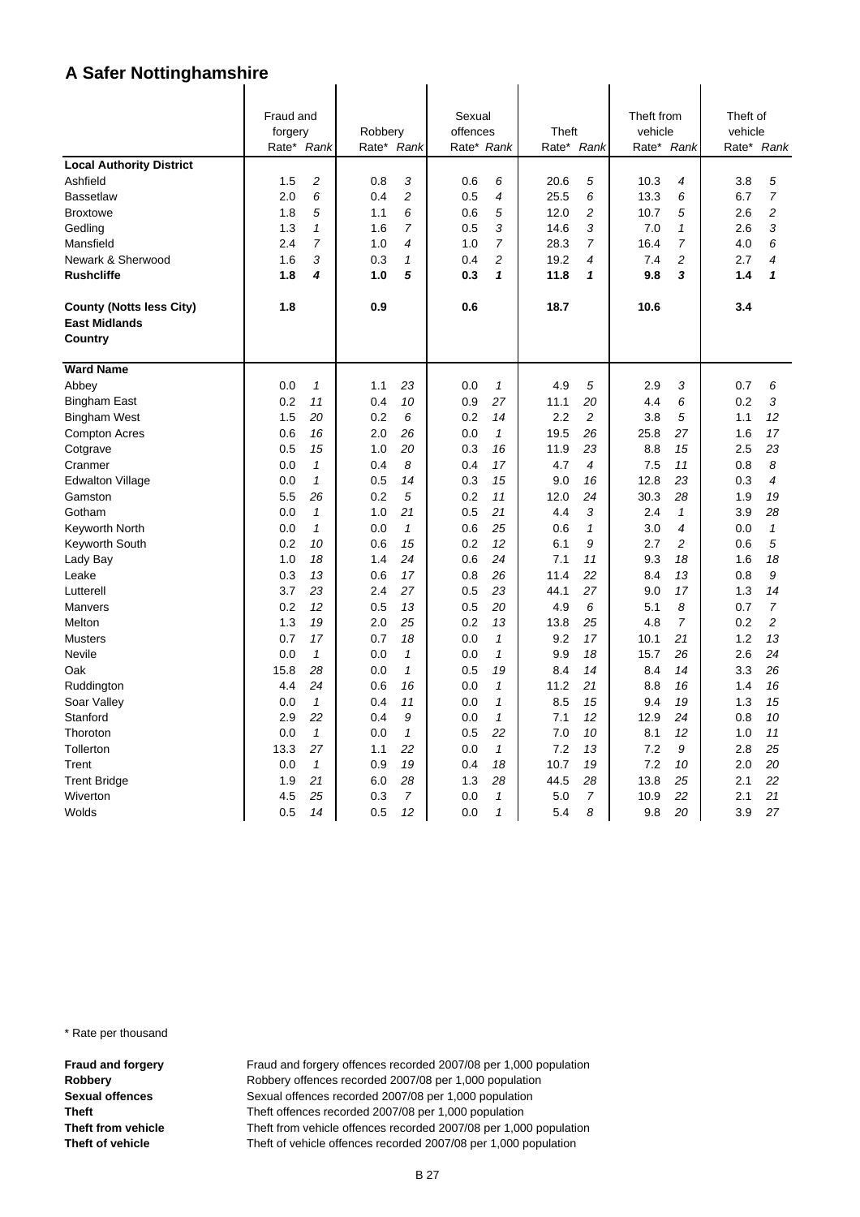# A Safer Nottinghamshire

| | Fraud and forgery | | Robbery | | Sexual offences | | Theft | | Theft from vehicle | | Theft of vehicle | |
|---|---|---|---|---|---|---|---|---|---|---|---|---|
| | Rate* | Rank | Rate* | Rank | Rate* | Rank | Rate* | Rank | Rate* | Rank | Rate* | Rank |
| **Local Authority District** | | | | | | | | | | | | |
| Ashfield | 1.5 | *2* | 0.8 | *3* | 0.6 | *6* | 20.6 | *5* | 10.3 | *4* | 3.8 | *5* |
| Bassetlaw | 2.0 | *6* | 0.4 | *2* | 0.5 | *4* | 25.5 | *6* | 13.3 | *6* | 6.7 | *7* |
| Broxtowe | 1.8 | *5* | 1.1 | *6* | 0.6 | *5* | 12.0 | *2* | 10.7 | *5* | 2.6 | *2* |
| Gedling | 1.3 | *1* | 1.6 | *7* | 0.5 | *3* | 14.6 | *3* | 7.0 | *1* | 2.6 | *3* |
| Mansfield | 2.4 | *7* | 1.0 | *4* | 1.0 | *7* | 28.3 | *7* | 16.4 | *7* | 4.0 | *6* |
| Newark & Sherwood | 1.6 | *3* | 0.3 | *1* | 0.4 | *2* | 19.2 | *4* | 7.4 | *2* | 2.7 | *4* |
| **Rushcliffe** | **1.8** | ***4*** | **1.0** | ***5*** | **0.3** | ***1*** | **11.8** | ***1*** | **9.8** | ***3*** | **1.4** | ***1*** |
| **County (Notts less City)** | **1.8** | | **0.9** | | **0.6** | | **18.7** | | **10.6** | | **3.4** | |
| **East Midlands** | | | | | | | | | | | | |
| **Country** | | | | | | | | | | | | |
| **Ward Name** | | | | | | | | | | | | |
| Abbey | 0.0 | *1* | 1.1 | *23* | 0.0 | *1* | 4.9 | *5* | 2.9 | *3* | 0.7 | *6* |
| Bingham East | 0.2 | *11* | 0.4 | *10* | 0.9 | *27* | 11.1 | *20* | 4.4 | *6* | 0.2 | *3* |
| Bingham West | 1.5 | *20* | 0.2 | *6* | 0.2 | *14* | 2.2 | *2* | 3.8 | *5* | 1.1 | *12* |
| Compton Acres | 0.6 | *16* | 2.0 | *26* | 0.0 | *1* | 19.5 | *26* | 25.8 | *27* | 1.6 | *17* |
| Cotgrave | 0.5 | *15* | 1.0 | *20* | 0.3 | *16* | 11.9 | *23* | 8.8 | *15* | 2.5 | *23* |
| Cranmer | 0.0 | *1* | 0.4 | *8* | 0.4 | *17* | 4.7 | *4* | 7.5 | *11* | 0.8 | *8* |
| Edwalton Village | 0.0 | *1* | 0.5 | *14* | 0.3 | *15* | 9.0 | *16* | 12.8 | *23* | 0.3 | *4* |
| Gamston | 5.5 | *26* | 0.2 | *5* | 0.2 | *11* | 12.0 | *24* | 30.3 | *28* | 1.9 | *19* |
| Gotham | 0.0 | *1* | 1.0 | *21* | 0.5 | *21* | 4.4 | *3* | 2.4 | *1* | 3.9 | *28* |
| Keyworth North | 0.0 | *1* | 0.0 | *1* | 0.6 | *25* | 0.6 | *1* | 3.0 | *4* | 0.0 | *1* |
| Keyworth South | 0.2 | *10* | 0.6 | *15* | 0.2 | *12* | 6.1 | *9* | 2.7 | *2* | 0.6 | *5* |
| Lady Bay | 1.0 | *18* | 1.4 | *24* | 0.6 | *24* | 7.1 | *11* | 9.3 | *18* | 1.6 | *18* |
| Leake | 0.3 | *13* | 0.6 | *17* | 0.8 | *26* | 11.4 | *22* | 8.4 | *13* | 0.8 | *9* |
| Lutterell | 3.7 | *23* | 2.4 | *27* | 0.5 | *23* | 44.1 | *27* | 9.0 | *17* | 1.3 | *14* |
| Manvers | 0.2 | *12* | 0.5 | *13* | 0.5 | *20* | 4.9 | *6* | 5.1 | *8* | 0.7 | *7* |
| Melton | 1.3 | *19* | 2.0 | *25* | 0.2 | *13* | 13.8 | *25* | 4.8 | *7* | 0.2 | *2* |
| Musters | 0.7 | *17* | 0.7 | *18* | 0.0 | *1* | 9.2 | *17* | 10.1 | *21* | 1.2 | *13* |
| Nevile | 0.0 | *1* | 0.0 | *1* | 0.0 | *1* | 9.9 | *18* | 15.7 | *26* | 2.6 | *24* |
| Oak | 15.8 | *28* | 0.0 | *1* | 0.5 | *19* | 8.4 | *14* | 8.4 | *14* | 3.3 | *26* |
| Ruddington | 4.4 | *24* | 0.6 | *16* | 0.0 | *1* | 11.2 | *21* | 8.8 | *16* | 1.4 | *16* |
| Soar Valley | 0.0 | *1* | 0.4 | *11* | 0.0 | *1* | 8.5 | *15* | 9.4 | *19* | 1.3 | *15* |
| Stanford | 2.9 | *22* | 0.4 | *9* | 0.0 | *1* | 7.1 | *12* | 12.9 | *24* | 0.8 | *10* |
| Thoroton | 0.0 | *1* | 0.0 | *1* | 0.5 | *22* | 7.0 | *10* | 8.1 | *12* | 1.0 | *11* |
| Tollerton | 13.3 | *27* | 1.1 | *22* | 0.0 | *1* | 7.2 | *13* | 7.2 | *9* | 2.8 | *25* |
| Trent | 0.0 | *1* | 0.9 | *19* | 0.4 | *18* | 10.7 | *19* | 7.2 | *10* | 2.0 | *20* |
| Trent Bridge | 1.9 | *21* | 6.0 | *28* | 1.3 | *28* | 44.5 | *28* | 13.8 | *25* | 2.1 | *22* |
| Wiverton | 4.5 | *25* | 0.3 | *7* | 0.0 | *1* | 5.0 | *7* | 10.9 | *22* | 2.1 | *21* |
| Wolds | 0.5 | *14* | 0.5 | *12* | 0.0 | *1* | 5.4 | *8* | 9.8 | *20* | 3.9 | *27* |

\* Rate per thousand

**Fraud and forgery** Fraud and forgery offences recorded 2007/08 per 1,000 population
**Robbery** Robbery offences recorded 2007/08 per 1,000 population
**Sexual offences** Sexual offences recorded 2007/08 per 1,000 population
**Theft** Theft offences recorded 2007/08 per 1,000 population
**Theft from vehicle** Theft from vehicle offences recorded 2007/08 per 1,000 population
**Theft of vehicle** Theft of vehicle offences recorded 2007/08 per 1,000 population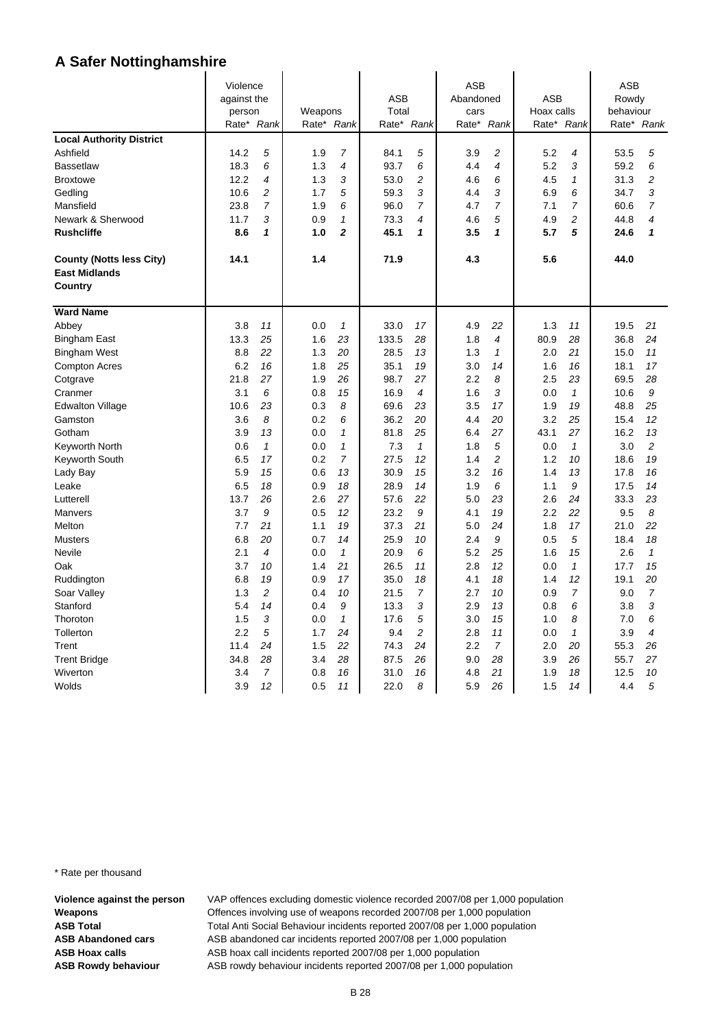# A Safer Nottinghamshire

| | Violence against the person | | Weapons | | ASB Total | | ASB Abandoned cars | | ASB Hoax calls | | ASB Rowdy behaviour | |
|---|---|---|---|---|---|---|---|---|---|---|---|---|
| | Rate* | *Rank* | Rate* | *Rank* | Rate* | *Rank* | Rate* | *Rank* | Rate* | *Rank* | Rate* | *Rank* |
| **Local Authority District** | | | | | | | | | | | | |
| Ashfield | 14.2 | *5* | 1.9 | *7* | 84.1 | *5* | 3.9 | *2* | 5.2 | *4* | 53.5 | *5* |
| Bassetlaw | 18.3 | *6* | 1.3 | *4* | 93.7 | *6* | 4.4 | *4* | 5.2 | *3* | 59.2 | *6* |
| Broxtowe | 12.2 | *4* | 1.3 | *3* | 53.0 | *2* | 4.6 | *6* | 4.5 | *1* | 31.3 | *2* |
| Gedling | 10.6 | *2* | 1.7 | *5* | 59.3 | *3* | 4.4 | *3* | 6.9 | *6* | 34.7 | *3* |
| Mansfield | 23.8 | *7* | 1.9 | *6* | 96.0 | *7* | 4.7 | *7* | 7.1 | *7* | 60.6 | *7* |
| Newark & Sherwood | 11.7 | *3* | 0.9 | *1* | 73.3 | *4* | 4.6 | *5* | 4.9 | *2* | 44.8 | *4* |
| **Rushcliffe** | **8.6** | ***1*** | **1.0** | ***2*** | **45.1** | ***1*** | **3.5** | ***1*** | **5.7** | ***5*** | **24.6** | ***1*** |
| **County (Notts less City)** | **14.1** | | **1.4** | | **71.9** | | **4.3** | | **5.6** | | **44.0** | |
| **East Midlands** | | | | | | | | | | | | |
| **Country** | | | | | | | | | | | | |
| **Ward Name** | | | | | | | | | | | | |
| Abbey | 3.8 | *11* | 0.0 | *1* | 33.0 | *17* | 4.9 | *22* | 1.3 | *11* | 19.5 | *21* |
| Bingham East | 13.3 | *25* | 1.6 | *23* | 133.5 | *28* | 1.8 | *4* | 80.9 | *28* | 36.8 | *24* |
| Bingham West | 8.8 | *22* | 1.3 | *20* | 28.5 | *13* | 1.3 | *1* | 2.0 | *21* | 15.0 | *11* |
| Compton Acres | 6.2 | *16* | 1.8 | *25* | 35.1 | *19* | 3.0 | *14* | 1.6 | *16* | 18.1 | *17* |
| Cotgrave | 21.8 | *27* | 1.9 | *26* | 98.7 | *27* | 2.2 | *8* | 2.5 | *23* | 69.5 | *28* |
| Cranmer | 3.1 | *6* | 0.8 | *15* | 16.9 | *4* | 1.6 | *3* | 0.0 | *1* | 10.6 | *9* |
| Edwalton Village | 10.6 | *23* | 0.3 | *8* | 69.6 | *23* | 3.5 | *17* | 1.9 | *19* | 48.8 | *25* |
| Gamston | 3.6 | *8* | 0.2 | *6* | 36.2 | *20* | 4.4 | *20* | 3.2 | *25* | 15.4 | *12* |
| Gotham | 3.9 | *13* | 0.0 | *1* | 81.8 | *25* | 6.4 | *27* | 43.1 | *27* | 16.2 | *13* |
| Keyworth North | 0.6 | *1* | 0.0 | *1* | 7.3 | *1* | 1.8 | *5* | 0.0 | *1* | 3.0 | *2* |
| Keyworth South | 6.5 | *17* | 0.2 | *7* | 27.5 | *12* | 1.4 | *2* | 1.2 | *10* | 18.6 | *19* |
| Lady Bay | 5.9 | *15* | 0.6 | *13* | 30.9 | *15* | 3.2 | *16* | 1.4 | *13* | 17.8 | *16* |
| Leake | 6.5 | *18* | 0.9 | *18* | 28.9 | *14* | 1.9 | *6* | 1.1 | *9* | 17.5 | *14* |
| Lutterell | 13.7 | *26* | 2.6 | *27* | 57.6 | *22* | 5.0 | *23* | 2.6 | *24* | 33.3 | *23* |
| Manvers | 3.7 | *9* | 0.5 | *12* | 23.2 | *9* | 4.1 | *19* | 2.2 | *22* | 9.5 | *8* |
| Melton | 7.7 | *21* | 1.1 | *19* | 37.3 | *21* | 5.0 | *24* | 1.8 | *17* | 21.0 | *22* |
| Musters | 6.8 | *20* | 0.7 | *14* | 25.9 | *10* | 2.4 | *9* | 0.5 | *5* | 18.4 | *18* |
| Nevile | 2.1 | *4* | 0.0 | *1* | 20.9 | *6* | 5.2 | *25* | 1.6 | *15* | 2.6 | *1* |
| Oak | 3.7 | *10* | 1.4 | *21* | 26.5 | *11* | 2.8 | *12* | 0.0 | *1* | 17.7 | *15* |
| Ruddington | 6.8 | *19* | 0.9 | *17* | 35.0 | *18* | 4.1 | *18* | 1.4 | *12* | 19.1 | *20* |
| Soar Valley | 1.3 | *2* | 0.4 | *10* | 21.5 | *7* | 2.7 | *10* | 0.9 | *7* | 9.0 | *7* |
| Stanford | 5.4 | *14* | 0.4 | *9* | 13.3 | *3* | 2.9 | *13* | 0.8 | *6* | 3.8 | *3* |
| Thoroton | 1.5 | *3* | 0.0 | *1* | 17.6 | *5* | 3.0 | *15* | 1.0 | *8* | 7.0 | *6* |
| Tollerton | 2.2 | *5* | 1.7 | *24* | 9.4 | *2* | 2.8 | *11* | 0.0 | *1* | 3.9 | *4* |
| Trent | 11.4 | *24* | 1.5 | *22* | 74.3 | *24* | 2.2 | *7* | 2.0 | *20* | 55.3 | *26* |
| Trent Bridge | 34.8 | *28* | 3.4 | *28* | 87.5 | *26* | 9.0 | *28* | 3.9 | *26* | 55.7 | *27* |
| Wiverton | 3.4 | *7* | 0.8 | *16* | 31.0 | *16* | 4.8 | *21* | 1.9 | *18* | 12.5 | *10* |
| Wolds | 3.9 | *12* | 0.5 | *11* | 22.0 | *8* | 5.9 | *26* | 1.5 | *14* | 4.4 | *5* |

\* Rate per thousand

**Violence against the person** VAP offences excluding domestic violence recorded 2007/08 per 1,000 population
**Weapons** Offences involving use of weapons recorded 2007/08 per 1,000 population
**ASB Total** Total Anti Social Behaviour incidents reported 2007/08 per 1,000 population
**ASB Abandoned cars** ASB abandoned car incidents reported 2007/08 per 1,000 population
**ASB Hoax calls** ASB hoax call incidents reported 2007/08 per 1,000 population
**ASB Rowdy behaviour** ASB rowdy behaviour incidents reported 2007/08 per 1,000 population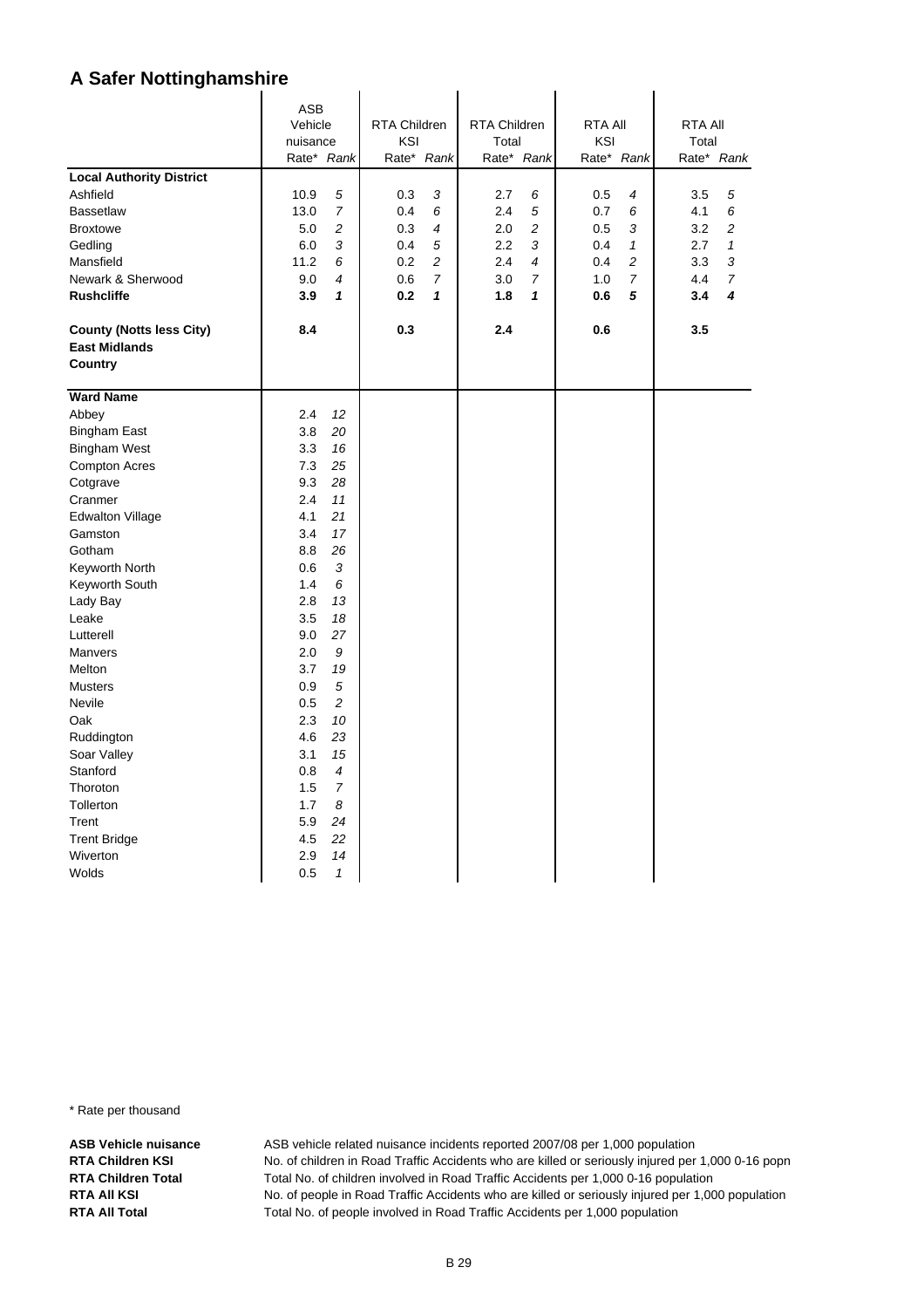# A Safer Nottinghamshire

| | ASB Vehicle nuisance | | RTA Children KSI | | RTA Children Total | | RTA All KSI | | RTA All Total | |
|---|---|---|---|---|---|---|---|---|---|---|
| | Rate* | *Rank* | Rate* | *Rank* | Rate* | *Rank* | Rate* | *Rank* | Rate* | *Rank* |
| **Local Authority District** | | | | | | | | | | |
| Ashfield | 10.9 | *5* | 0.3 | *3* | 2.7 | *6* | 0.5 | *4* | 3.5 | *5* |
| Bassetlaw | 13.0 | *7* | 0.4 | *6* | 2.4 | *5* | 0.7 | *6* | 4.1 | *6* |
| Broxtowe | 5.0 | *2* | 0.3 | *4* | 2.0 | *2* | 0.5 | *3* | 3.2 | *2* |
| Gedling | 6.0 | *3* | 0.4 | *5* | 2.2 | *3* | 0.4 | *1* | 2.7 | *1* |
| Mansfield | 11.2 | *6* | 0.2 | *2* | 2.4 | *4* | 0.4 | *2* | 3.3 | *3* |
| Newark & Sherwood | 9.0 | *4* | 0.6 | *7* | 3.0 | *7* | 1.0 | *7* | 4.4 | *7* |
| **Rushcliffe** | **3.9** | ***1*** | **0.2** | ***1*** | **1.8** | ***1*** | **0.6** | ***5*** | **3.4** | ***4*** |
| **County (Notts less City)** | **8.4** | | **0.3** | | **2.4** | | **0.6** | | **3.5** | |
| **East Midlands** | | | | | | | | | | |
| **Country** | | | | | | | | | | |
| **Ward Name** | | | | | | | | | | |
| Abbey | 2.4 | *12* | | | | | | | | |
| Bingham East | 3.8 | *20* | | | | | | | | |
| Bingham West | 3.3 | *16* | | | | | | | | |
| Compton Acres | 7.3 | *25* | | | | | | | | |
| Cotgrave | 9.3 | *28* | | | | | | | | |
| Cranmer | 2.4 | *11* | | | | | | | | |
| Edwalton Village | 4.1 | *21* | | | | | | | | |
| Gamston | 3.4 | *17* | | | | | | | | |
| Gotham | 8.8 | *26* | | | | | | | | |
| Keyworth North | 0.6 | *3* | | | | | | | | |
| Keyworth South | 1.4 | *6* | | | | | | | | |
| Lady Bay | 2.8 | *13* | | | | | | | | |
| Leake | 3.5 | *18* | | | | | | | | |
| Lutterell | 9.0 | *27* | | | | | | | | |
| Manvers | 2.0 | *9* | | | | | | | | |
| Melton | 3.7 | *19* | | | | | | | | |
| Musters | 0.9 | *5* | | | | | | | | |
| Nevile | 0.5 | *2* | | | | | | | | |
| Oak | 2.3 | *10* | | | | | | | | |
| Ruddington | 4.6 | *23* | | | | | | | | |
| Soar Valley | 3.1 | *15* | | | | | | | | |
| Stanford | 0.8 | *4* | | | | | | | | |
| Thoroton | 1.5 | *7* | | | | | | | | |
| Tollerton | 1.7 | *8* | | | | | | | | |
| Trent | 5.9 | *24* | | | | | | | | |
| Trent Bridge | 4.5 | *22* | | | | | | | | |
| Wiverton | 2.9 | *14* | | | | | | | | |
| Wolds | 0.5 | *1* | | | | | | | | |

\* Rate per thousand

**ASB Vehicle nuisance** ASB vehicle related nuisance incidents reported 2007/08 per 1,000 population
**RTA Children KSI** No. of children in Road Traffic Accidents who are killed or seriously injured per 1,000 0-16 popn
**RTA Children Total** Total No. of children involved in Road Traffic Accidents per 1,000 0-16 population
**RTA All KSI** No. of people in Road Traffic Accidents who are killed or seriously injured per 1,000 population
**RTA All Total** Total No. of people involved in Road Traffic Accidents per 1,000 population